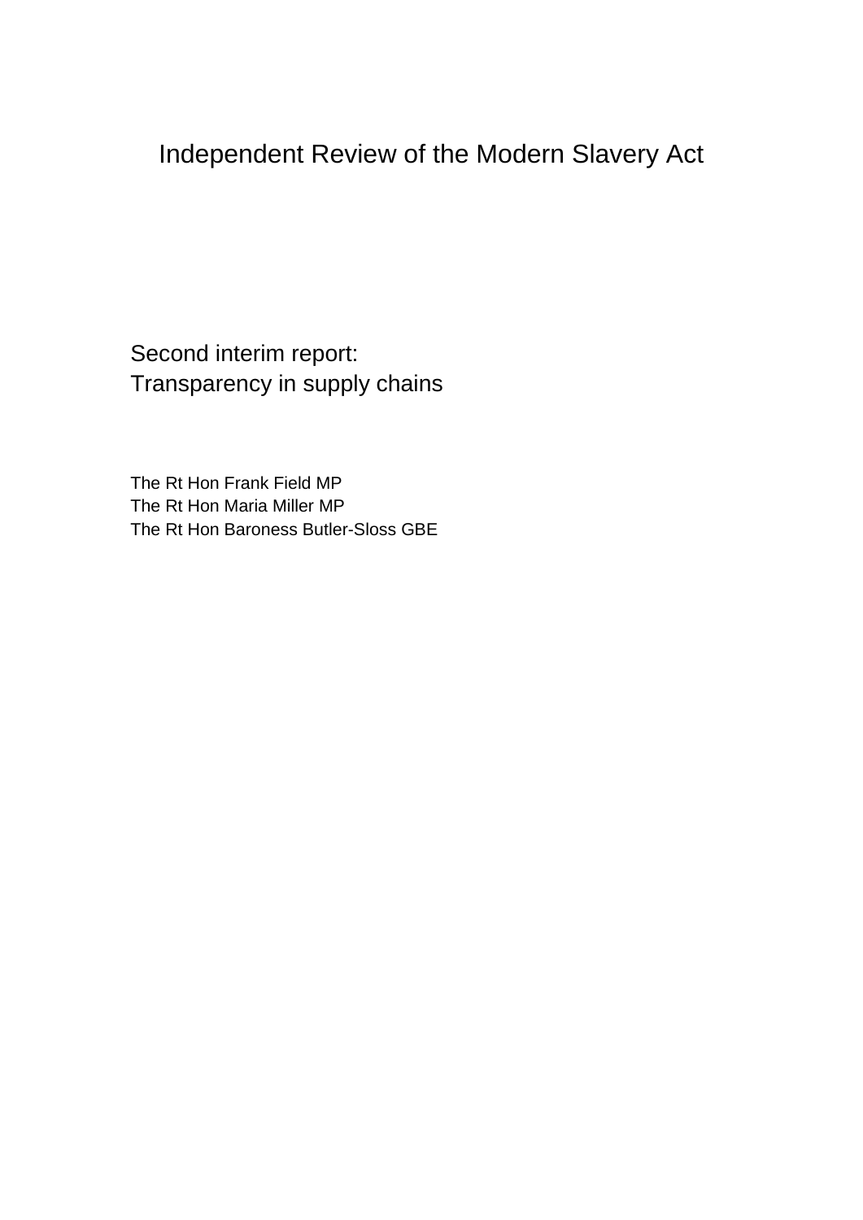# Independent Review of the Modern Slavery Act

## Second interim report:
## Transparency in supply chains

The Rt Hon Frank Field MP
The Rt Hon Maria Miller MP
The Rt Hon Baroness Butler-Sloss GBE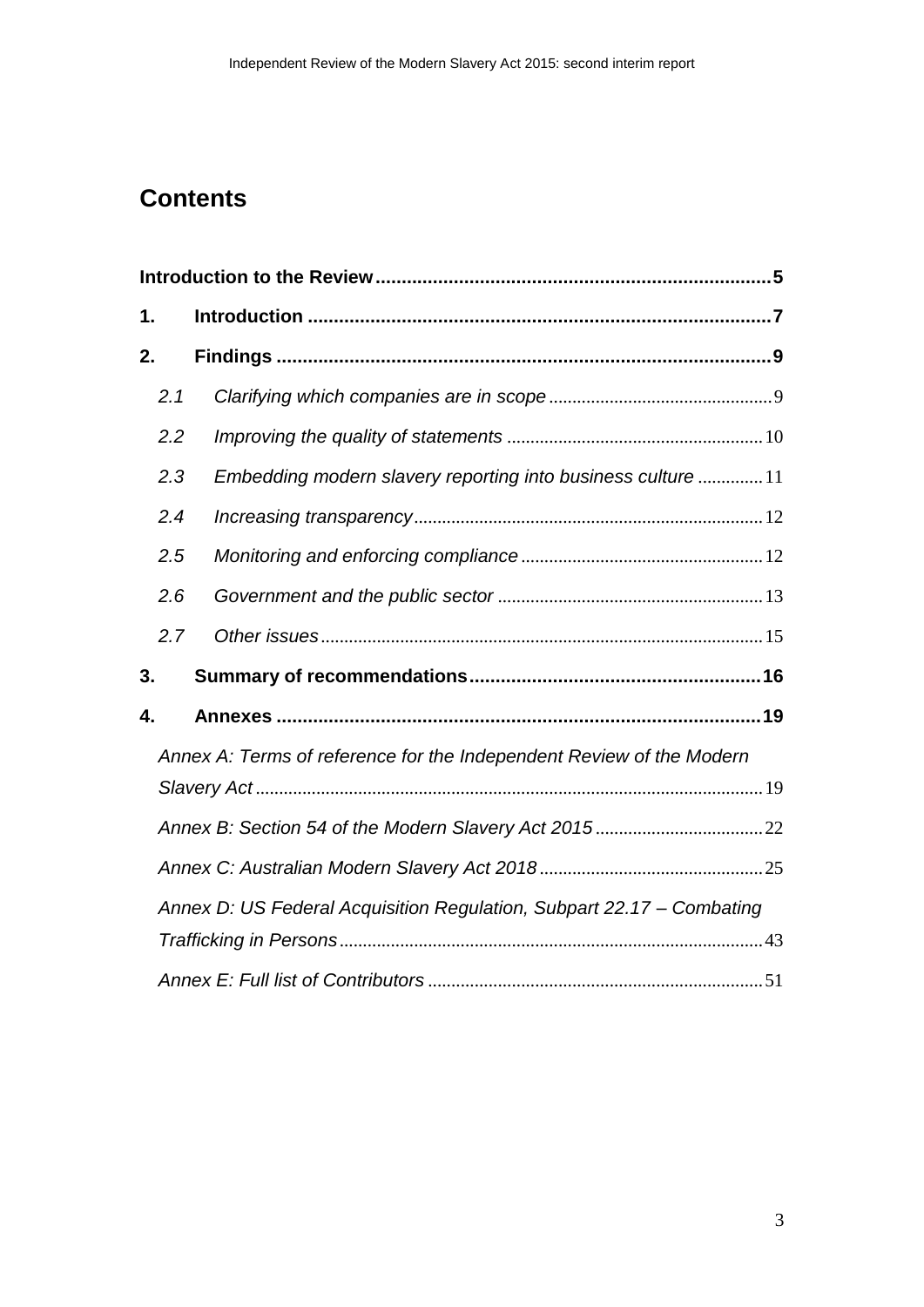# Contents

**Introduction to the Review** 5

**1. Introduction** 7

**2. Findings** 9

*2.1 Clarifying which companies are in scope* 9

*2.2 Improving the quality of statements* 10

*2.3 Embedding modern slavery reporting into business culture* 11

*2.4 Increasing transparency* 12

*2.5 Monitoring and enforcing compliance* 12

*2.6 Government and the public sector* 13

*2.7 Other issues* 15

**3. Summary of recommendations** 16

**4. Annexes** 19

*Annex A: Terms of reference for the Independent Review of the Modern Slavery Act* 19

*Annex B: Section 54 of the Modern Slavery Act 2015* 22

*Annex C: Australian Modern Slavery Act 2018* 25

*Annex D: US Federal Acquisition Regulation, Subpart 22.17 – Combating Trafficking in Persons* 43

*Annex E: Full list of Contributors* 51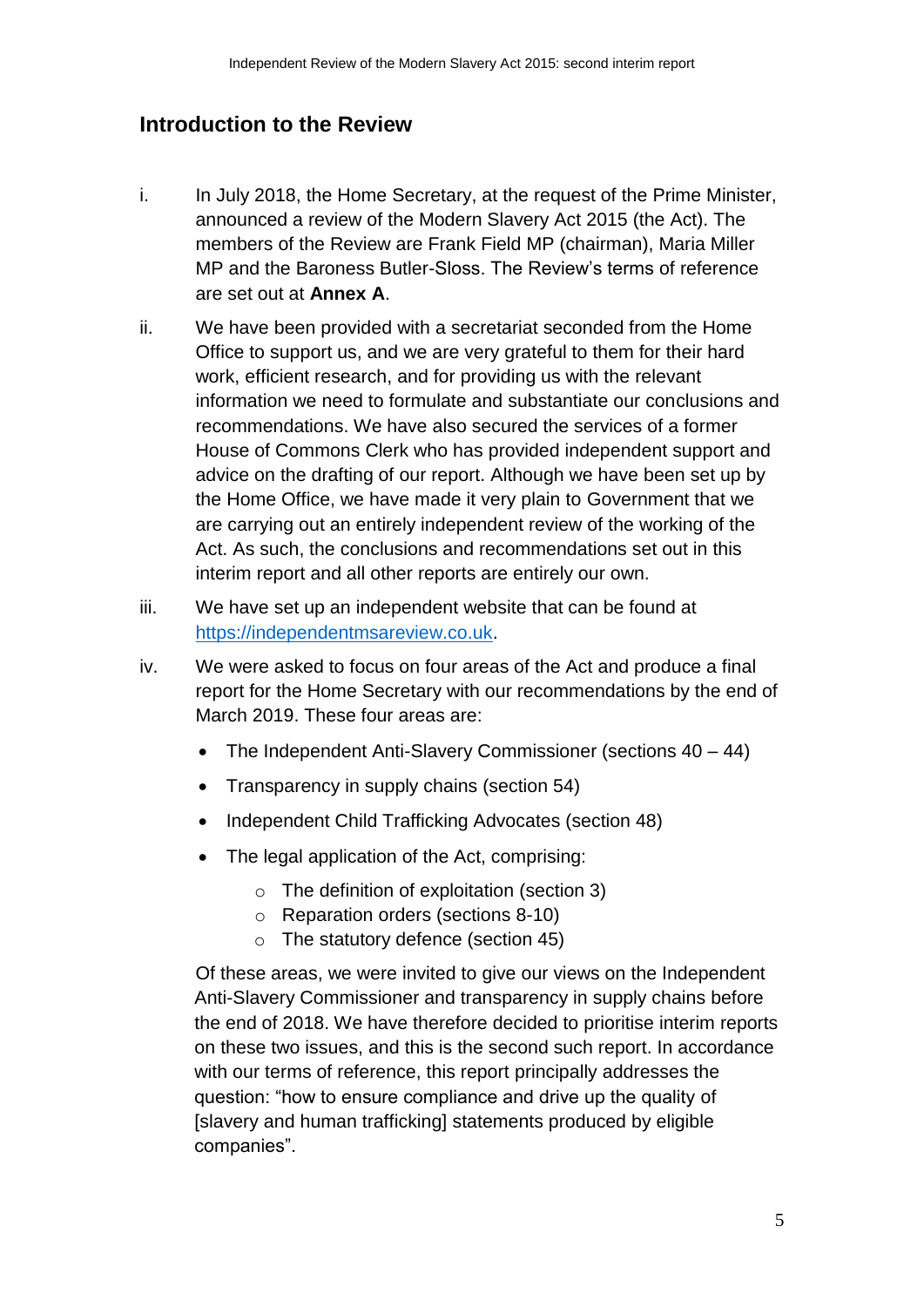## Introduction to the Review

i. In July 2018, the Home Secretary, at the request of the Prime Minister, announced a review of the Modern Slavery Act 2015 (the Act). The members of the Review are Frank Field MP (chairman), Maria Miller MP and the Baroness Butler-Sloss. The Review's terms of reference are set out at **Annex A**.

ii. We have been provided with a secretariat seconded from the Home Office to support us, and we are very grateful to them for their hard work, efficient research, and for providing us with the relevant information we need to formulate and substantiate our conclusions and recommendations. We have also secured the services of a former House of Commons Clerk who has provided independent support and advice on the drafting of our report. Although we have been set up by the Home Office, we have made it very plain to Government that we are carrying out an entirely independent review of the working of the Act. As such, the conclusions and recommendations set out in this interim report and all other reports are entirely our own.

iii. We have set up an independent website that can be found at [https://independentmsareview.co.uk](https://independentmsareview.co.uk).

iv. We were asked to focus on four areas of the Act and produce a final report for the Home Secretary with our recommendations by the end of March 2019. These four areas are:

- The Independent Anti-Slavery Commissioner (sections 40 – 44)
- Transparency in supply chains (section 54)
- Independent Child Trafficking Advocates (section 48)
- The legal application of the Act, comprising:
  - The definition of exploitation (section 3)
  - Reparation orders (sections 8-10)
  - The statutory defence (section 45)

Of these areas, we were invited to give our views on the Independent Anti-Slavery Commissioner and transparency in supply chains before the end of 2018. We have therefore decided to prioritise interim reports on these two issues, and this is the second such report. In accordance with our terms of reference, this report principally addresses the question: "how to ensure compliance and drive up the quality of [slavery and human trafficking] statements produced by eligible companies".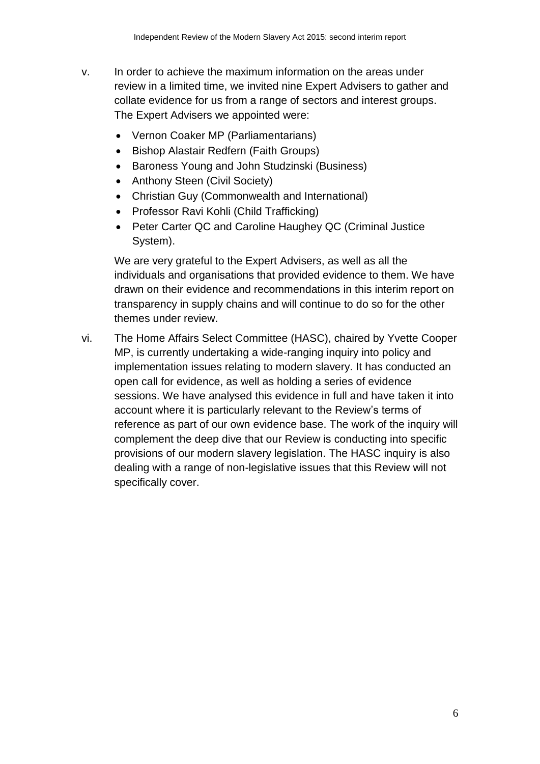v. In order to achieve the maximum information on the areas under review in a limited time, we invited nine Expert Advisers to gather and collate evidence for us from a range of sectors and interest groups. The Expert Advisers we appointed were:

- Vernon Coaker MP (Parliamentarians)
- Bishop Alastair Redfern (Faith Groups)
- Baroness Young and John Studzinski (Business)
- Anthony Steen (Civil Society)
- Christian Guy (Commonwealth and International)
- Professor Ravi Kohli (Child Trafficking)
- Peter Carter QC and Caroline Haughey QC (Criminal Justice System).

We are very grateful to the Expert Advisers, as well as all the individuals and organisations that provided evidence to them. We have drawn on their evidence and recommendations in this interim report on transparency in supply chains and will continue to do so for the other themes under review.

vi. The Home Affairs Select Committee (HASC), chaired by Yvette Cooper MP, is currently undertaking a wide-ranging inquiry into policy and implementation issues relating to modern slavery. It has conducted an open call for evidence, as well as holding a series of evidence sessions. We have analysed this evidence in full and have taken it into account where it is particularly relevant to the Review's terms of reference as part of our own evidence base. The work of the inquiry will complement the deep dive that our Review is conducting into specific provisions of our modern slavery legislation. The HASC inquiry is also dealing with a range of non-legislative issues that this Review will not specifically cover.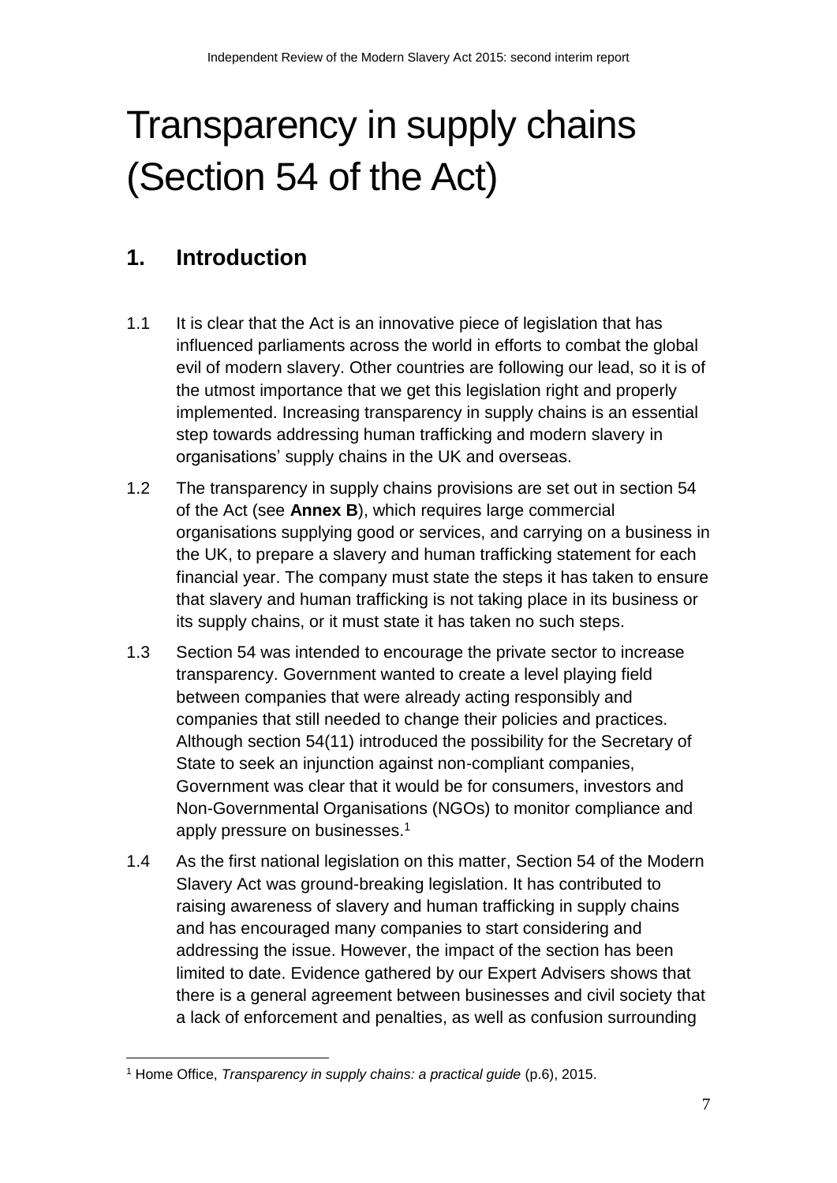# Transparency in supply chains (Section 54 of the Act)

## 1. Introduction

1.1 It is clear that the Act is an innovative piece of legislation that has influenced parliaments across the world in efforts to combat the global evil of modern slavery. Other countries are following our lead, so it is of the utmost importance that we get this legislation right and properly implemented. Increasing transparency in supply chains is an essential step towards addressing human trafficking and modern slavery in organisations' supply chains in the UK and overseas.

1.2 The transparency in supply chains provisions are set out in section 54 of the Act (see **Annex B**), which requires large commercial organisations supplying good or services, and carrying on a business in the UK, to prepare a slavery and human trafficking statement for each financial year. The company must state the steps it has taken to ensure that slavery and human trafficking is not taking place in its business or its supply chains, or it must state it has taken no such steps.

1.3 Section 54 was intended to encourage the private sector to increase transparency. Government wanted to create a level playing field between companies that were already acting responsibly and companies that still needed to change their policies and practices. Although section 54(11) introduced the possibility for the Secretary of State to seek an injunction against non-compliant companies, Government was clear that it would be for consumers, investors and Non-Governmental Organisations (NGOs) to monitor compliance and apply pressure on businesses.[1]

1.4 As the first national legislation on this matter, Section 54 of the Modern Slavery Act was ground-breaking legislation. It has contributed to raising awareness of slavery and human trafficking in supply chains and has encouraged many companies to start considering and addressing the issue. However, the impact of the section has been limited to date. Evidence gathered by our Expert Advisers shows that there is a general agreement between businesses and civil society that a lack of enforcement and penalties, as well as confusion surrounding

[1] Home Office, *Transparency in supply chains: a practical guide* (p.6), 2015.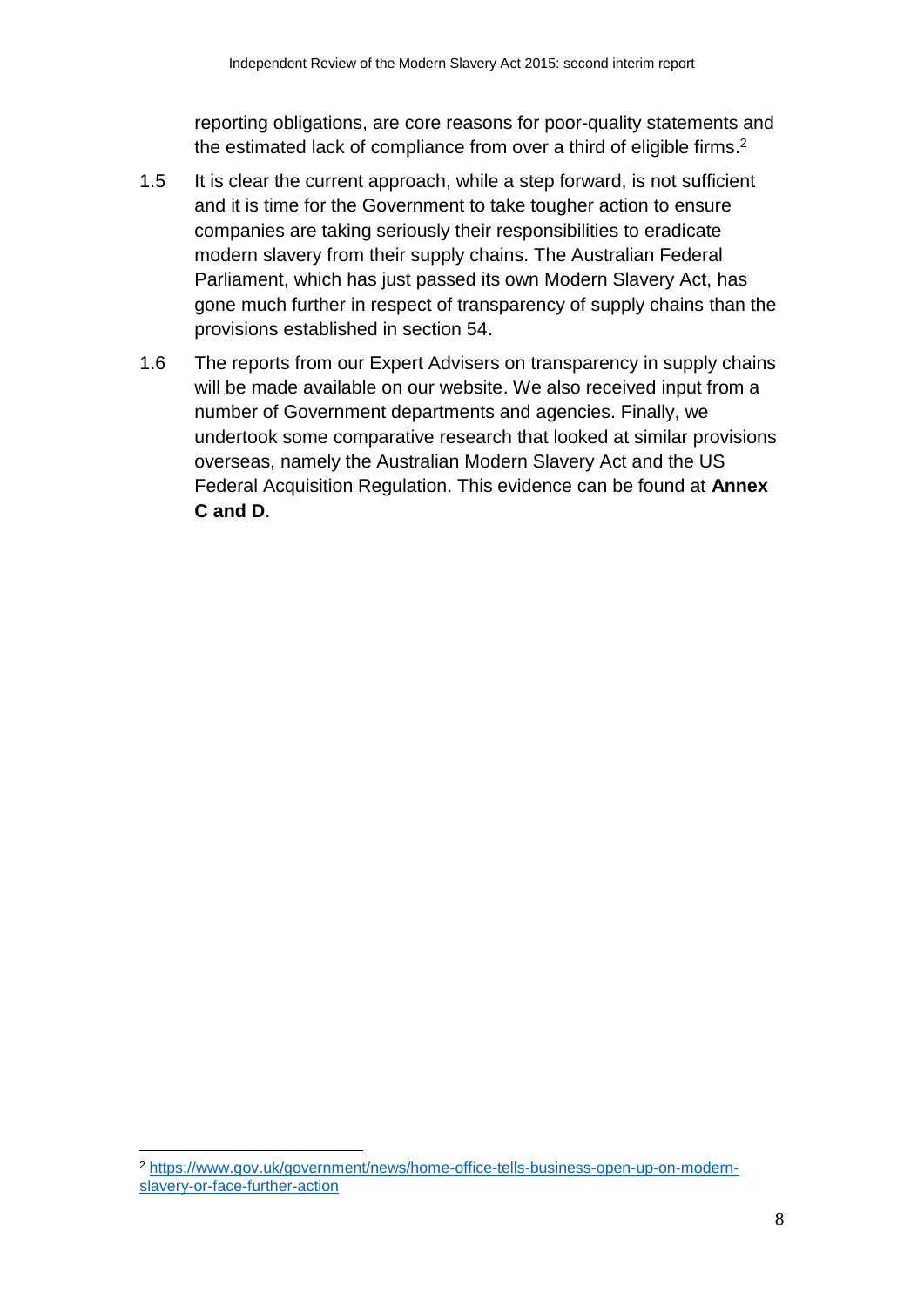reporting obligations, are core reasons for poor-quality statements and the estimated lack of compliance from over a third of eligible firms.[2]

1.5 It is clear the current approach, while a step forward, is not sufficient and it is time for the Government to take tougher action to ensure companies are taking seriously their responsibilities to eradicate modern slavery from their supply chains. The Australian Federal Parliament, which has just passed its own Modern Slavery Act, has gone much further in respect of transparency of supply chains than the provisions established in section 54.

1.6 The reports from our Expert Advisers on transparency in supply chains will be made available on our website. We also received input from a number of Government departments and agencies. Finally, we undertook some comparative research that looked at similar provisions overseas, namely the Australian Modern Slavery Act and the US Federal Acquisition Regulation. This evidence can be found at **Annex C and D**.

[2] https://www.gov.uk/government/news/home-office-tells-business-open-up-on-modern-slavery-or-face-further-action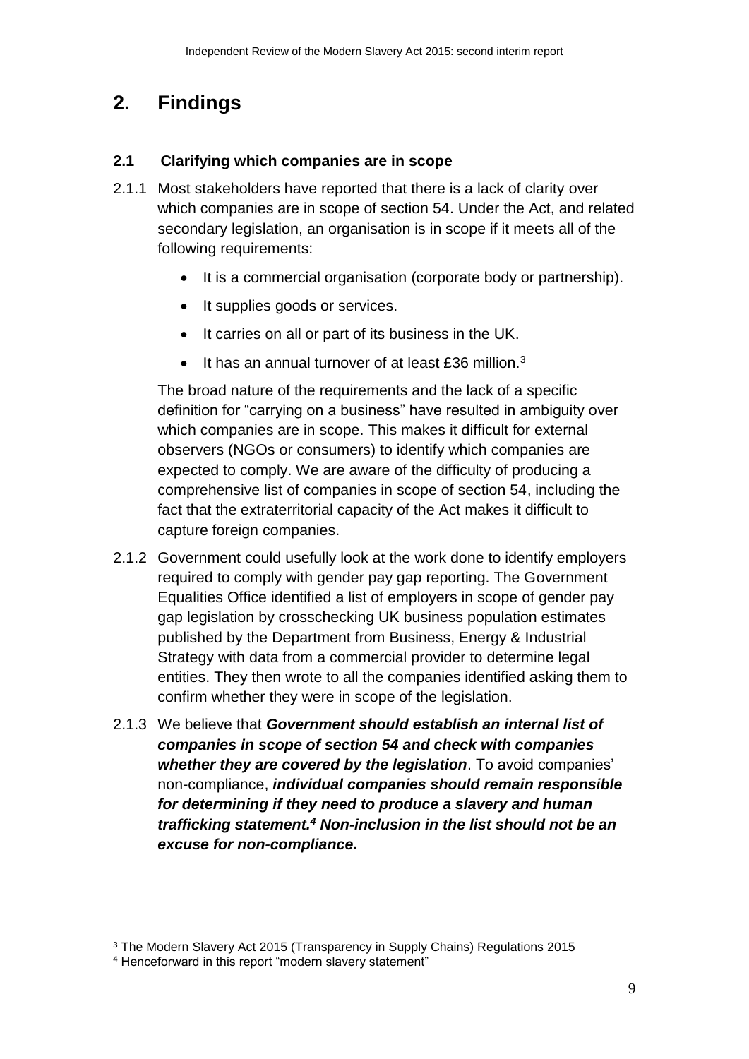# 2. Findings

### 2.1 Clarifying which companies are in scope

2.1.1 Most stakeholders have reported that there is a lack of clarity over which companies are in scope of section 54. Under the Act, and related secondary legislation, an organisation is in scope if it meets all of the following requirements:

- It is a commercial organisation (corporate body or partnership).
- It supplies goods or services.
- It carries on all or part of its business in the UK.
- It has an annual turnover of at least £36 million.[3]

The broad nature of the requirements and the lack of a specific definition for "carrying on a business" have resulted in ambiguity over which companies are in scope. This makes it difficult for external observers (NGOs or consumers) to identify which companies are expected to comply. We are aware of the difficulty of producing a comprehensive list of companies in scope of section 54, including the fact that the extraterritorial capacity of the Act makes it difficult to capture foreign companies.

2.1.2 Government could usefully look at the work done to identify employers required to comply with gender pay gap reporting. The Government Equalities Office identified a list of employers in scope of gender pay gap legislation by crosschecking UK business population estimates published by the Department from Business, Energy & Industrial Strategy with data from a commercial provider to determine legal entities. They then wrote to all the companies identified asking them to confirm whether they were in scope of the legislation.

2.1.3 We believe that ***Government should establish an internal list of companies in scope of section 54 and check with companies whether they are covered by the legislation***. To avoid companies' non-compliance, ***individual companies should remain responsible for determining if they need to produce a slavery and human trafficking statement.[4] Non-inclusion in the list should not be an excuse for non-compliance.***

---

[3] The Modern Slavery Act 2015 (Transparency in Supply Chains) Regulations 2015

[4] Henceforward in this report "modern slavery statement"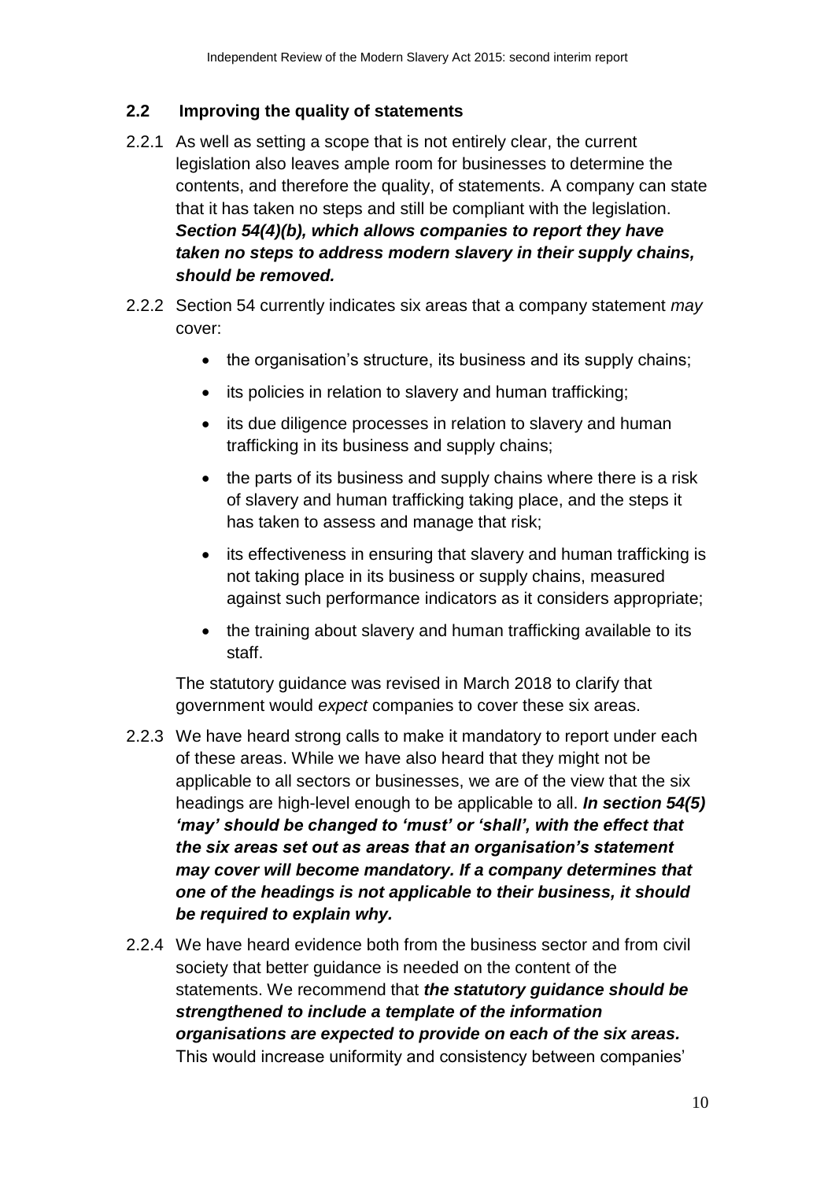## 2.2 Improving the quality of statements

2.2.1 As well as setting a scope that is not entirely clear, the current legislation also leaves ample room for businesses to determine the contents, and therefore the quality, of statements. A company can state that it has taken no steps and still be compliant with the legislation. ***Section 54(4)(b), which allows companies to report they have taken no steps to address modern slavery in their supply chains, should be removed.***

2.2.2 Section 54 currently indicates six areas that a company statement *may* cover:

- the organisation's structure, its business and its supply chains;
- its policies in relation to slavery and human trafficking;
- its due diligence processes in relation to slavery and human trafficking in its business and supply chains;
- the parts of its business and supply chains where there is a risk of slavery and human trafficking taking place, and the steps it has taken to assess and manage that risk;
- its effectiveness in ensuring that slavery and human trafficking is not taking place in its business or supply chains, measured against such performance indicators as it considers appropriate;
- the training about slavery and human trafficking available to its staff.

The statutory guidance was revised in March 2018 to clarify that government would *expect* companies to cover these six areas.

2.2.3 We have heard strong calls to make it mandatory to report under each of these areas. While we have also heard that they might not be applicable to all sectors or businesses, we are of the view that the six headings are high-level enough to be applicable to all. ***In section 54(5) 'may' should be changed to 'must' or 'shall', with the effect that the six areas set out as areas that an organisation's statement may cover will become mandatory. If a company determines that one of the headings is not applicable to their business, it should be required to explain why.***

2.2.4 We have heard evidence both from the business sector and from civil society that better guidance is needed on the content of the statements. We recommend that ***the statutory guidance should be strengthened to include a template of the information organisations are expected to provide on each of the six areas.*** This would increase uniformity and consistency between companies'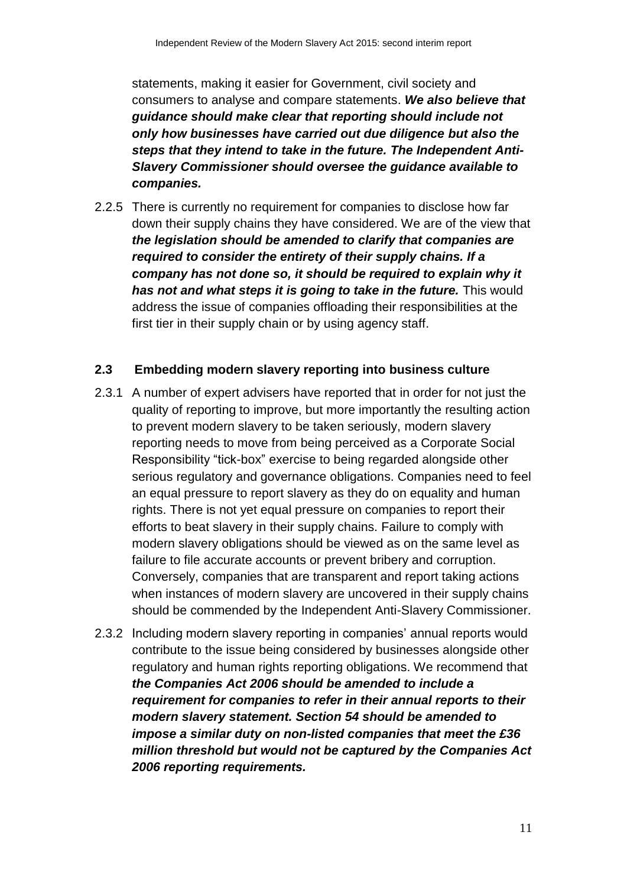statements, making it easier for Government, civil society and consumers to analyse and compare statements. ***We also believe that guidance should make clear that reporting should include not only how businesses have carried out due diligence but also the steps that they intend to take in the future. The Independent Anti-Slavery Commissioner should oversee the guidance available to companies.***

2.2.5 There is currently no requirement for companies to disclose how far down their supply chains they have considered. We are of the view that ***the legislation should be amended to clarify that companies are required to consider the entirety of their supply chains. If a company has not done so, it should be required to explain why it has not and what steps it is going to take in the future.*** This would address the issue of companies offloading their responsibilities at the first tier in their supply chain or by using agency staff.

### 2.3 Embedding modern slavery reporting into business culture

2.3.1 A number of expert advisers have reported that in order for not just the quality of reporting to improve, but more importantly the resulting action to prevent modern slavery to be taken seriously, modern slavery reporting needs to move from being perceived as a Corporate Social Responsibility "tick-box" exercise to being regarded alongside other serious regulatory and governance obligations. Companies need to feel an equal pressure to report slavery as they do on equality and human rights. There is not yet equal pressure on companies to report their efforts to beat slavery in their supply chains. Failure to comply with modern slavery obligations should be viewed as on the same level as failure to file accurate accounts or prevent bribery and corruption. Conversely, companies that are transparent and report taking actions when instances of modern slavery are uncovered in their supply chains should be commended by the Independent Anti-Slavery Commissioner.

2.3.2 Including modern slavery reporting in companies' annual reports would contribute to the issue being considered by businesses alongside other regulatory and human rights reporting obligations. We recommend that ***the Companies Act 2006 should be amended to include a requirement for companies to refer in their annual reports to their modern slavery statement. Section 54 should be amended to impose a similar duty on non-listed companies that meet the £36 million threshold but would not be captured by the Companies Act 2006 reporting requirements.***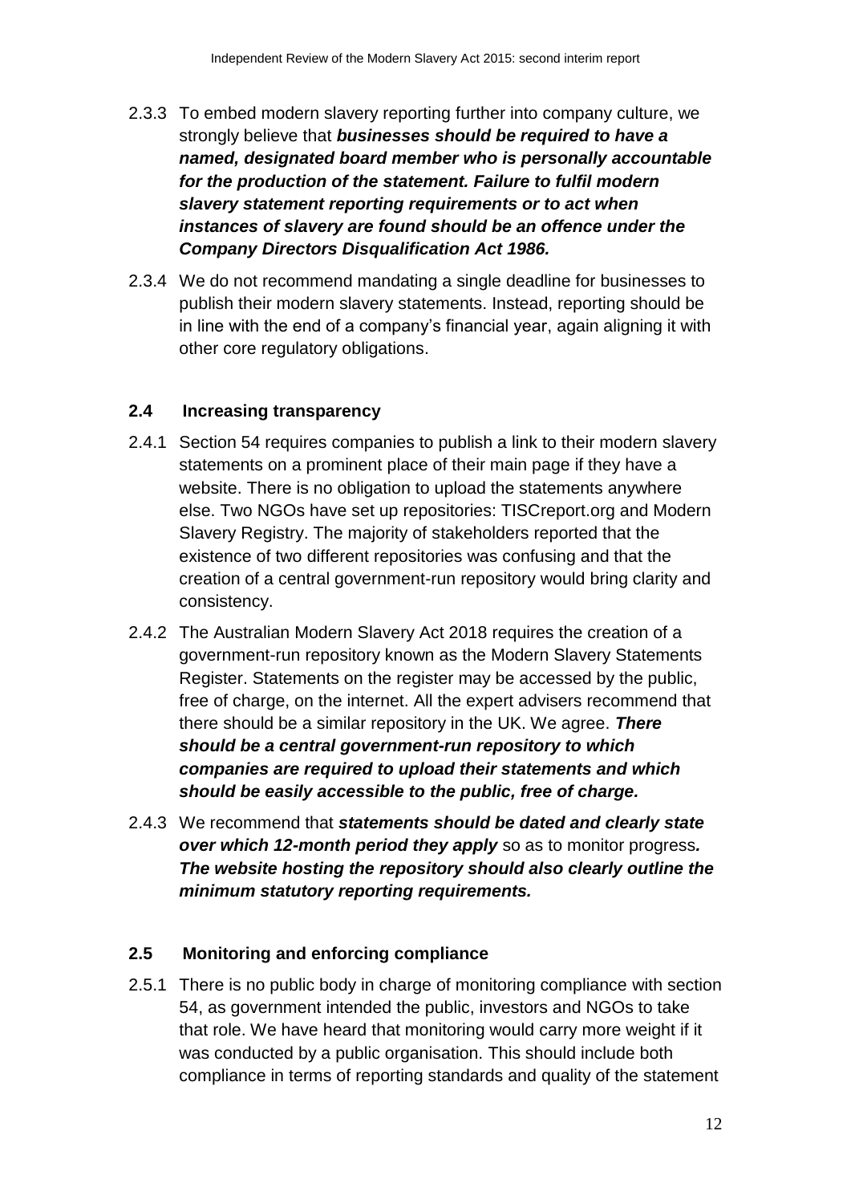2.3.3 To embed modern slavery reporting further into company culture, we strongly believe that ***businesses should be required to have a named, designated board member who is personally accountable for the production of the statement. Failure to fulfil modern slavery statement reporting requirements or to act when instances of slavery are found should be an offence under the Company Directors Disqualification Act 1986.***

2.3.4 We do not recommend mandating a single deadline for businesses to publish their modern slavery statements. Instead, reporting should be in line with the end of a company's financial year, again aligning it with other core regulatory obligations.

### 2.4 Increasing transparency

2.4.1 Section 54 requires companies to publish a link to their modern slavery statements on a prominent place of their main page if they have a website. There is no obligation to upload the statements anywhere else. Two NGOs have set up repositories: TISCreport.org and Modern Slavery Registry. The majority of stakeholders reported that the existence of two different repositories was confusing and that the creation of a central government-run repository would bring clarity and consistency.

2.4.2 The Australian Modern Slavery Act 2018 requires the creation of a government-run repository known as the Modern Slavery Statements Register. Statements on the register may be accessed by the public, free of charge, on the internet. All the expert advisers recommend that there should be a similar repository in the UK. We agree. ***There should be a central government-run repository to which companies are required to upload their statements and which should be easily accessible to the public, free of charge.***

2.4.3 We recommend that ***statements should be dated and clearly state over which 12-month period they apply*** so as to monitor progress***. The website hosting the repository should also clearly outline the minimum statutory reporting requirements.***

### 2.5 Monitoring and enforcing compliance

2.5.1 There is no public body in charge of monitoring compliance with section 54, as government intended the public, investors and NGOs to take that role. We have heard that monitoring would carry more weight if it was conducted by a public organisation. This should include both compliance in terms of reporting standards and quality of the statement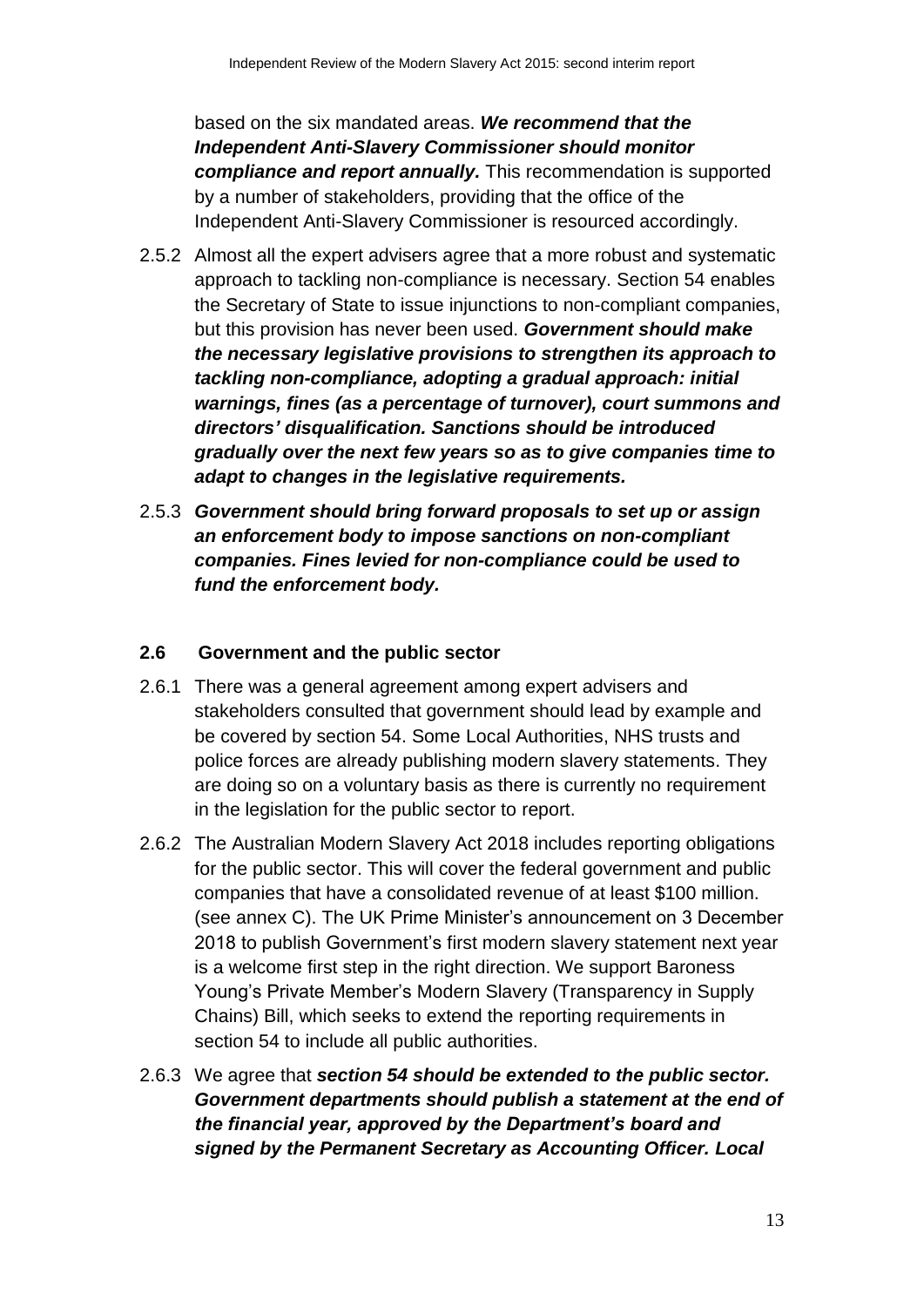based on the six mandated areas. ***We recommend that the Independent Anti-Slavery Commissioner should monitor compliance and report annually.*** This recommendation is supported by a number of stakeholders, providing that the office of the Independent Anti-Slavery Commissioner is resourced accordingly.

2.5.2 Almost all the expert advisers agree that a more robust and systematic approach to tackling non-compliance is necessary. Section 54 enables the Secretary of State to issue injunctions to non-compliant companies, but this provision has never been used. ***Government should make the necessary legislative provisions to strengthen its approach to tackling non-compliance, adopting a gradual approach: initial warnings, fines (as a percentage of turnover), court summons and directors' disqualification. Sanctions should be introduced gradually over the next few years so as to give companies time to adapt to changes in the legislative requirements.***

2.5.3 ***Government should bring forward proposals to set up or assign an enforcement body to impose sanctions on non-compliant companies. Fines levied for non-compliance could be used to fund the enforcement body.***

### 2.6 Government and the public sector

2.6.1 There was a general agreement among expert advisers and stakeholders consulted that government should lead by example and be covered by section 54. Some Local Authorities, NHS trusts and police forces are already publishing modern slavery statements. They are doing so on a voluntary basis as there is currently no requirement in the legislation for the public sector to report.

2.6.2 The Australian Modern Slavery Act 2018 includes reporting obligations for the public sector. This will cover the federal government and public companies that have a consolidated revenue of at least $100 million. (see annex C). The UK Prime Minister's announcement on 3 December 2018 to publish Government's first modern slavery statement next year is a welcome first step in the right direction. We support Baroness Young's Private Member's Modern Slavery (Transparency in Supply Chains) Bill, which seeks to extend the reporting requirements in section 54 to include all public authorities.

2.6.3 We agree that ***section 54 should be extended to the public sector. Government departments should publish a statement at the end of the financial year, approved by the Department's board and signed by the Permanent Secretary as Accounting Officer. Local***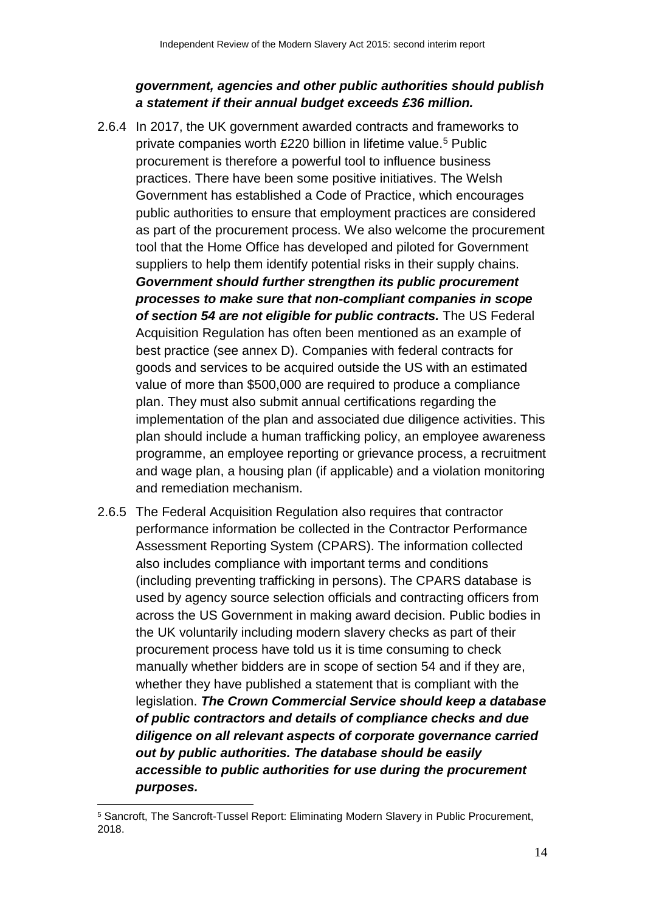***government, agencies and other public authorities should publish a statement if their annual budget exceeds £36 million.***

2.6.4 In 2017, the UK government awarded contracts and frameworks to private companies worth £220 billion in lifetime value.[5] Public procurement is therefore a powerful tool to influence business practices. There have been some positive initiatives. The Welsh Government has established a Code of Practice, which encourages public authorities to ensure that employment practices are considered as part of the procurement process. We also welcome the procurement tool that the Home Office has developed and piloted for Government suppliers to help them identify potential risks in their supply chains. ***Government should further strengthen its public procurement processes to make sure that non-compliant companies in scope of section 54 are not eligible for public contracts.*** The US Federal Acquisition Regulation has often been mentioned as an example of best practice (see annex D). Companies with federal contracts for goods and services to be acquired outside the US with an estimated value of more than $500,000 are required to produce a compliance plan. They must also submit annual certifications regarding the implementation of the plan and associated due diligence activities. This plan should include a human trafficking policy, an employee awareness programme, an employee reporting or grievance process, a recruitment and wage plan, a housing plan (if applicable) and a violation monitoring and remediation mechanism.

2.6.5 The Federal Acquisition Regulation also requires that contractor performance information be collected in the Contractor Performance Assessment Reporting System (CPARS). The information collected also includes compliance with important terms and conditions (including preventing trafficking in persons). The CPARS database is used by agency source selection officials and contracting officers from across the US Government in making award decision. Public bodies in the UK voluntarily including modern slavery checks as part of their procurement process have told us it is time consuming to check manually whether bidders are in scope of section 54 and if they are, whether they have published a statement that is compliant with the legislation. ***The Crown Commercial Service should keep a database of public contractors and details of compliance checks and due diligence on all relevant aspects of corporate governance carried out by public authorities. The database should be easily accessible to public authorities for use during the procurement purposes.***

[5] Sancroft, The Sancroft-Tussel Report: Eliminating Modern Slavery in Public Procurement, 2018.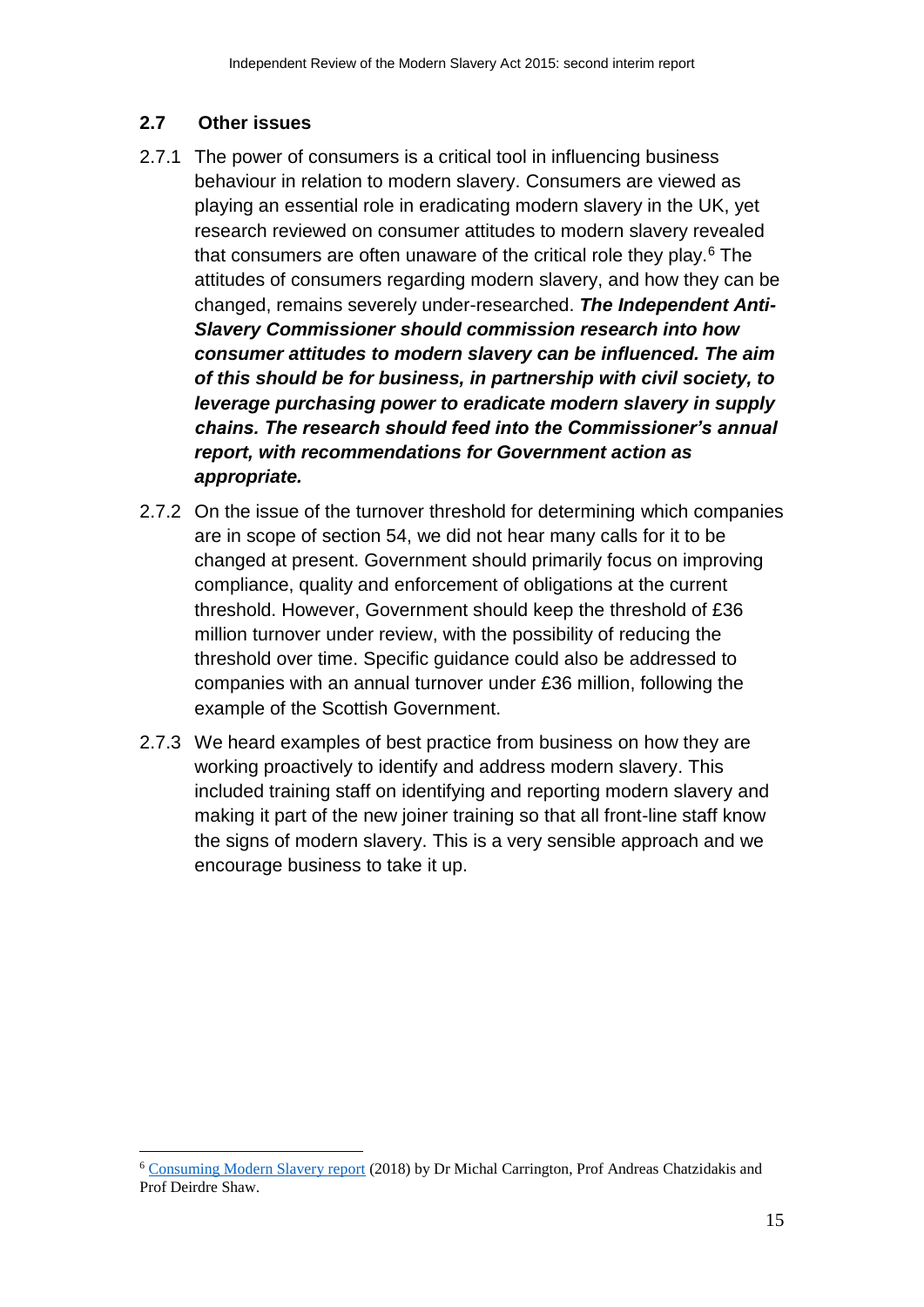## 2.7 Other issues

2.7.1 The power of consumers is a critical tool in influencing business behaviour in relation to modern slavery. Consumers are viewed as playing an essential role in eradicating modern slavery in the UK, yet research reviewed on consumer attitudes to modern slavery revealed that consumers are often unaware of the critical role they play.[6] The attitudes of consumers regarding modern slavery, and how they can be changed, remains severely under-researched. ***The Independent Anti-Slavery Commissioner should commission research into how consumer attitudes to modern slavery can be influenced. The aim of this should be for business, in partnership with civil society, to leverage purchasing power to eradicate modern slavery in supply chains. The research should feed into the Commissioner's annual report, with recommendations for Government action as appropriate.***

2.7.2 On the issue of the turnover threshold for determining which companies are in scope of section 54, we did not hear many calls for it to be changed at present. Government should primarily focus on improving compliance, quality and enforcement of obligations at the current threshold. However, Government should keep the threshold of £36 million turnover under review, with the possibility of reducing the threshold over time. Specific guidance could also be addressed to companies with an annual turnover under £36 million, following the example of the Scottish Government.

2.7.3 We heard examples of best practice from business on how they are working proactively to identify and address modern slavery. This included training staff on identifying and reporting modern slavery and making it part of the new joiner training so that all front-line staff know the signs of modern slavery. This is a very sensible approach and we encourage business to take it up.

---

[6] Consuming Modern Slavery report (2018) by Dr Michal Carrington, Prof Andreas Chatzidakis and Prof Deirdre Shaw.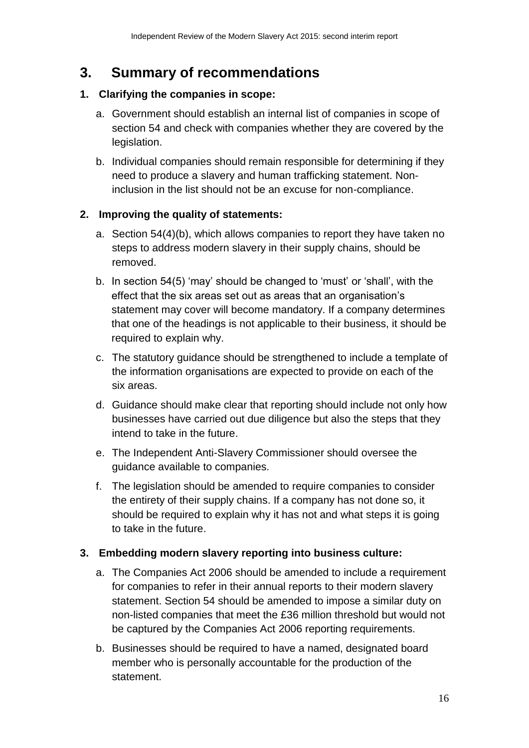# 3. Summary of recommendations

**1. Clarifying the companies in scope:**

  a. Government should establish an internal list of companies in scope of section 54 and check with companies whether they are covered by the legislation.

  b. Individual companies should remain responsible for determining if they need to produce a slavery and human trafficking statement. Non-inclusion in the list should not be an excuse for non-compliance.

**2. Improving the quality of statements:**

  a. Section 54(4)(b), which allows companies to report they have taken no steps to address modern slavery in their supply chains, should be removed.

  b. In section 54(5) 'may' should be changed to 'must' or 'shall', with the effect that the six areas set out as areas that an organisation's statement may cover will become mandatory. If a company determines that one of the headings is not applicable to their business, it should be required to explain why.

  c. The statutory guidance should be strengthened to include a template of the information organisations are expected to provide on each of the six areas.

  d. Guidance should make clear that reporting should include not only how businesses have carried out due diligence but also the steps that they intend to take in the future.

  e. The Independent Anti-Slavery Commissioner should oversee the guidance available to companies.

  f. The legislation should be amended to require companies to consider the entirety of their supply chains. If a company has not done so, it should be required to explain why it has not and what steps it is going to take in the future.

**3. Embedding modern slavery reporting into business culture:**

  a. The Companies Act 2006 should be amended to include a requirement for companies to refer in their annual reports to their modern slavery statement. Section 54 should be amended to impose a similar duty on non-listed companies that meet the £36 million threshold but would not be captured by the Companies Act 2006 reporting requirements.

  b. Businesses should be required to have a named, designated board member who is personally accountable for the production of the statement.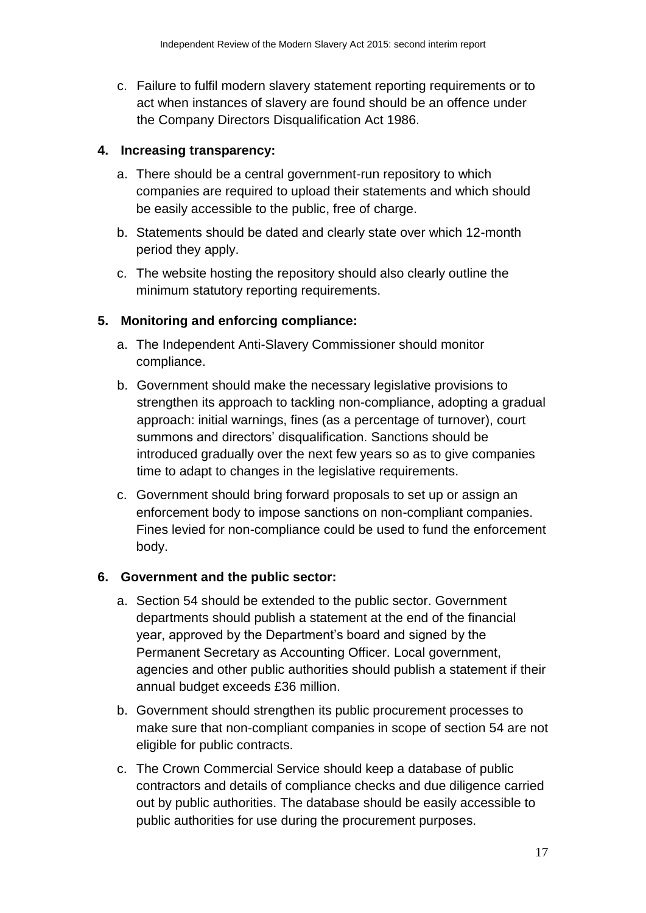c. Failure to fulfil modern slavery statement reporting requirements or to act when instances of slavery are found should be an offence under the Company Directors Disqualification Act 1986.

4. **Increasing transparency:**

   a. There should be a central government-run repository to which companies are required to upload their statements and which should be easily accessible to the public, free of charge.

   b. Statements should be dated and clearly state over which 12-month period they apply.

   c. The website hosting the repository should also clearly outline the minimum statutory reporting requirements.

5. **Monitoring and enforcing compliance:**

   a. The Independent Anti-Slavery Commissioner should monitor compliance.

   b. Government should make the necessary legislative provisions to strengthen its approach to tackling non-compliance, adopting a gradual approach: initial warnings, fines (as a percentage of turnover), court summons and directors' disqualification. Sanctions should be introduced gradually over the next few years so as to give companies time to adapt to changes in the legislative requirements.

   c. Government should bring forward proposals to set up or assign an enforcement body to impose sanctions on non-compliant companies. Fines levied for non-compliance could be used to fund the enforcement body.

6. **Government and the public sector:**

   a. Section 54 should be extended to the public sector. Government departments should publish a statement at the end of the financial year, approved by the Department's board and signed by the Permanent Secretary as Accounting Officer. Local government, agencies and other public authorities should publish a statement if their annual budget exceeds £36 million.

   b. Government should strengthen its public procurement processes to make sure that non-compliant companies in scope of section 54 are not eligible for public contracts.

   c. The Crown Commercial Service should keep a database of public contractors and details of compliance checks and due diligence carried out by public authorities. The database should be easily accessible to public authorities for use during the procurement purposes.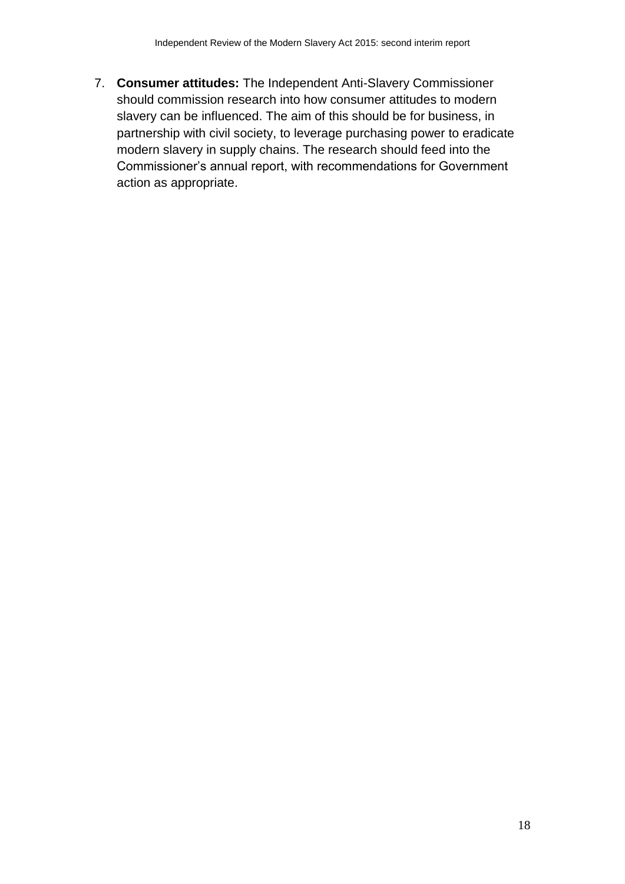7. **Consumer attitudes:** The Independent Anti-Slavery Commissioner should commission research into how consumer attitudes to modern slavery can be influenced. The aim of this should be for business, in partnership with civil society, to leverage purchasing power to eradicate modern slavery in supply chains. The research should feed into the Commissioner's annual report, with recommendations for Government action as appropriate.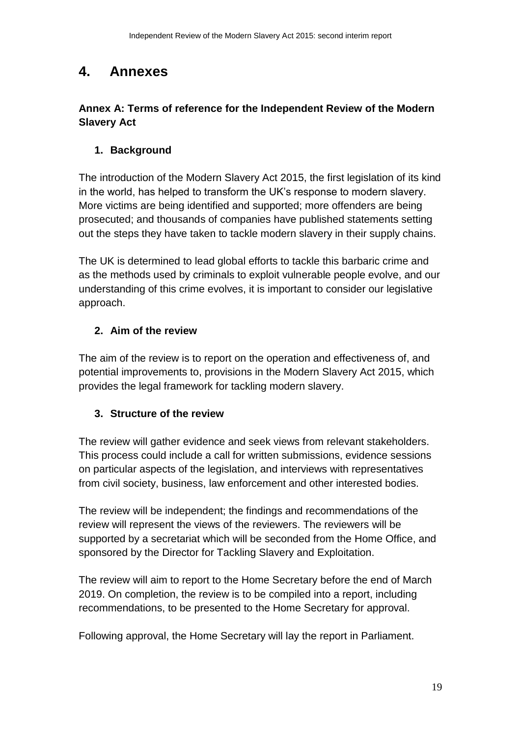# 4. Annexes

### Annex A: Terms of reference for the Independent Review of the Modern Slavery Act

#### 1. Background

The introduction of the Modern Slavery Act 2015, the first legislation of its kind in the world, has helped to transform the UK's response to modern slavery. More victims are being identified and supported; more offenders are being prosecuted; and thousands of companies have published statements setting out the steps they have taken to tackle modern slavery in their supply chains.

The UK is determined to lead global efforts to tackle this barbaric crime and as the methods used by criminals to exploit vulnerable people evolve, and our understanding of this crime evolves, it is important to consider our legislative approach.

#### 2. Aim of the review

The aim of the review is to report on the operation and effectiveness of, and potential improvements to, provisions in the Modern Slavery Act 2015, which provides the legal framework for tackling modern slavery.

#### 3. Structure of the review

The review will gather evidence and seek views from relevant stakeholders. This process could include a call for written submissions, evidence sessions on particular aspects of the legislation, and interviews with representatives from civil society, business, law enforcement and other interested bodies.

The review will be independent; the findings and recommendations of the review will represent the views of the reviewers. The reviewers will be supported by a secretariat which will be seconded from the Home Office, and sponsored by the Director for Tackling Slavery and Exploitation.

The review will aim to report to the Home Secretary before the end of March 2019. On completion, the review is to be compiled into a report, including recommendations, to be presented to the Home Secretary for approval.

Following approval, the Home Secretary will lay the report in Parliament.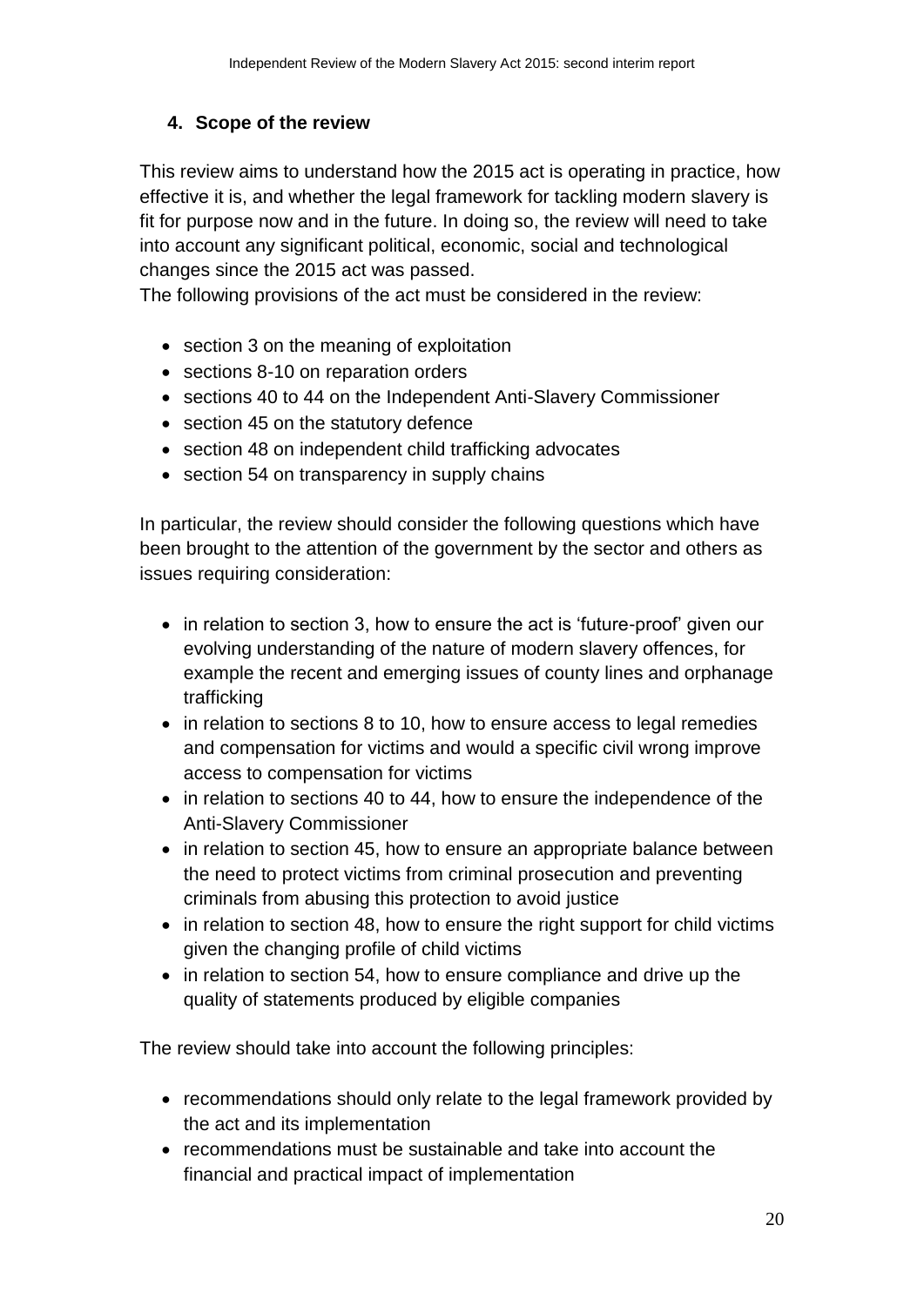## 4. Scope of the review

This review aims to understand how the 2015 act is operating in practice, how effective it is, and whether the legal framework for tackling modern slavery is fit for purpose now and in the future. In doing so, the review will need to take into account any significant political, economic, social and technological changes since the 2015 act was passed.

The following provisions of the act must be considered in the review:

- section 3 on the meaning of exploitation
- sections 8-10 on reparation orders
- sections 40 to 44 on the Independent Anti-Slavery Commissioner
- section 45 on the statutory defence
- section 48 on independent child trafficking advocates
- section 54 on transparency in supply chains

In particular, the review should consider the following questions which have been brought to the attention of the government by the sector and others as issues requiring consideration:

- in relation to section 3, how to ensure the act is 'future-proof' given our evolving understanding of the nature of modern slavery offences, for example the recent and emerging issues of county lines and orphanage trafficking
- in relation to sections 8 to 10, how to ensure access to legal remedies and compensation for victims and would a specific civil wrong improve access to compensation for victims
- in relation to sections 40 to 44, how to ensure the independence of the Anti-Slavery Commissioner
- in relation to section 45, how to ensure an appropriate balance between the need to protect victims from criminal prosecution and preventing criminals from abusing this protection to avoid justice
- in relation to section 48, how to ensure the right support for child victims given the changing profile of child victims
- in relation to section 54, how to ensure compliance and drive up the quality of statements produced by eligible companies

The review should take into account the following principles:

- recommendations should only relate to the legal framework provided by the act and its implementation
- recommendations must be sustainable and take into account the financial and practical impact of implementation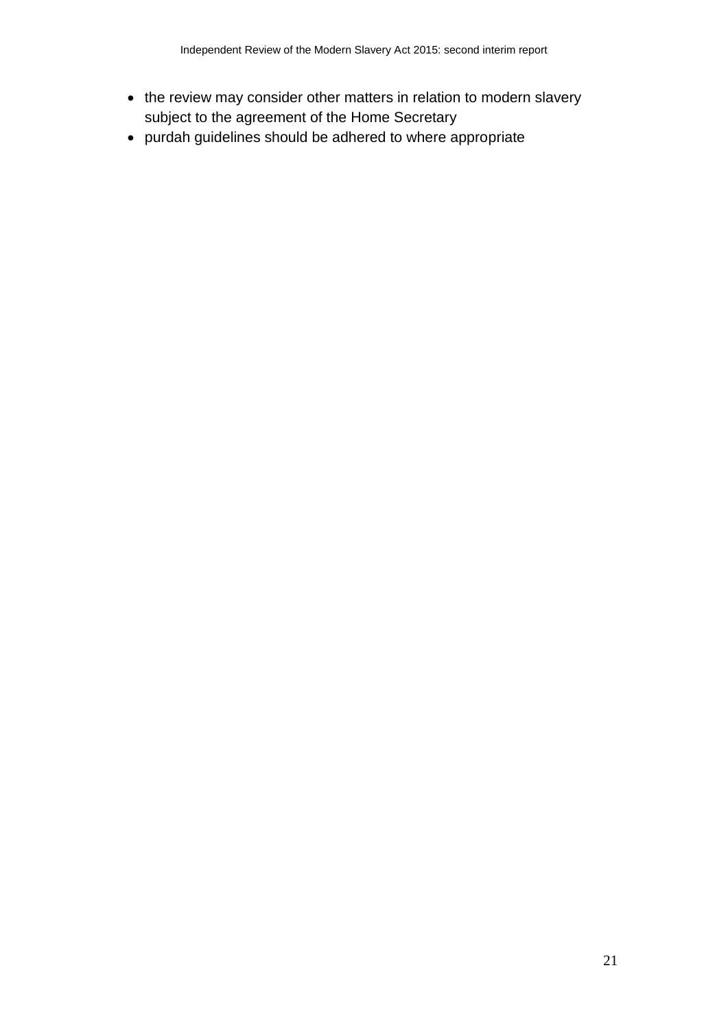- the review may consider other matters in relation to modern slavery subject to the agreement of the Home Secretary
- purdah guidelines should be adhered to where appropriate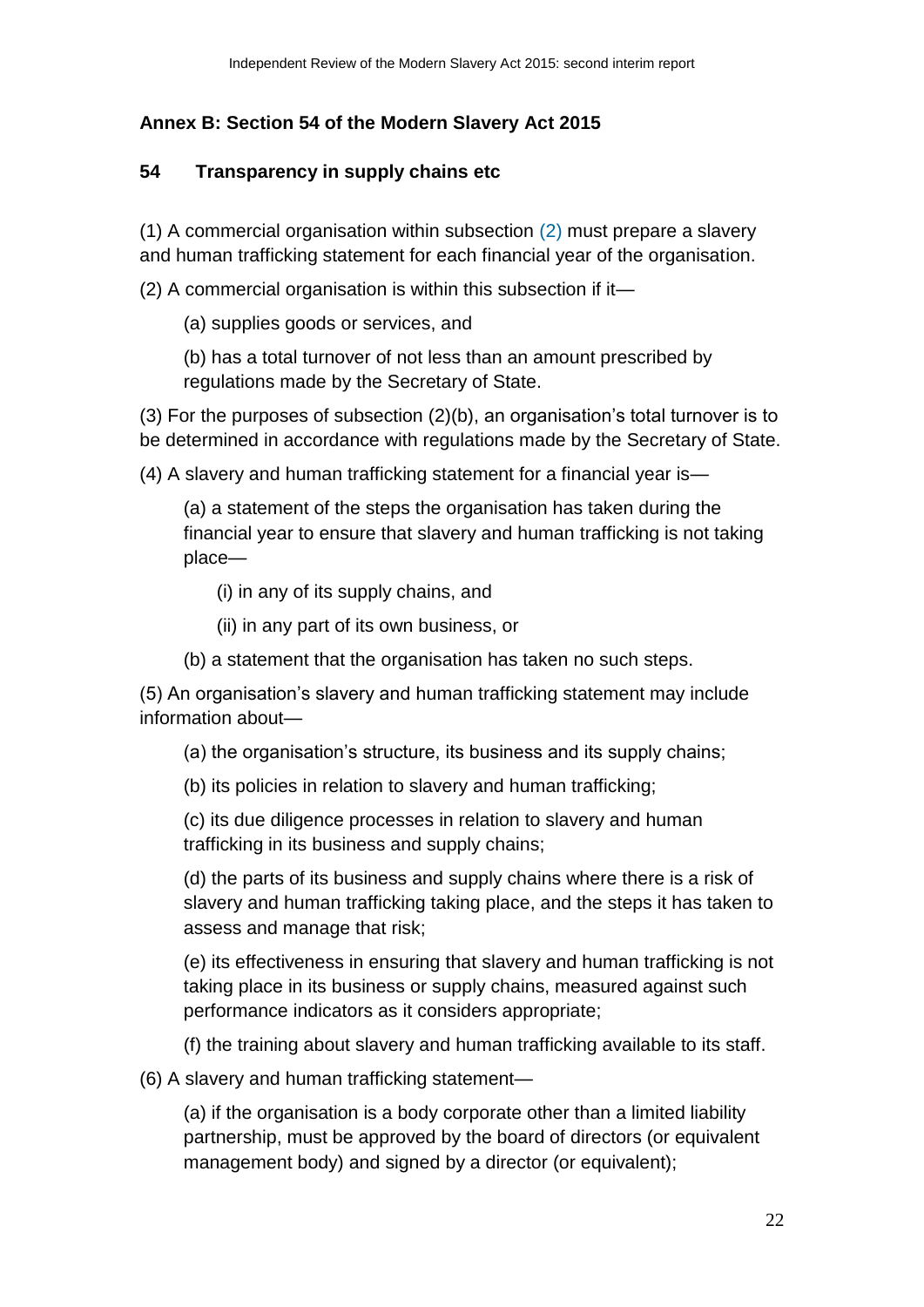## Annex B: Section 54 of the Modern Slavery Act 2015

### 54 Transparency in supply chains etc

(1) A commercial organisation within subsection (2) must prepare a slavery and human trafficking statement for each financial year of the organisation.

(2) A commercial organisation is within this subsection if it—

(a) supplies goods or services, and

(b) has a total turnover of not less than an amount prescribed by regulations made by the Secretary of State.

(3) For the purposes of subsection (2)(b), an organisation's total turnover is to be determined in accordance with regulations made by the Secretary of State.

(4) A slavery and human trafficking statement for a financial year is—

(a) a statement of the steps the organisation has taken during the financial year to ensure that slavery and human trafficking is not taking place—

(i) in any of its supply chains, and

(ii) in any part of its own business, or

(b) a statement that the organisation has taken no such steps.

(5) An organisation's slavery and human trafficking statement may include information about—

(a) the organisation's structure, its business and its supply chains;

(b) its policies in relation to slavery and human trafficking;

(c) its due diligence processes in relation to slavery and human trafficking in its business and supply chains;

(d) the parts of its business and supply chains where there is a risk of slavery and human trafficking taking place, and the steps it has taken to assess and manage that risk;

(e) its effectiveness in ensuring that slavery and human trafficking is not taking place in its business or supply chains, measured against such performance indicators as it considers appropriate;

(f) the training about slavery and human trafficking available to its staff.

(6) A slavery and human trafficking statement—

(a) if the organisation is a body corporate other than a limited liability partnership, must be approved by the board of directors (or equivalent management body) and signed by a director (or equivalent);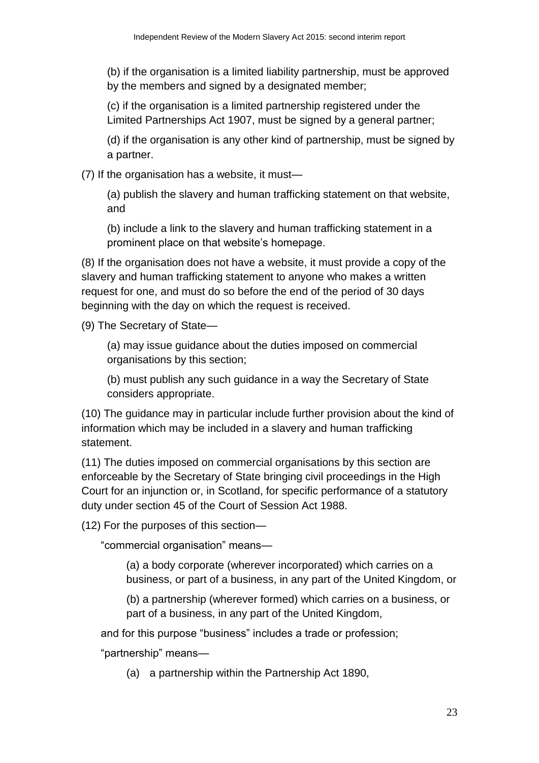(b) if the organisation is a limited liability partnership, must be approved by the members and signed by a designated member;

(c) if the organisation is a limited partnership registered under the Limited Partnerships Act 1907, must be signed by a general partner;

(d) if the organisation is any other kind of partnership, must be signed by a partner.

(7) If the organisation has a website, it must—

(a) publish the slavery and human trafficking statement on that website, and

(b) include a link to the slavery and human trafficking statement in a prominent place on that website's homepage.

(8) If the organisation does not have a website, it must provide a copy of the slavery and human trafficking statement to anyone who makes a written request for one, and must do so before the end of the period of 30 days beginning with the day on which the request is received.

(9) The Secretary of State—

(a) may issue guidance about the duties imposed on commercial organisations by this section;

(b) must publish any such guidance in a way the Secretary of State considers appropriate.

(10) The guidance may in particular include further provision about the kind of information which may be included in a slavery and human trafficking statement.

(11) The duties imposed on commercial organisations by this section are enforceable by the Secretary of State bringing civil proceedings in the High Court for an injunction or, in Scotland, for specific performance of a statutory duty under section 45 of the Court of Session Act 1988.

(12) For the purposes of this section—

"commercial organisation" means—

(a) a body corporate (wherever incorporated) which carries on a business, or part of a business, in any part of the United Kingdom, or

(b) a partnership (wherever formed) which carries on a business, or part of a business, in any part of the United Kingdom,

and for this purpose "business" includes a trade or profession;

"partnership" means—

(a) a partnership within the Partnership Act 1890,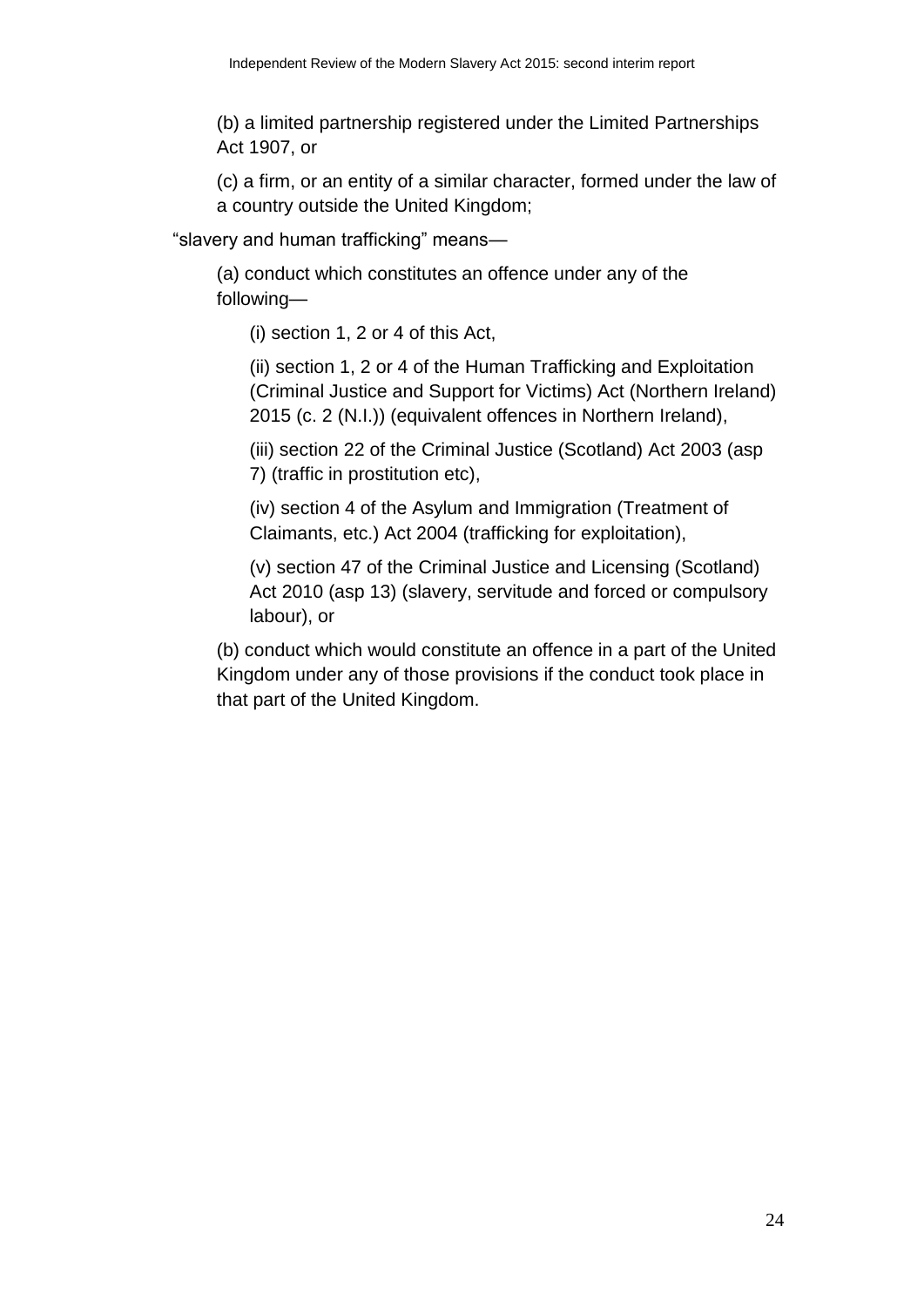(b) a limited partnership registered under the Limited Partnerships Act 1907, or

(c) a firm, or an entity of a similar character, formed under the law of a country outside the United Kingdom;

"slavery and human trafficking" means—

(a) conduct which constitutes an offence under any of the following—

(i) section 1, 2 or 4 of this Act,

(ii) section 1, 2 or 4 of the Human Trafficking and Exploitation (Criminal Justice and Support for Victims) Act (Northern Ireland) 2015 (c. 2 (N.I.)) (equivalent offences in Northern Ireland),

(iii) section 22 of the Criminal Justice (Scotland) Act 2003 (asp 7) (traffic in prostitution etc),

(iv) section 4 of the Asylum and Immigration (Treatment of Claimants, etc.) Act 2004 (trafficking for exploitation),

(v) section 47 of the Criminal Justice and Licensing (Scotland) Act 2010 (asp 13) (slavery, servitude and forced or compulsory labour), or

(b) conduct which would constitute an offence in a part of the United Kingdom under any of those provisions if the conduct took place in that part of the United Kingdom.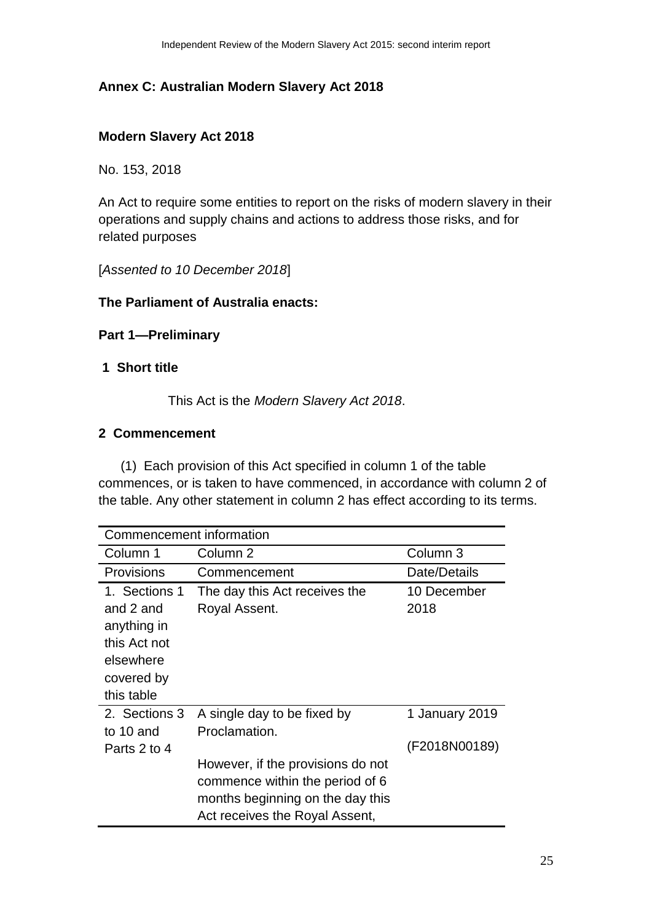## Annex C: Australian Modern Slavery Act 2018

### Modern Slavery Act 2018

No. 153, 2018

An Act to require some entities to report on the risks of modern slavery in their operations and supply chains and actions to address those risks, and for related purposes

[*Assented to 10 December 2018*]

**The Parliament of Australia enacts:**

### Part 1—Preliminary

#### 1 Short title

This Act is the *Modern Slavery Act 2018*.

#### 2 Commencement

(1) Each provision of this Act specified in column 1 of the table commences, or is taken to have commenced, in accordance with column 2 of the table. Any other statement in column 2 has effect according to its terms.

| Commencement information | | |
|---|---|---|
| Column 1 | Column 2 | Column 3 |
| Provisions | Commencement | Date/Details |
| 1. Sections 1 and 2 and anything in this Act not elsewhere covered by this table | The day this Act receives the Royal Assent. | 10 December 2018 |
| 2. Sections 3 to 10 and Parts 2 to 4 | A single day to be fixed by Proclamation.<br><br>However, if the provisions do not commence within the period of 6 months beginning on the day this Act receives the Royal Assent, | 1 January 2019<br><br>(F2018N00189) |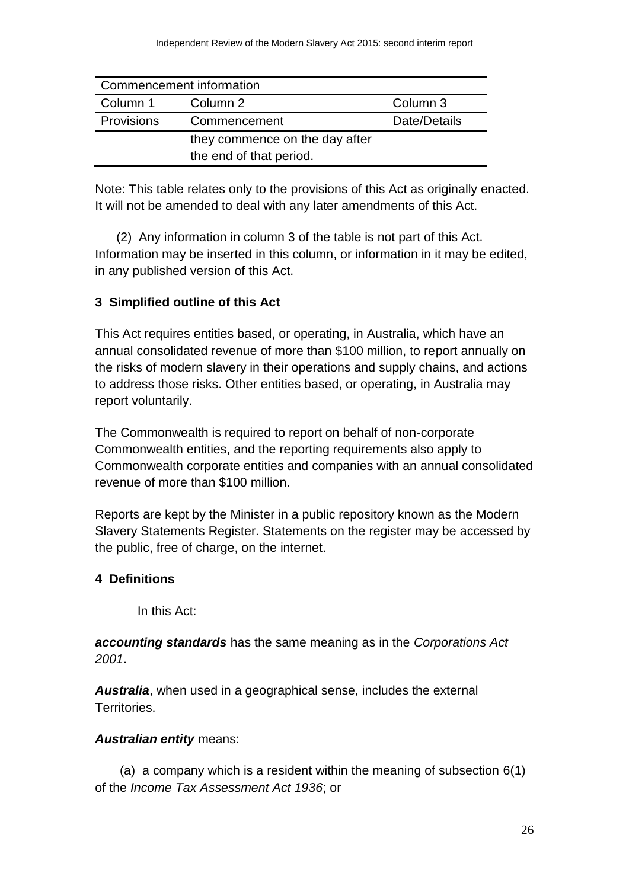| Commencement information | | |
| --- | --- | --- |
| Column 1 | Column 2 | Column 3 |
| Provisions | Commencement | Date/Details |
| | they commence on the day after the end of that period. | |

Note: This table relates only to the provisions of this Act as originally enacted. It will not be amended to deal with any later amendments of this Act.

(2) Any information in column 3 of the table is not part of this Act. Information may be inserted in this column, or information in it may be edited, in any published version of this Act.

**3 Simplified outline of this Act**

This Act requires entities based, or operating, in Australia, which have an annual consolidated revenue of more than $100 million, to report annually on the risks of modern slavery in their operations and supply chains, and actions to address those risks. Other entities based, or operating, in Australia may report voluntarily.

The Commonwealth is required to report on behalf of non-corporate Commonwealth entities, and the reporting requirements also apply to Commonwealth corporate entities and companies with an annual consolidated revenue of more than $100 million.

Reports are kept by the Minister in a public repository known as the Modern Slavery Statements Register. Statements on the register may be accessed by the public, free of charge, on the internet.

**4 Definitions**

In this Act:

***accounting standards*** has the same meaning as in the *Corporations Act 2001*.

***Australia***, when used in a geographical sense, includes the external Territories.

***Australian entity*** means:

(a) a company which is a resident within the meaning of subsection 6(1) of the *Income Tax Assessment Act 1936*; or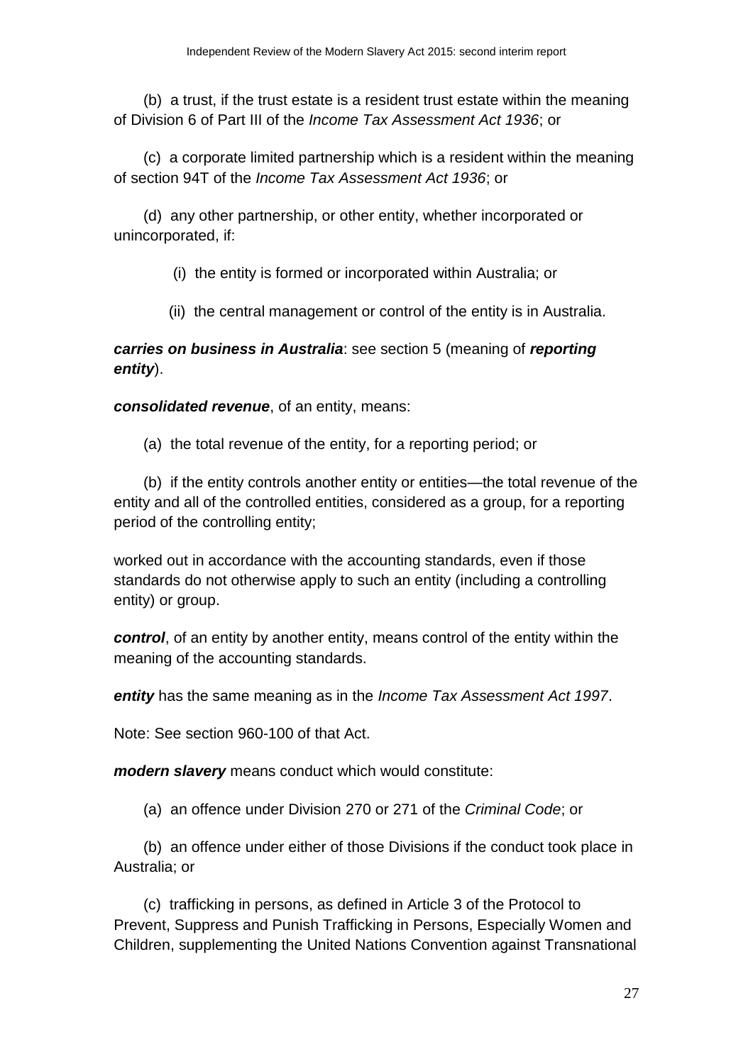(b) a trust, if the trust estate is a resident trust estate within the meaning of Division 6 of Part III of the *Income Tax Assessment Act 1936*; or

(c) a corporate limited partnership which is a resident within the meaning of section 94T of the *Income Tax Assessment Act 1936*; or

(d) any other partnership, or other entity, whether incorporated or unincorporated, if:

(i) the entity is formed or incorporated within Australia; or

(ii) the central management or control of the entity is in Australia.

***carries on business in Australia***: see section 5 (meaning of ***reporting entity***).

***consolidated revenue***, of an entity, means:

(a) the total revenue of the entity, for a reporting period; or

(b) if the entity controls another entity or entities—the total revenue of the entity and all of the controlled entities, considered as a group, for a reporting period of the controlling entity;

worked out in accordance with the accounting standards, even if those standards do not otherwise apply to such an entity (including a controlling entity) or group.

***control***, of an entity by another entity, means control of the entity within the meaning of the accounting standards.

***entity*** has the same meaning as in the *Income Tax Assessment Act 1997*.

Note: See section 960-100 of that Act.

***modern slavery*** means conduct which would constitute:

(a) an offence under Division 270 or 271 of the *Criminal Code*; or

(b) an offence under either of those Divisions if the conduct took place in Australia; or

(c) trafficking in persons, as defined in Article 3 of the Protocol to Prevent, Suppress and Punish Trafficking in Persons, Especially Women and Children, supplementing the United Nations Convention against Transnational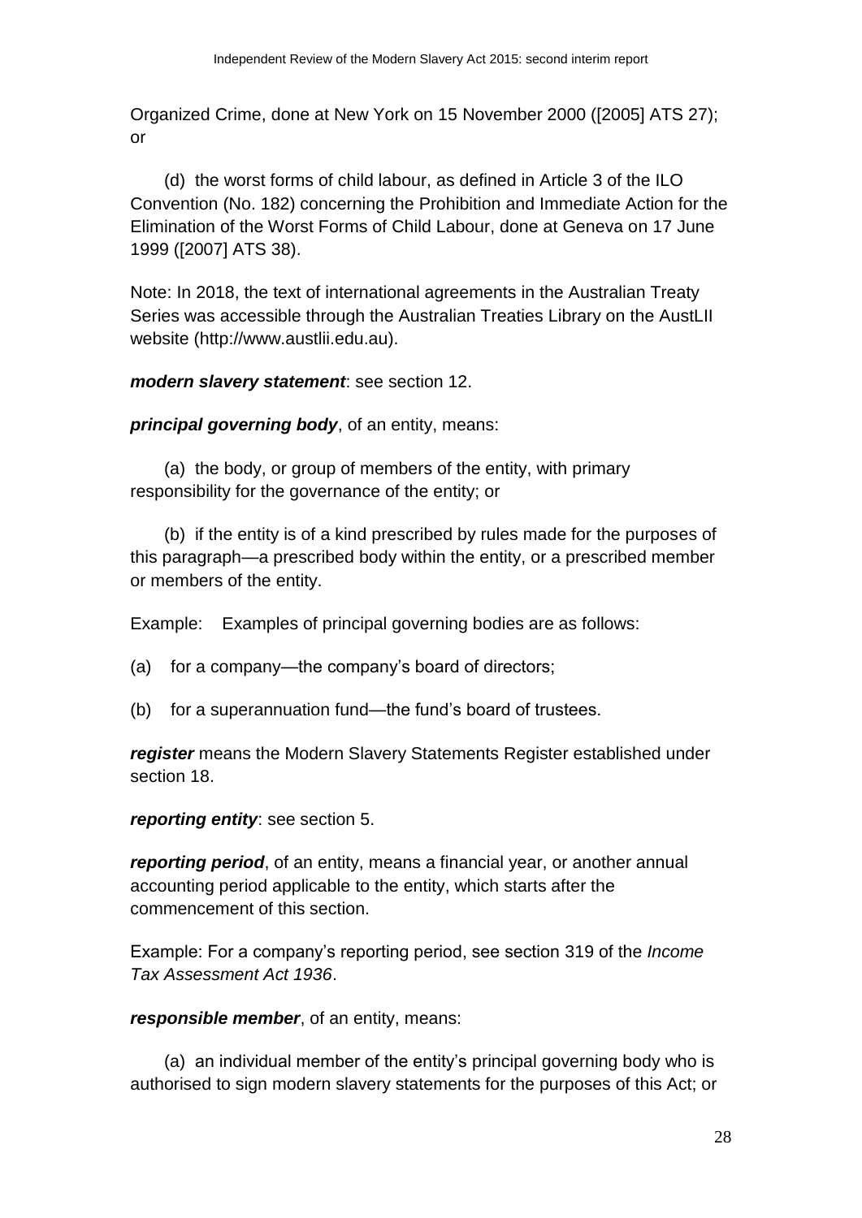Organized Crime, done at New York on 15 November 2000 ([2005] ATS 27); or

(d) the worst forms of child labour, as defined in Article 3 of the ILO Convention (No. 182) concerning the Prohibition and Immediate Action for the Elimination of the Worst Forms of Child Labour, done at Geneva on 17 June 1999 ([2007] ATS 38).

Note: In 2018, the text of international agreements in the Australian Treaty Series was accessible through the Australian Treaties Library on the AustLII website (http://www.austlii.edu.au).

***modern slavery statement***: see section 12.

***principal governing body***, of an entity, means:

(a) the body, or group of members of the entity, with primary responsibility for the governance of the entity; or

(b) if the entity is of a kind prescribed by rules made for the purposes of this paragraph—a prescribed body within the entity, or a prescribed member or members of the entity.

Example: Examples of principal governing bodies are as follows:

(a) for a company—the company's board of directors;

(b) for a superannuation fund—the fund's board of trustees.

***register*** means the Modern Slavery Statements Register established under section 18.

***reporting entity***: see section 5.

***reporting period***, of an entity, means a financial year, or another annual accounting period applicable to the entity, which starts after the commencement of this section.

Example: For a company's reporting period, see section 319 of the *Income Tax Assessment Act 1936*.

***responsible member***, of an entity, means:

(a) an individual member of the entity's principal governing body who is authorised to sign modern slavery statements for the purposes of this Act; or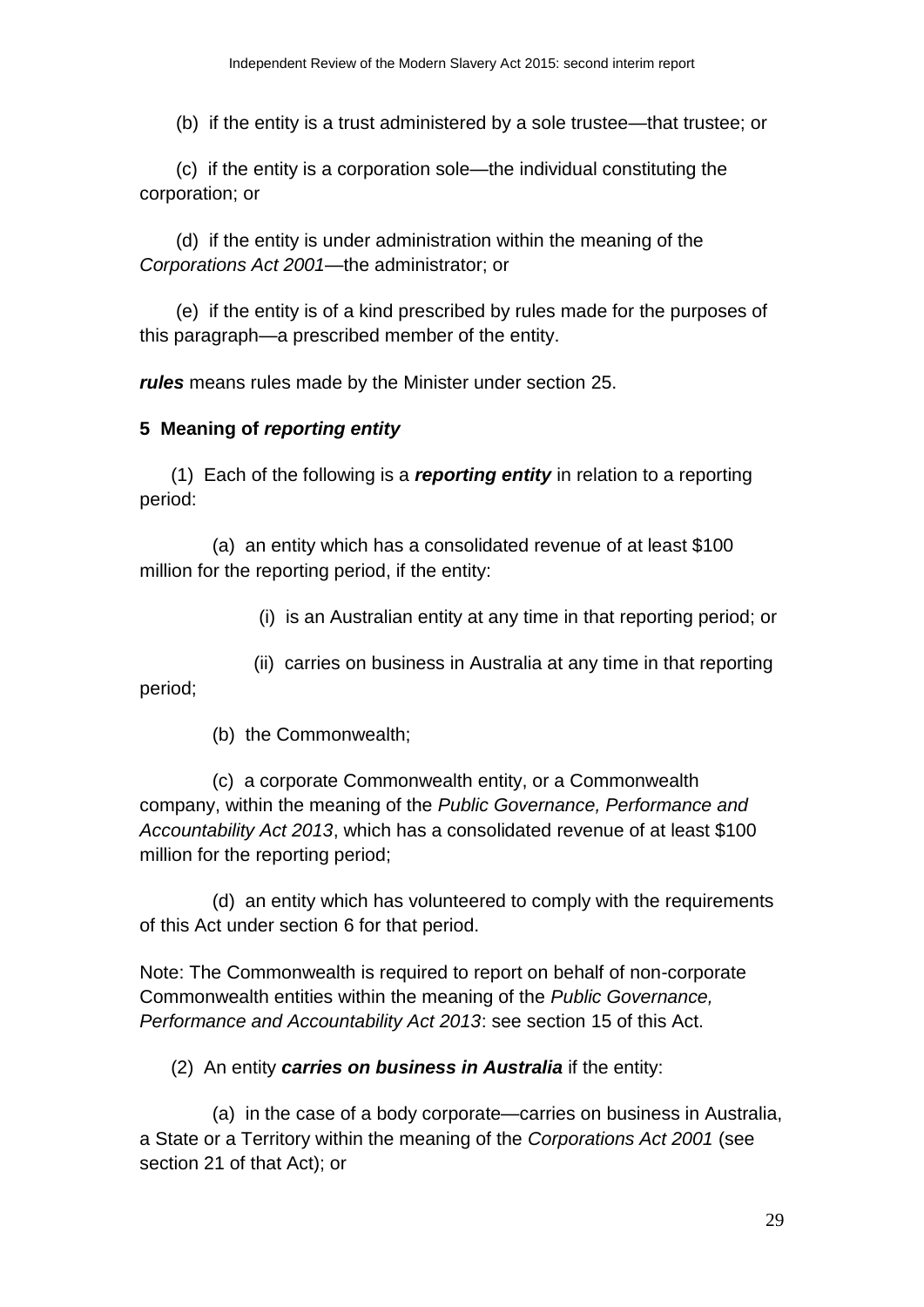(b) if the entity is a trust administered by a sole trustee—that trustee; or

(c) if the entity is a corporation sole—the individual constituting the corporation; or

(d) if the entity is under administration within the meaning of the *Corporations Act 2001*—the administrator; or

(e) if the entity is of a kind prescribed by rules made for the purposes of this paragraph—a prescribed member of the entity.

***rules*** means rules made by the Minister under section 25.

**5 Meaning of *reporting entity***

(1) Each of the following is a ***reporting entity*** in relation to a reporting period:

(a) an entity which has a consolidated revenue of at least $100 million for the reporting period, if the entity:

(i) is an Australian entity at any time in that reporting period; or

(ii) carries on business in Australia at any time in that reporting period;

(b) the Commonwealth;

(c) a corporate Commonwealth entity, or a Commonwealth company, within the meaning of the *Public Governance, Performance and Accountability Act 2013*, which has a consolidated revenue of at least $100 million for the reporting period;

(d) an entity which has volunteered to comply with the requirements of this Act under section 6 for that period.

Note: The Commonwealth is required to report on behalf of non-corporate Commonwealth entities within the meaning of the *Public Governance, Performance and Accountability Act 2013*: see section 15 of this Act.

(2) An entity ***carries on business in Australia*** if the entity:

(a) in the case of a body corporate—carries on business in Australia, a State or a Territory within the meaning of the *Corporations Act 2001* (see section 21 of that Act); or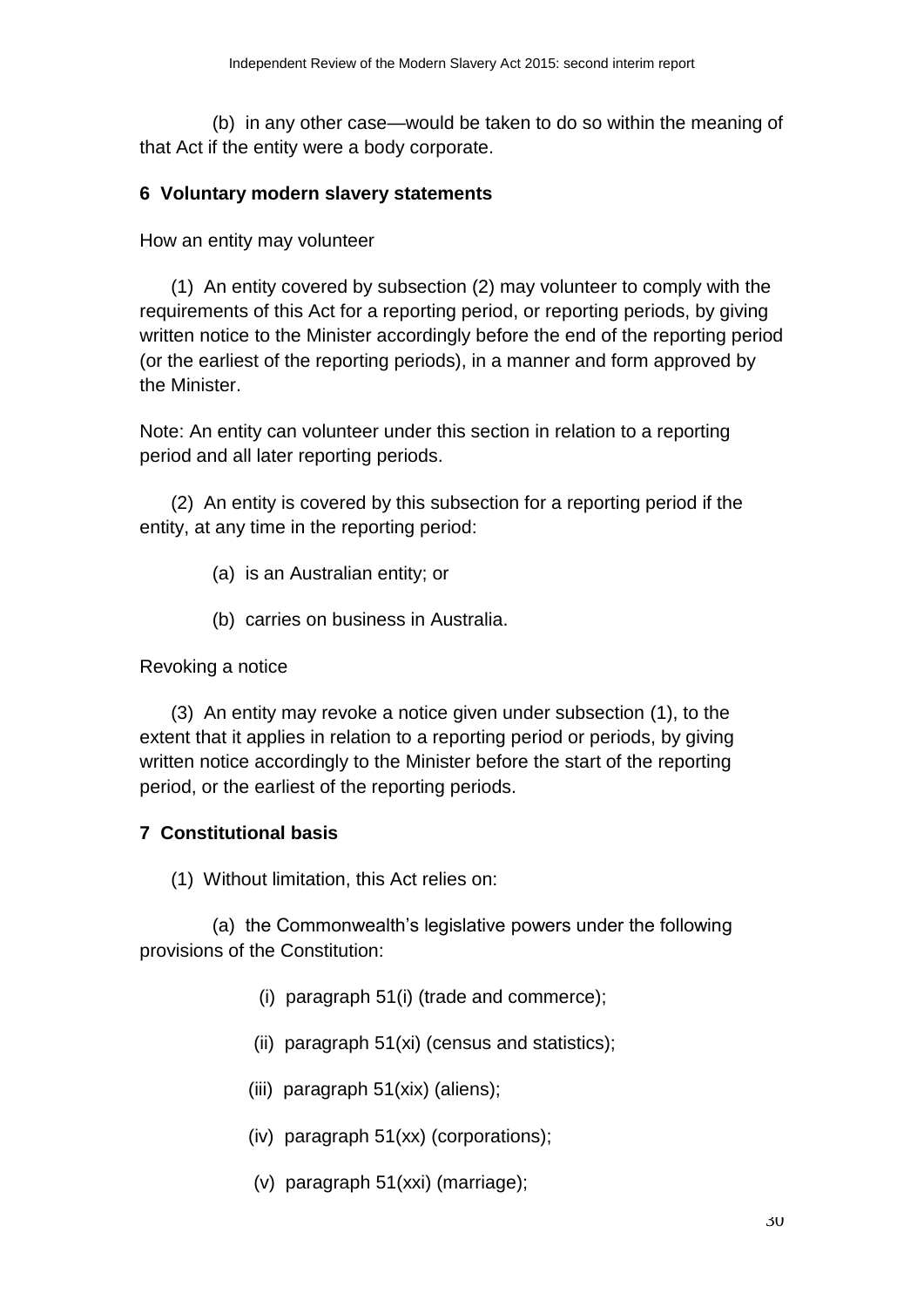(b) in any other case—would be taken to do so within the meaning of that Act if the entity were a body corporate.

**6 Voluntary modern slavery statements**

How an entity may volunteer

(1) An entity covered by subsection (2) may volunteer to comply with the requirements of this Act for a reporting period, or reporting periods, by giving written notice to the Minister accordingly before the end of the reporting period (or the earliest of the reporting periods), in a manner and form approved by the Minister.

Note: An entity can volunteer under this section in relation to a reporting period and all later reporting periods.

(2) An entity is covered by this subsection for a reporting period if the entity, at any time in the reporting period:

(a) is an Australian entity; or

(b) carries on business in Australia.

Revoking a notice

(3) An entity may revoke a notice given under subsection (1), to the extent that it applies in relation to a reporting period or periods, by giving written notice accordingly to the Minister before the start of the reporting period, or the earliest of the reporting periods.

**7 Constitutional basis**

(1) Without limitation, this Act relies on:

(a) the Commonwealth's legislative powers under the following provisions of the Constitution:

(i) paragraph 51(i) (trade and commerce);

(ii) paragraph 51(xi) (census and statistics);

(iii) paragraph 51(xix) (aliens);

(iv) paragraph 51(xx) (corporations);

(v) paragraph 51(xxi) (marriage);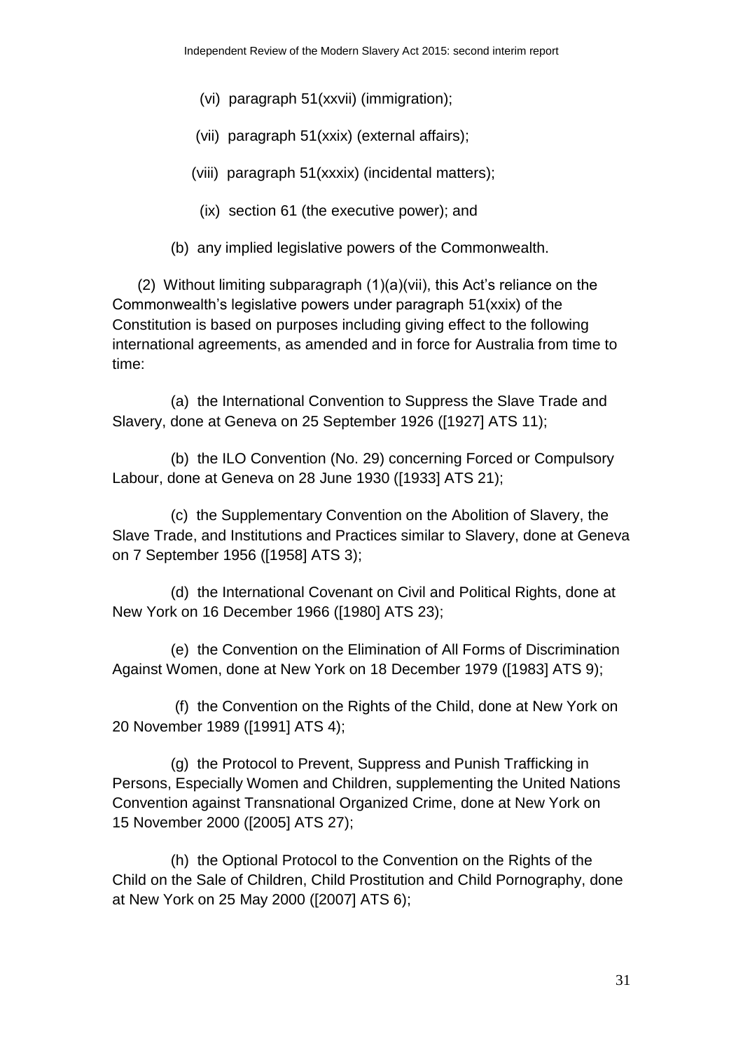(vi) paragraph 51(xxvii) (immigration);

(vii) paragraph 51(xxix) (external affairs);

(viii) paragraph 51(xxxix) (incidental matters);

(ix) section 61 (the executive power); and

(b) any implied legislative powers of the Commonwealth.

(2) Without limiting subparagraph (1)(a)(vii), this Act's reliance on the Commonwealth's legislative powers under paragraph 51(xxix) of the Constitution is based on purposes including giving effect to the following international agreements, as amended and in force for Australia from time to time:

(a) the International Convention to Suppress the Slave Trade and Slavery, done at Geneva on 25 September 1926 ([1927] ATS 11);

(b) the ILO Convention (No. 29) concerning Forced or Compulsory Labour, done at Geneva on 28 June 1930 ([1933] ATS 21);

(c) the Supplementary Convention on the Abolition of Slavery, the Slave Trade, and Institutions and Practices similar to Slavery, done at Geneva on 7 September 1956 ([1958] ATS 3);

(d) the International Covenant on Civil and Political Rights, done at New York on 16 December 1966 ([1980] ATS 23);

(e) the Convention on the Elimination of All Forms of Discrimination Against Women, done at New York on 18 December 1979 ([1983] ATS 9);

(f) the Convention on the Rights of the Child, done at New York on 20 November 1989 ([1991] ATS 4);

(g) the Protocol to Prevent, Suppress and Punish Trafficking in Persons, Especially Women and Children, supplementing the United Nations Convention against Transnational Organized Crime, done at New York on 15 November 2000 ([2005] ATS 27);

(h) the Optional Protocol to the Convention on the Rights of the Child on the Sale of Children, Child Prostitution and Child Pornography, done at New York on 25 May 2000 ([2007] ATS 6);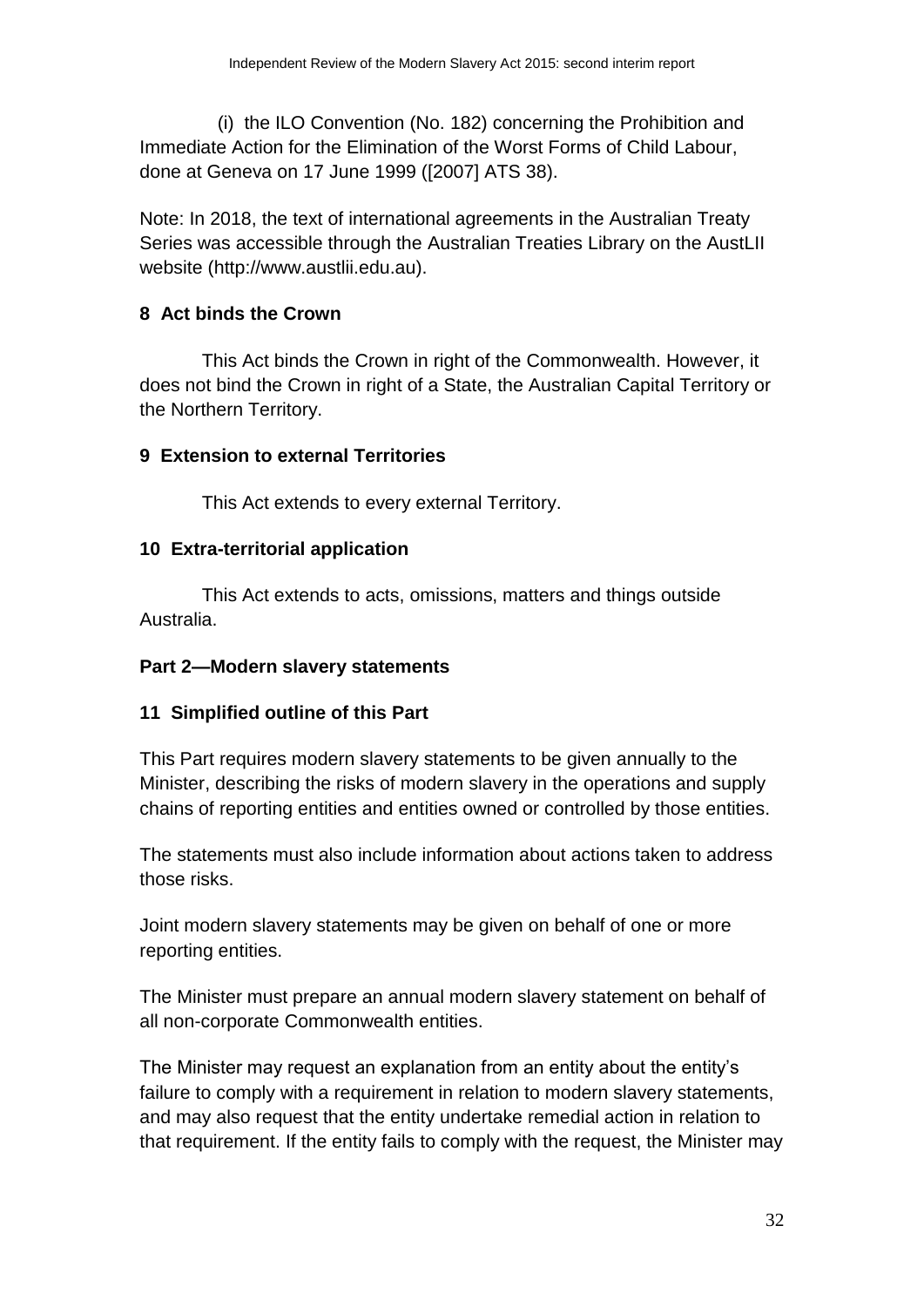(i) the ILO Convention (No. 182) concerning the Prohibition and Immediate Action for the Elimination of the Worst Forms of Child Labour, done at Geneva on 17 June 1999 ([2007] ATS 38).

Note: In 2018, the text of international agreements in the Australian Treaty Series was accessible through the Australian Treaties Library on the AustLII website (http://www.austlii.edu.au).

**8 Act binds the Crown**

This Act binds the Crown in right of the Commonwealth. However, it does not bind the Crown in right of a State, the Australian Capital Territory or the Northern Territory.

**9 Extension to external Territories**

This Act extends to every external Territory.

**10 Extra-territorial application**

This Act extends to acts, omissions, matters and things outside Australia.

**Part 2—Modern slavery statements**

**11 Simplified outline of this Part**

This Part requires modern slavery statements to be given annually to the Minister, describing the risks of modern slavery in the operations and supply chains of reporting entities and entities owned or controlled by those entities.

The statements must also include information about actions taken to address those risks.

Joint modern slavery statements may be given on behalf of one or more reporting entities.

The Minister must prepare an annual modern slavery statement on behalf of all non-corporate Commonwealth entities.

The Minister may request an explanation from an entity about the entity's failure to comply with a requirement in relation to modern slavery statements, and may also request that the entity undertake remedial action in relation to that requirement. If the entity fails to comply with the request, the Minister may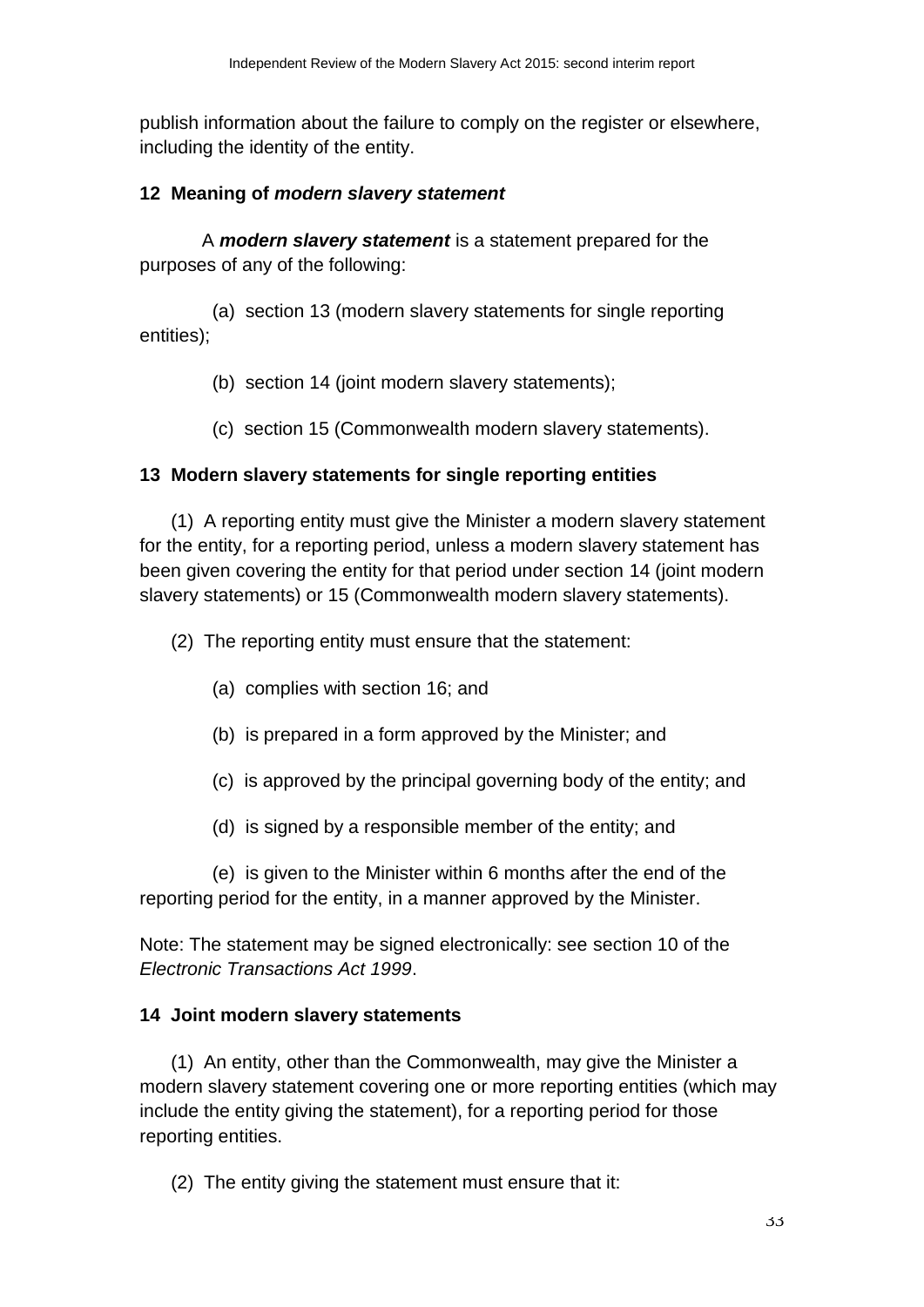publish information about the failure to comply on the register or elsewhere, including the identity of the entity.

**12 Meaning of *modern slavery statement***

A ***modern slavery statement*** is a statement prepared for the purposes of any of the following:

(a) section 13 (modern slavery statements for single reporting entities);

(b) section 14 (joint modern slavery statements);

(c) section 15 (Commonwealth modern slavery statements).

**13 Modern slavery statements for single reporting entities**

(1) A reporting entity must give the Minister a modern slavery statement for the entity, for a reporting period, unless a modern slavery statement has been given covering the entity for that period under section 14 (joint modern slavery statements) or 15 (Commonwealth modern slavery statements).

(2) The reporting entity must ensure that the statement:

(a) complies with section 16; and

(b) is prepared in a form approved by the Minister; and

(c) is approved by the principal governing body of the entity; and

(d) is signed by a responsible member of the entity; and

(e) is given to the Minister within 6 months after the end of the reporting period for the entity, in a manner approved by the Minister.

Note: The statement may be signed electronically: see section 10 of the *Electronic Transactions Act 1999*.

**14 Joint modern slavery statements**

(1) An entity, other than the Commonwealth, may give the Minister a modern slavery statement covering one or more reporting entities (which may include the entity giving the statement), for a reporting period for those reporting entities.

(2) The entity giving the statement must ensure that it: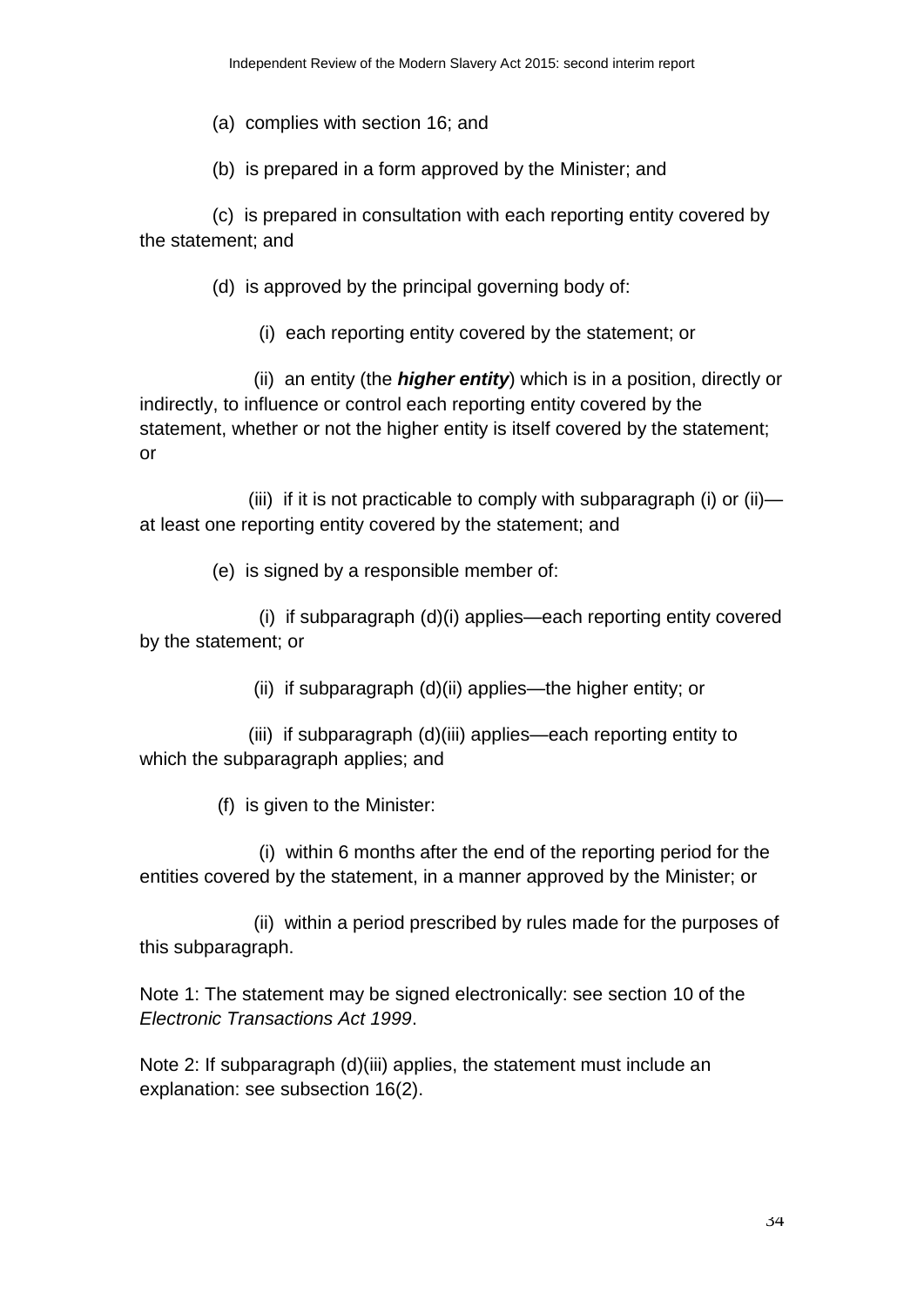(a) complies with section 16; and

(b) is prepared in a form approved by the Minister; and

(c) is prepared in consultation with each reporting entity covered by the statement; and

(d) is approved by the principal governing body of:

(i) each reporting entity covered by the statement; or

(ii) an entity (the ***higher entity***) which is in a position, directly or indirectly, to influence or control each reporting entity covered by the statement, whether or not the higher entity is itself covered by the statement; or

(iii) if it is not practicable to comply with subparagraph (i) or (ii)—at least one reporting entity covered by the statement; and

(e) is signed by a responsible member of:

(i) if subparagraph (d)(i) applies—each reporting entity covered by the statement; or

(ii) if subparagraph (d)(ii) applies—the higher entity; or

(iii) if subparagraph (d)(iii) applies—each reporting entity to which the subparagraph applies; and

(f) is given to the Minister:

(i) within 6 months after the end of the reporting period for the entities covered by the statement, in a manner approved by the Minister; or

(ii) within a period prescribed by rules made for the purposes of this subparagraph.

Note 1: The statement may be signed electronically: see section 10 of the *Electronic Transactions Act 1999*.

Note 2: If subparagraph (d)(iii) applies, the statement must include an explanation: see subsection 16(2).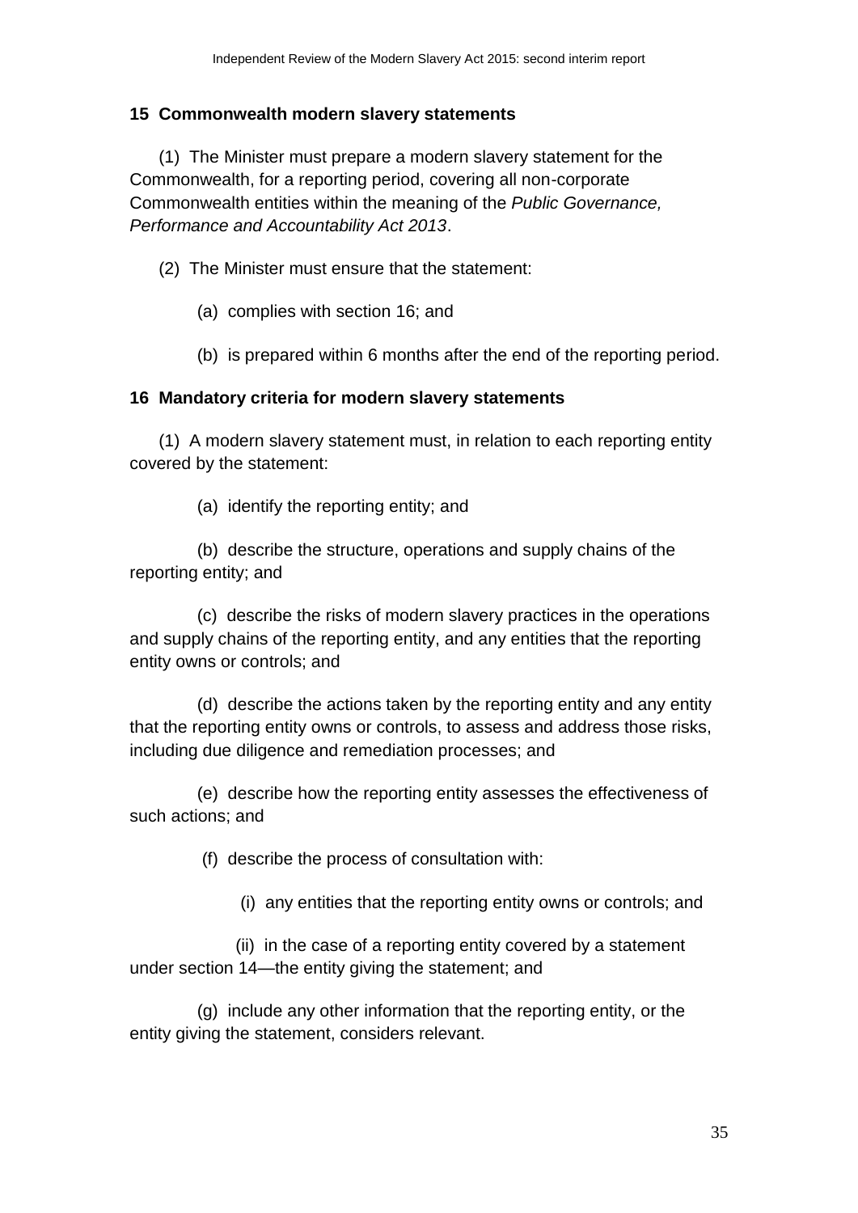**15 Commonwealth modern slavery statements**

(1) The Minister must prepare a modern slavery statement for the Commonwealth, for a reporting period, covering all non-corporate Commonwealth entities within the meaning of the *Public Governance, Performance and Accountability Act 2013*.

(2) The Minister must ensure that the statement:

(a) complies with section 16; and

(b) is prepared within 6 months after the end of the reporting period.

**16 Mandatory criteria for modern slavery statements**

(1) A modern slavery statement must, in relation to each reporting entity covered by the statement:

(a) identify the reporting entity; and

(b) describe the structure, operations and supply chains of the reporting entity; and

(c) describe the risks of modern slavery practices in the operations and supply chains of the reporting entity, and any entities that the reporting entity owns or controls; and

(d) describe the actions taken by the reporting entity and any entity that the reporting entity owns or controls, to assess and address those risks, including due diligence and remediation processes; and

(e) describe how the reporting entity assesses the effectiveness of such actions; and

(f) describe the process of consultation with:

(i) any entities that the reporting entity owns or controls; and

(ii) in the case of a reporting entity covered by a statement under section 14—the entity giving the statement; and

(g) include any other information that the reporting entity, or the entity giving the statement, considers relevant.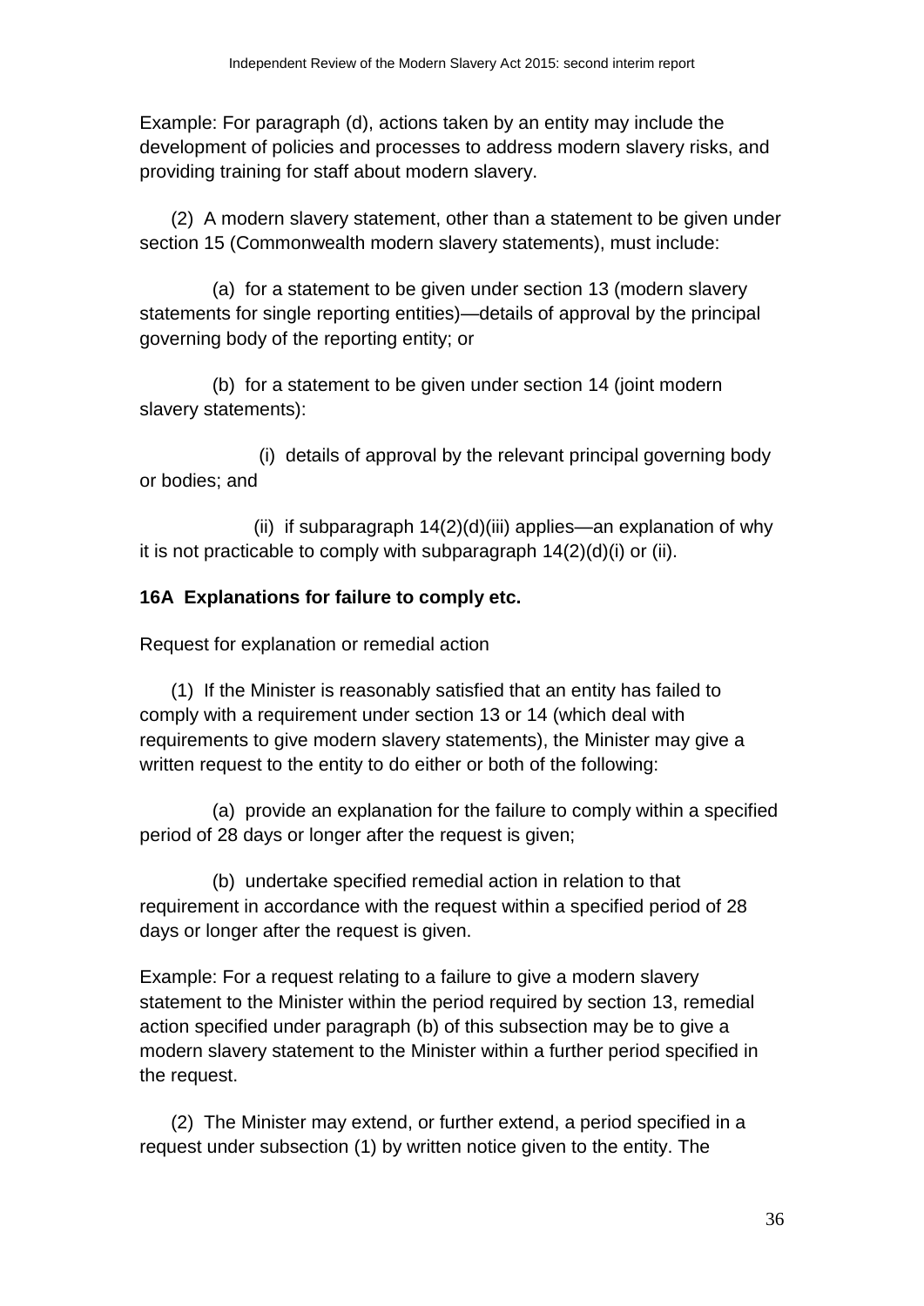Example: For paragraph (d), actions taken by an entity may include the development of policies and processes to address modern slavery risks, and providing training for staff about modern slavery.

(2) A modern slavery statement, other than a statement to be given under section 15 (Commonwealth modern slavery statements), must include:

(a) for a statement to be given under section 13 (modern slavery statements for single reporting entities)—details of approval by the principal governing body of the reporting entity; or

(b) for a statement to be given under section 14 (joint modern slavery statements):

(i) details of approval by the relevant principal governing body or bodies; and

(ii) if subparagraph 14(2)(d)(iii) applies—an explanation of why it is not practicable to comply with subparagraph 14(2)(d)(i) or (ii).

**16A Explanations for failure to comply etc.**

Request for explanation or remedial action

(1) If the Minister is reasonably satisfied that an entity has failed to comply with a requirement under section 13 or 14 (which deal with requirements to give modern slavery statements), the Minister may give a written request to the entity to do either or both of the following:

(a) provide an explanation for the failure to comply within a specified period of 28 days or longer after the request is given;

(b) undertake specified remedial action in relation to that requirement in accordance with the request within a specified period of 28 days or longer after the request is given.

Example: For a request relating to a failure to give a modern slavery statement to the Minister within the period required by section 13, remedial action specified under paragraph (b) of this subsection may be to give a modern slavery statement to the Minister within a further period specified in the request.

(2) The Minister may extend, or further extend, a period specified in a request under subsection (1) by written notice given to the entity. The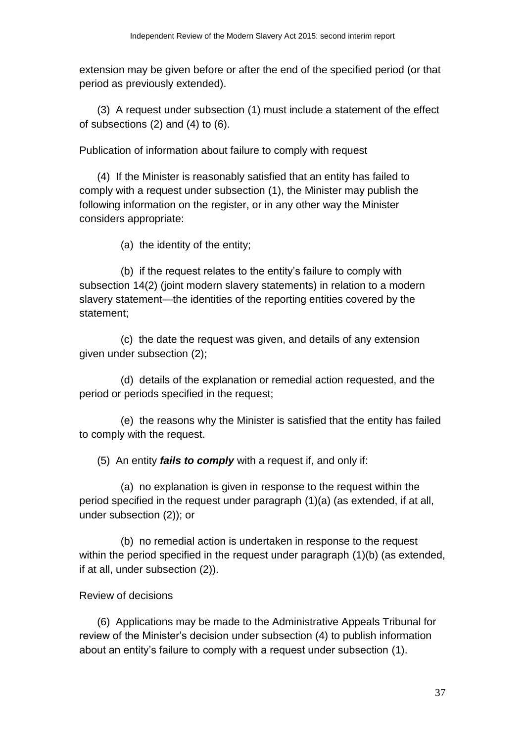extension may be given before or after the end of the specified period (or that period as previously extended).

(3) A request under subsection (1) must include a statement of the effect of subsections (2) and (4) to (6).

Publication of information about failure to comply with request

(4) If the Minister is reasonably satisfied that an entity has failed to comply with a request under subsection (1), the Minister may publish the following information on the register, or in any other way the Minister considers appropriate:

(a) the identity of the entity;

(b) if the request relates to the entity's failure to comply with subsection 14(2) (joint modern slavery statements) in relation to a modern slavery statement—the identities of the reporting entities covered by the statement;

(c) the date the request was given, and details of any extension given under subsection (2);

(d) details of the explanation or remedial action requested, and the period or periods specified in the request;

(e) the reasons why the Minister is satisfied that the entity has failed to comply with the request.

(5) An entity ***fails to comply*** with a request if, and only if:

(a) no explanation is given in response to the request within the period specified in the request under paragraph (1)(a) (as extended, if at all, under subsection (2)); or

(b) no remedial action is undertaken in response to the request within the period specified in the request under paragraph (1)(b) (as extended, if at all, under subsection (2)).

Review of decisions

(6) Applications may be made to the Administrative Appeals Tribunal for review of the Minister's decision under subsection (4) to publish information about an entity's failure to comply with a request under subsection (1).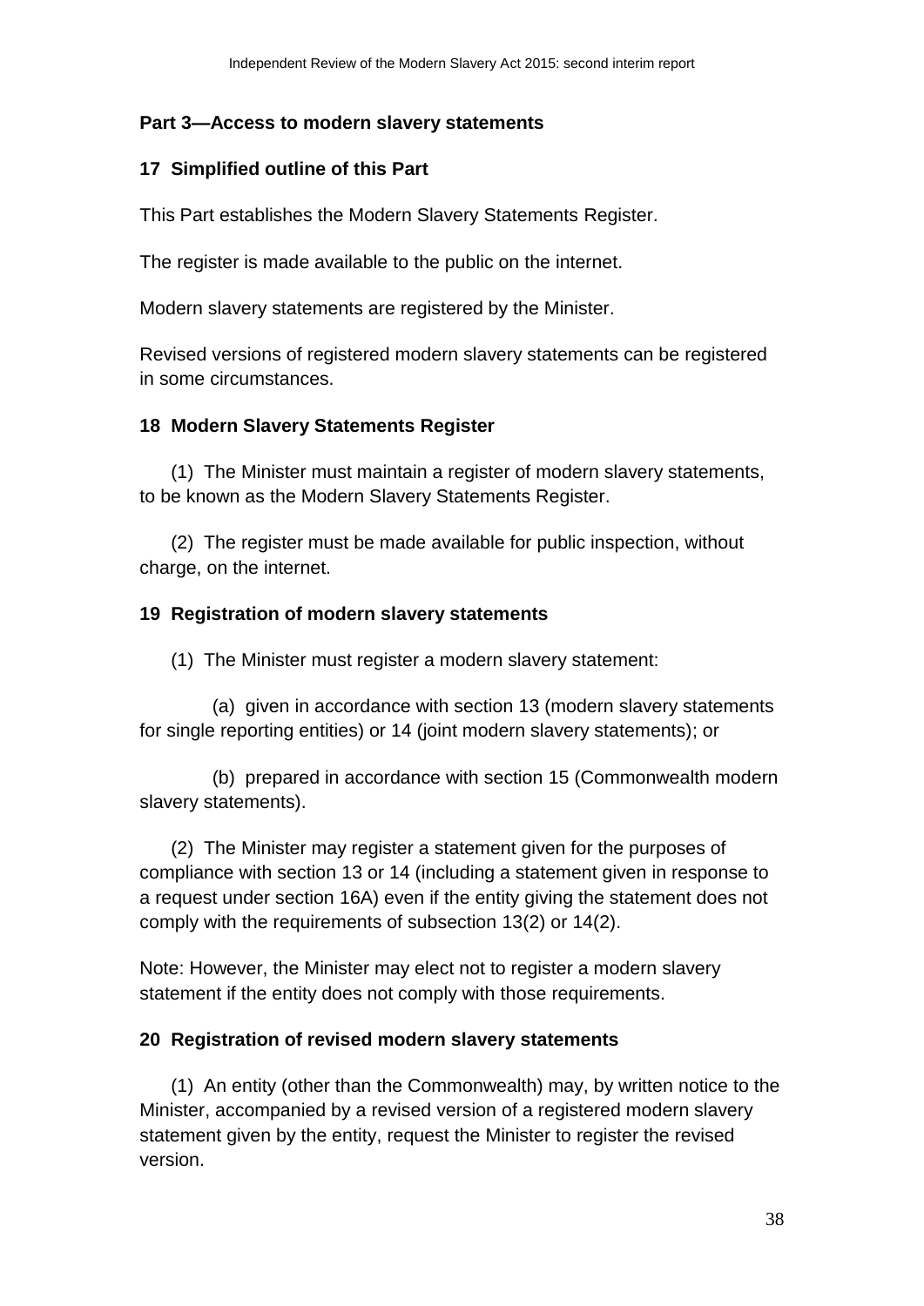**Part 3—Access to modern slavery statements**

**17 Simplified outline of this Part**

This Part establishes the Modern Slavery Statements Register.

The register is made available to the public on the internet.

Modern slavery statements are registered by the Minister.

Revised versions of registered modern slavery statements can be registered in some circumstances.

**18 Modern Slavery Statements Register**

(1) The Minister must maintain a register of modern slavery statements, to be known as the Modern Slavery Statements Register.

(2) The register must be made available for public inspection, without charge, on the internet.

**19 Registration of modern slavery statements**

(1) The Minister must register a modern slavery statement:

(a) given in accordance with section 13 (modern slavery statements for single reporting entities) or 14 (joint modern slavery statements); or

(b) prepared in accordance with section 15 (Commonwealth modern slavery statements).

(2) The Minister may register a statement given for the purposes of compliance with section 13 or 14 (including a statement given in response to a request under section 16A) even if the entity giving the statement does not comply with the requirements of subsection 13(2) or 14(2).

Note: However, the Minister may elect not to register a modern slavery statement if the entity does not comply with those requirements.

**20 Registration of revised modern slavery statements**

(1) An entity (other than the Commonwealth) may, by written notice to the Minister, accompanied by a revised version of a registered modern slavery statement given by the entity, request the Minister to register the revised version.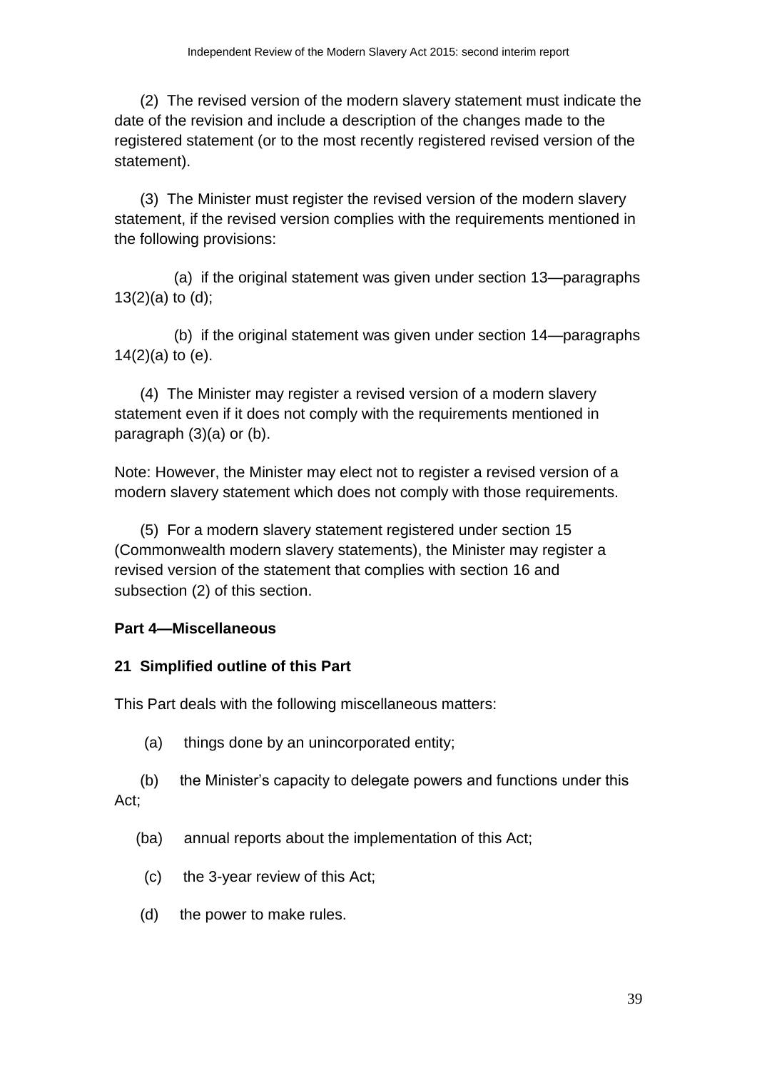(2) The revised version of the modern slavery statement must indicate the date of the revision and include a description of the changes made to the registered statement (or to the most recently registered revised version of the statement).

(3) The Minister must register the revised version of the modern slavery statement, if the revised version complies with the requirements mentioned in the following provisions:

(a) if the original statement was given under section 13—paragraphs 13(2)(a) to (d);

(b) if the original statement was given under section 14—paragraphs 14(2)(a) to (e).

(4) The Minister may register a revised version of a modern slavery statement even if it does not comply with the requirements mentioned in paragraph (3)(a) or (b).

Note: However, the Minister may elect not to register a revised version of a modern slavery statement which does not comply with those requirements.

(5) For a modern slavery statement registered under section 15 (Commonwealth modern slavery statements), the Minister may register a revised version of the statement that complies with section 16 and subsection (2) of this section.

**Part 4—Miscellaneous**

**21 Simplified outline of this Part**

This Part deals with the following miscellaneous matters:

(a) things done by an unincorporated entity;

(b) the Minister's capacity to delegate powers and functions under this Act;

(ba) annual reports about the implementation of this Act;

(c) the 3-year review of this Act;

(d) the power to make rules.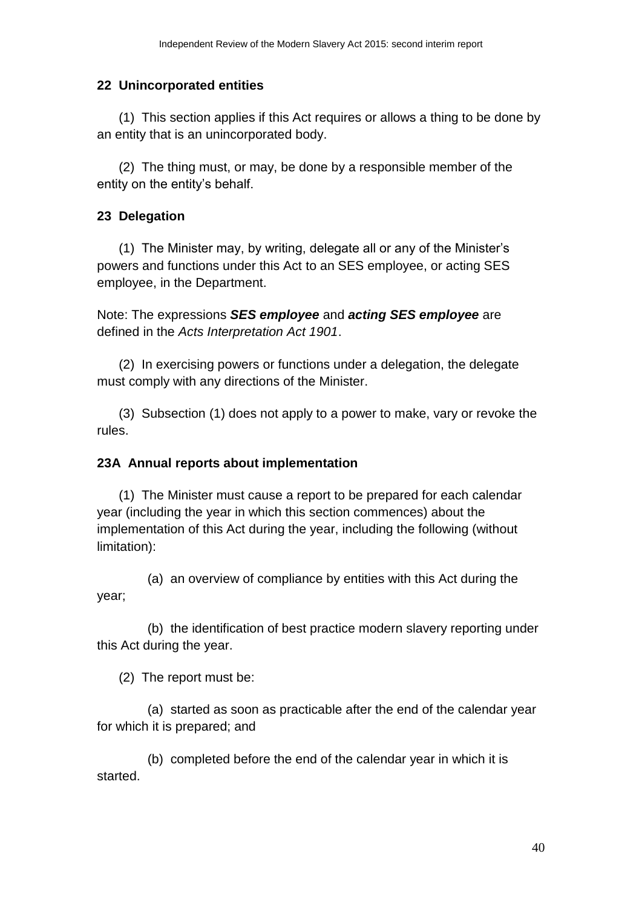**22 Unincorporated entities**

(1) This section applies if this Act requires or allows a thing to be done by an entity that is an unincorporated body.

(2) The thing must, or may, be done by a responsible member of the entity on the entity's behalf.

**23 Delegation**

(1) The Minister may, by writing, delegate all or any of the Minister's powers and functions under this Act to an SES employee, or acting SES employee, in the Department.

Note: The expressions ***SES employee*** and ***acting SES employee*** are defined in the *Acts Interpretation Act 1901*.

(2) In exercising powers or functions under a delegation, the delegate must comply with any directions of the Minister.

(3) Subsection (1) does not apply to a power to make, vary or revoke the rules.

**23A Annual reports about implementation**

(1) The Minister must cause a report to be prepared for each calendar year (including the year in which this section commences) about the implementation of this Act during the year, including the following (without limitation):

(a) an overview of compliance by entities with this Act during the year;

(b) the identification of best practice modern slavery reporting under this Act during the year.

(2) The report must be:

(a) started as soon as practicable after the end of the calendar year for which it is prepared; and

(b) completed before the end of the calendar year in which it is started.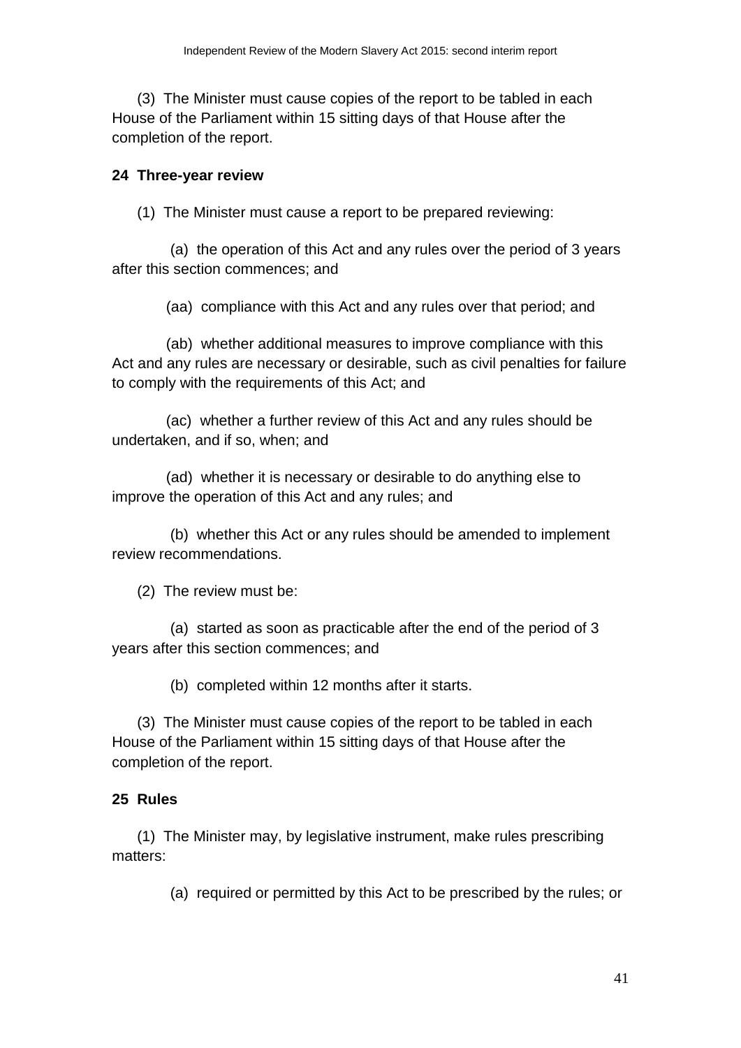(3) The Minister must cause copies of the report to be tabled in each House of the Parliament within 15 sitting days of that House after the completion of the report.

**24 Three-year review**

(1) The Minister must cause a report to be prepared reviewing:

(a) the operation of this Act and any rules over the period of 3 years after this section commences; and

(aa) compliance with this Act and any rules over that period; and

(ab) whether additional measures to improve compliance with this Act and any rules are necessary or desirable, such as civil penalties for failure to comply with the requirements of this Act; and

(ac) whether a further review of this Act and any rules should be undertaken, and if so, when; and

(ad) whether it is necessary or desirable to do anything else to improve the operation of this Act and any rules; and

(b) whether this Act or any rules should be amended to implement review recommendations.

(2) The review must be:

(a) started as soon as practicable after the end of the period of 3 years after this section commences; and

(b) completed within 12 months after it starts.

(3) The Minister must cause copies of the report to be tabled in each House of the Parliament within 15 sitting days of that House after the completion of the report.

**25 Rules**

(1) The Minister may, by legislative instrument, make rules prescribing matters:

(a) required or permitted by this Act to be prescribed by the rules; or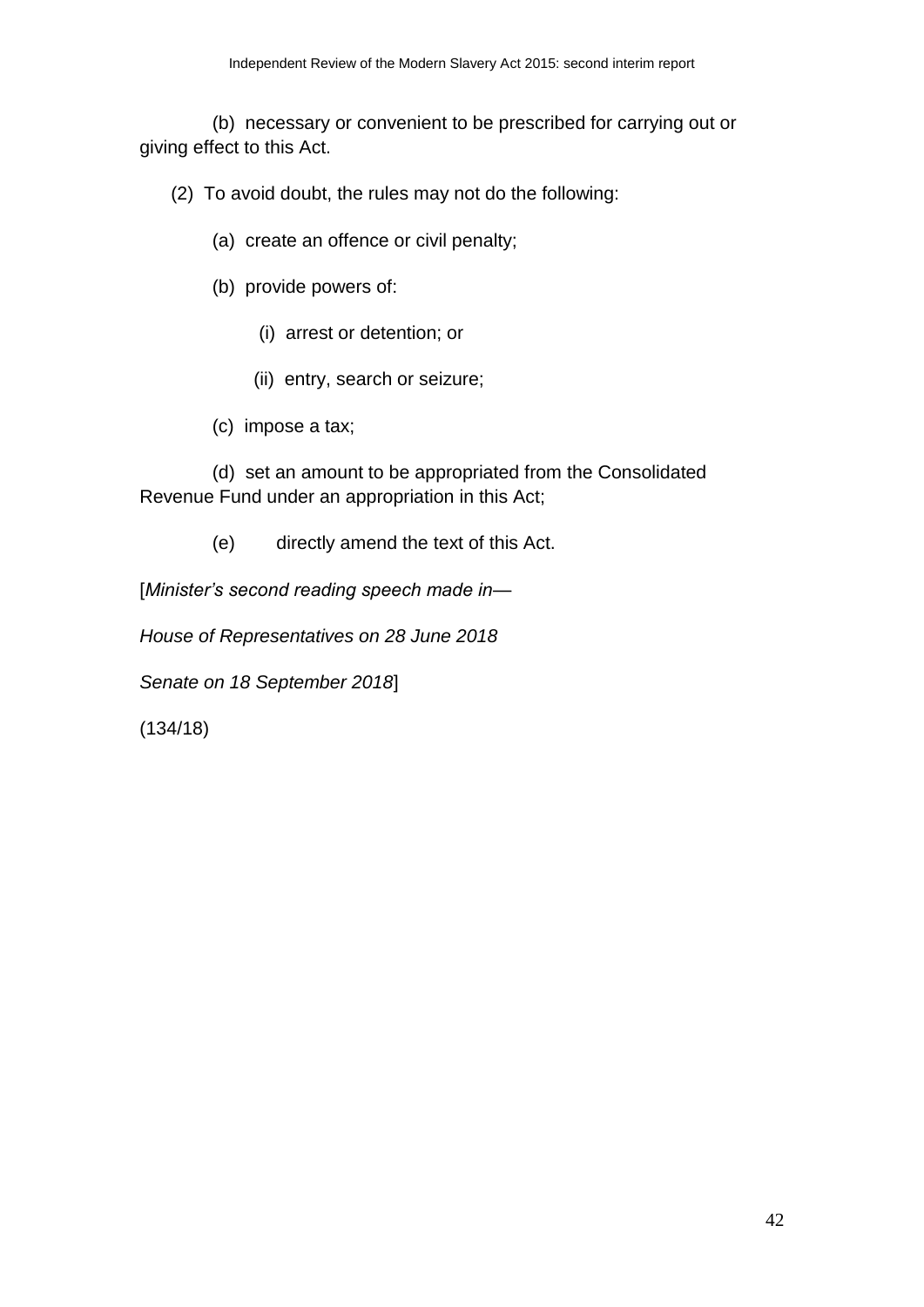(b) necessary or convenient to be prescribed for carrying out or giving effect to this Act.

(2) To avoid doubt, the rules may not do the following:

(a) create an offence or civil penalty;

(b) provide powers of:

(i) arrest or detention; or

(ii) entry, search or seizure;

(c) impose a tax;

(d) set an amount to be appropriated from the Consolidated Revenue Fund under an appropriation in this Act;

(e) directly amend the text of this Act.

[*Minister's second reading speech made in—*

*House of Representatives on 28 June 2018*

*Senate on 18 September 2018*]

(134/18)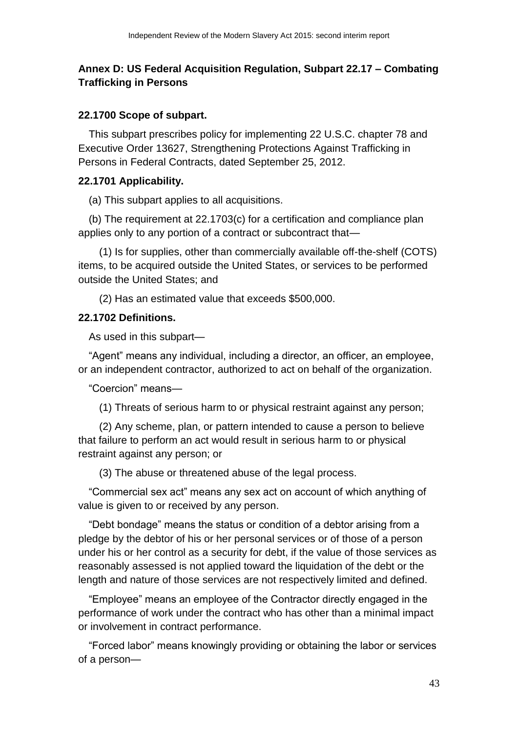## Annex D: US Federal Acquisition Regulation, Subpart 22.17 – Combating Trafficking in Persons

### 22.1700 Scope of subpart.

This subpart prescribes policy for implementing 22 U.S.C. chapter 78 and Executive Order 13627, Strengthening Protections Against Trafficking in Persons in Federal Contracts, dated September 25, 2012.

### 22.1701 Applicability.

(a) This subpart applies to all acquisitions.

(b) The requirement at 22.1703(c) for a certification and compliance plan applies only to any portion of a contract or subcontract that—

(1) Is for supplies, other than commercially available off-the-shelf (COTS) items, to be acquired outside the United States, or services to be performed outside the United States; and

(2) Has an estimated value that exceeds $500,000.

### 22.1702 Definitions.

As used in this subpart—

"Agent" means any individual, including a director, an officer, an employee, or an independent contractor, authorized to act on behalf of the organization.

"Coercion" means—

(1) Threats of serious harm to or physical restraint against any person;

(2) Any scheme, plan, or pattern intended to cause a person to believe that failure to perform an act would result in serious harm to or physical restraint against any person; or

(3) The abuse or threatened abuse of the legal process.

"Commercial sex act" means any sex act on account of which anything of value is given to or received by any person.

"Debt bondage" means the status or condition of a debtor arising from a pledge by the debtor of his or her personal services or of those of a person under his or her control as a security for debt, if the value of those services as reasonably assessed is not applied toward the liquidation of the debt or the length and nature of those services are not respectively limited and defined.

"Employee" means an employee of the Contractor directly engaged in the performance of work under the contract who has other than a minimal impact or involvement in contract performance.

"Forced labor" means knowingly providing or obtaining the labor or services of a person—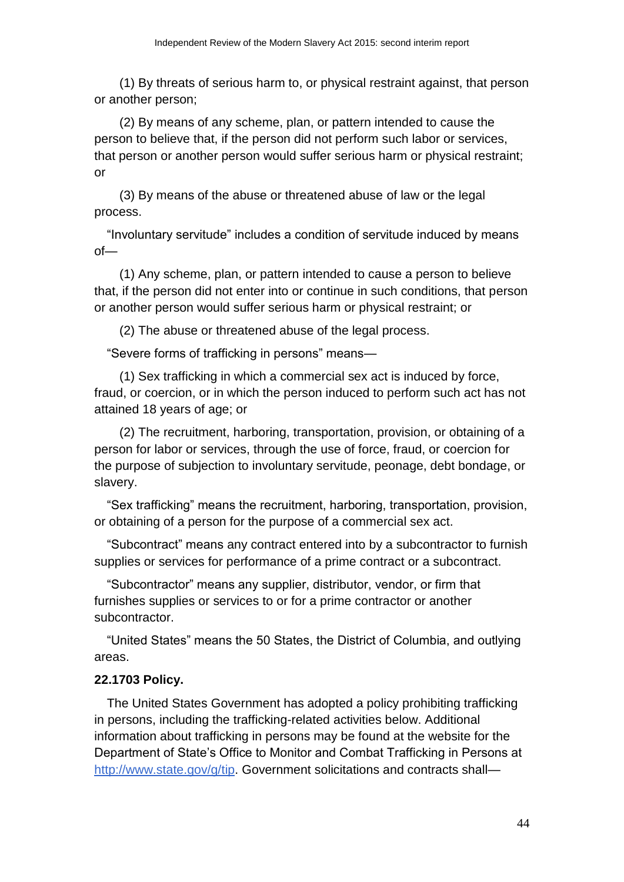(1) By threats of serious harm to, or physical restraint against, that person or another person;

(2) By means of any scheme, plan, or pattern intended to cause the person to believe that, if the person did not perform such labor or services, that person or another person would suffer serious harm or physical restraint; or

(3) By means of the abuse or threatened abuse of law or the legal process.

"Involuntary servitude" includes a condition of servitude induced by means of—

(1) Any scheme, plan, or pattern intended to cause a person to believe that, if the person did not enter into or continue in such conditions, that person or another person would suffer serious harm or physical restraint; or

(2) The abuse or threatened abuse of the legal process.

"Severe forms of trafficking in persons" means—

(1) Sex trafficking in which a commercial sex act is induced by force, fraud, or coercion, or in which the person induced to perform such act has not attained 18 years of age; or

(2) The recruitment, harboring, transportation, provision, or obtaining of a person for labor or services, through the use of force, fraud, or coercion for the purpose of subjection to involuntary servitude, peonage, debt bondage, or slavery.

"Sex trafficking" means the recruitment, harboring, transportation, provision, or obtaining of a person for the purpose of a commercial sex act.

"Subcontract" means any contract entered into by a subcontractor to furnish supplies or services for performance of a prime contract or a subcontract.

"Subcontractor" means any supplier, distributor, vendor, or firm that furnishes supplies or services to or for a prime contractor or another subcontractor.

"United States" means the 50 States, the District of Columbia, and outlying areas.

**22.1703 Policy.**

The United States Government has adopted a policy prohibiting trafficking in persons, including the trafficking-related activities below. Additional information about trafficking in persons may be found at the website for the Department of State's Office to Monitor and Combat Trafficking in Persons at http://www.state.gov/g/tip. Government solicitations and contracts shall—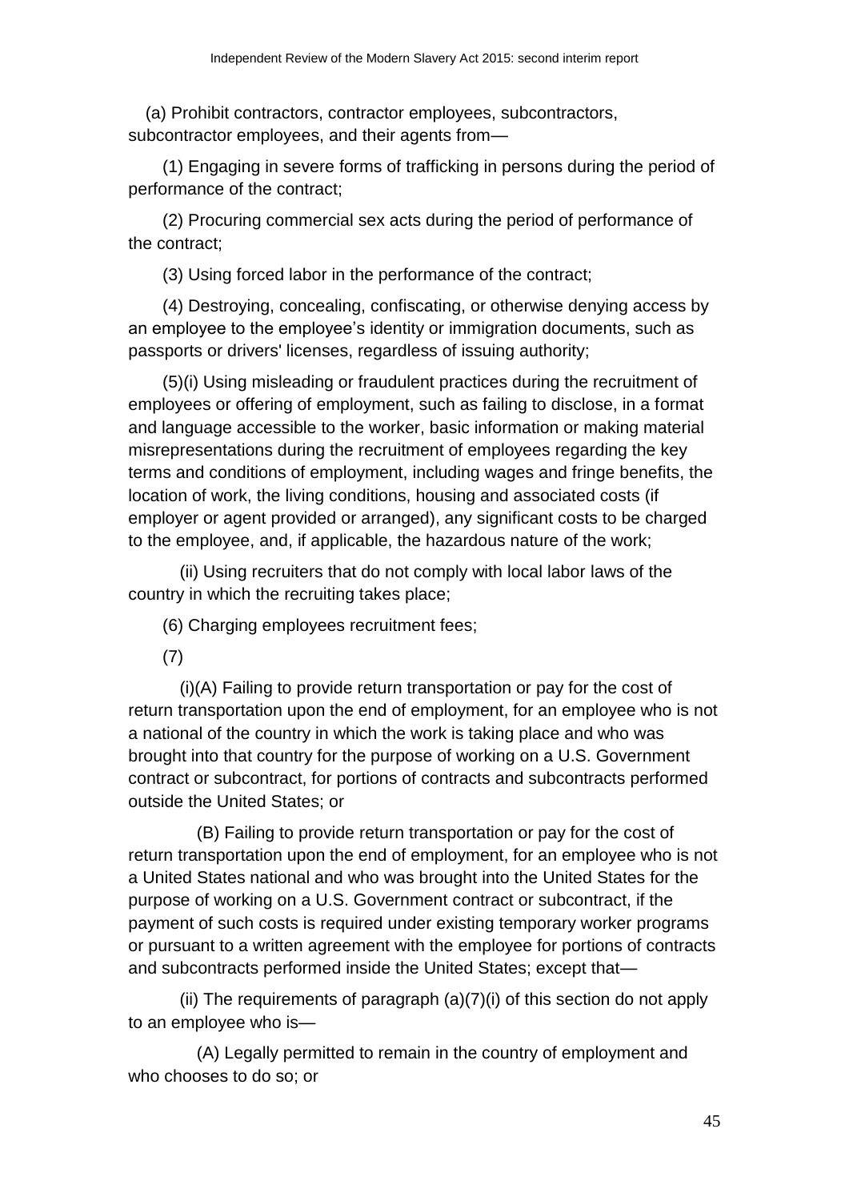(a) Prohibit contractors, contractor employees, subcontractors, subcontractor employees, and their agents from—

(1) Engaging in severe forms of trafficking in persons during the period of performance of the contract;

(2) Procuring commercial sex acts during the period of performance of the contract;

(3) Using forced labor in the performance of the contract;

(4) Destroying, concealing, confiscating, or otherwise denying access by an employee to the employee's identity or immigration documents, such as passports or drivers' licenses, regardless of issuing authority;

(5)(i) Using misleading or fraudulent practices during the recruitment of employees or offering of employment, such as failing to disclose, in a format and language accessible to the worker, basic information or making material misrepresentations during the recruitment of employees regarding the key terms and conditions of employment, including wages and fringe benefits, the location of work, the living conditions, housing and associated costs (if employer or agent provided or arranged), any significant costs to be charged to the employee, and, if applicable, the hazardous nature of the work;

(ii) Using recruiters that do not comply with local labor laws of the country in which the recruiting takes place;

(6) Charging employees recruitment fees;

(7)

(i)(A) Failing to provide return transportation or pay for the cost of return transportation upon the end of employment, for an employee who is not a national of the country in which the work is taking place and who was brought into that country for the purpose of working on a U.S. Government contract or subcontract, for portions of contracts and subcontracts performed outside the United States; or

(B) Failing to provide return transportation or pay for the cost of return transportation upon the end of employment, for an employee who is not a United States national and who was brought into the United States for the purpose of working on a U.S. Government contract or subcontract, if the payment of such costs is required under existing temporary worker programs or pursuant to a written agreement with the employee for portions of contracts and subcontracts performed inside the United States; except that—

(ii) The requirements of paragraph (a)(7)(i) of this section do not apply to an employee who is—

(A) Legally permitted to remain in the country of employment and who chooses to do so; or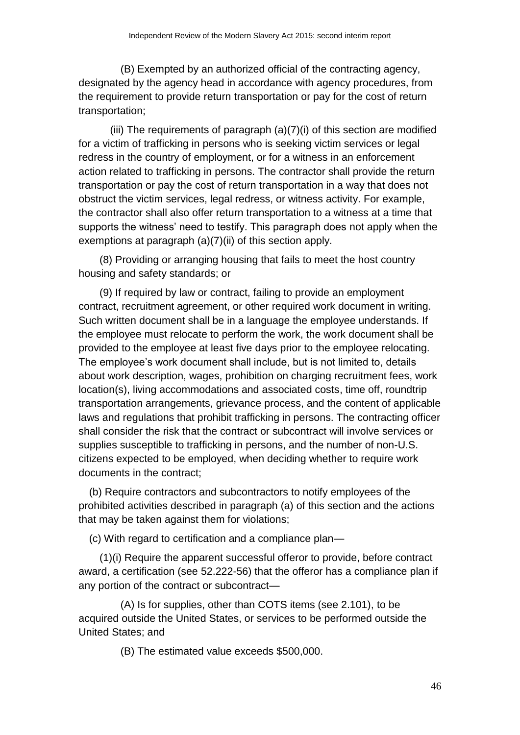(B) Exempted by an authorized official of the contracting agency, designated by the agency head in accordance with agency procedures, from the requirement to provide return transportation or pay for the cost of return transportation;

(iii) The requirements of paragraph (a)(7)(i) of this section are modified for a victim of trafficking in persons who is seeking victim services or legal redress in the country of employment, or for a witness in an enforcement action related to trafficking in persons. The contractor shall provide the return transportation or pay the cost of return transportation in a way that does not obstruct the victim services, legal redress, or witness activity. For example, the contractor shall also offer return transportation to a witness at a time that supports the witness' need to testify. This paragraph does not apply when the exemptions at paragraph (a)(7)(ii) of this section apply.

(8) Providing or arranging housing that fails to meet the host country housing and safety standards; or

(9) If required by law or contract, failing to provide an employment contract, recruitment agreement, or other required work document in writing. Such written document shall be in a language the employee understands. If the employee must relocate to perform the work, the work document shall be provided to the employee at least five days prior to the employee relocating. The employee's work document shall include, but is not limited to, details about work description, wages, prohibition on charging recruitment fees, work location(s), living accommodations and associated costs, time off, roundtrip transportation arrangements, grievance process, and the content of applicable laws and regulations that prohibit trafficking in persons. The contracting officer shall consider the risk that the contract or subcontract will involve services or supplies susceptible to trafficking in persons, and the number of non-U.S. citizens expected to be employed, when deciding whether to require work documents in the contract;

(b) Require contractors and subcontractors to notify employees of the prohibited activities described in paragraph (a) of this section and the actions that may be taken against them for violations;

(c) With regard to certification and a compliance plan—

(1)(i) Require the apparent successful offeror to provide, before contract award, a certification (see 52.222-56) that the offeror has a compliance plan if any portion of the contract or subcontract—

(A) Is for supplies, other than COTS items (see 2.101), to be acquired outside the United States, or services to be performed outside the United States; and

(B) The estimated value exceeds $500,000.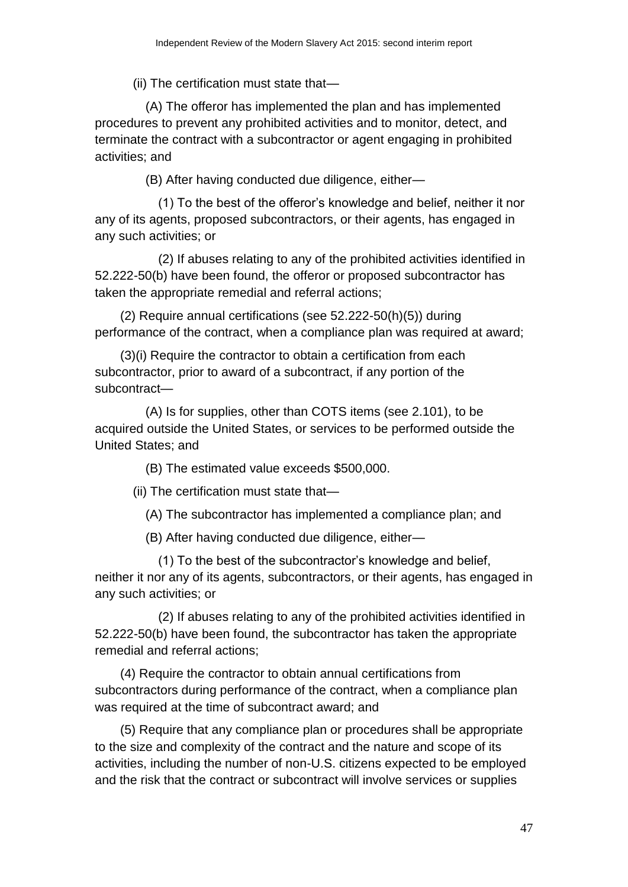(ii) The certification must state that—

(A) The offeror has implemented the plan and has implemented procedures to prevent any prohibited activities and to monitor, detect, and terminate the contract with a subcontractor or agent engaging in prohibited activities; and

(B) After having conducted due diligence, either—

(1) To the best of the offeror's knowledge and belief, neither it nor any of its agents, proposed subcontractors, or their agents, has engaged in any such activities; or

(2) If abuses relating to any of the prohibited activities identified in 52.222-50(b) have been found, the offeror or proposed subcontractor has taken the appropriate remedial and referral actions;

(2) Require annual certifications (see 52.222-50(h)(5)) during performance of the contract, when a compliance plan was required at award;

(3)(i) Require the contractor to obtain a certification from each subcontractor, prior to award of a subcontract, if any portion of the subcontract—

(A) Is for supplies, other than COTS items (see 2.101), to be acquired outside the United States, or services to be performed outside the United States; and

(B) The estimated value exceeds $500,000.

(ii) The certification must state that—

(A) The subcontractor has implemented a compliance plan; and

(B) After having conducted due diligence, either—

(1) To the best of the subcontractor's knowledge and belief, neither it nor any of its agents, subcontractors, or their agents, has engaged in any such activities; or

(2) If abuses relating to any of the prohibited activities identified in 52.222-50(b) have been found, the subcontractor has taken the appropriate remedial and referral actions;

(4) Require the contractor to obtain annual certifications from subcontractors during performance of the contract, when a compliance plan was required at the time of subcontract award; and

(5) Require that any compliance plan or procedures shall be appropriate to the size and complexity of the contract and the nature and scope of its activities, including the number of non-U.S. citizens expected to be employed and the risk that the contract or subcontract will involve services or supplies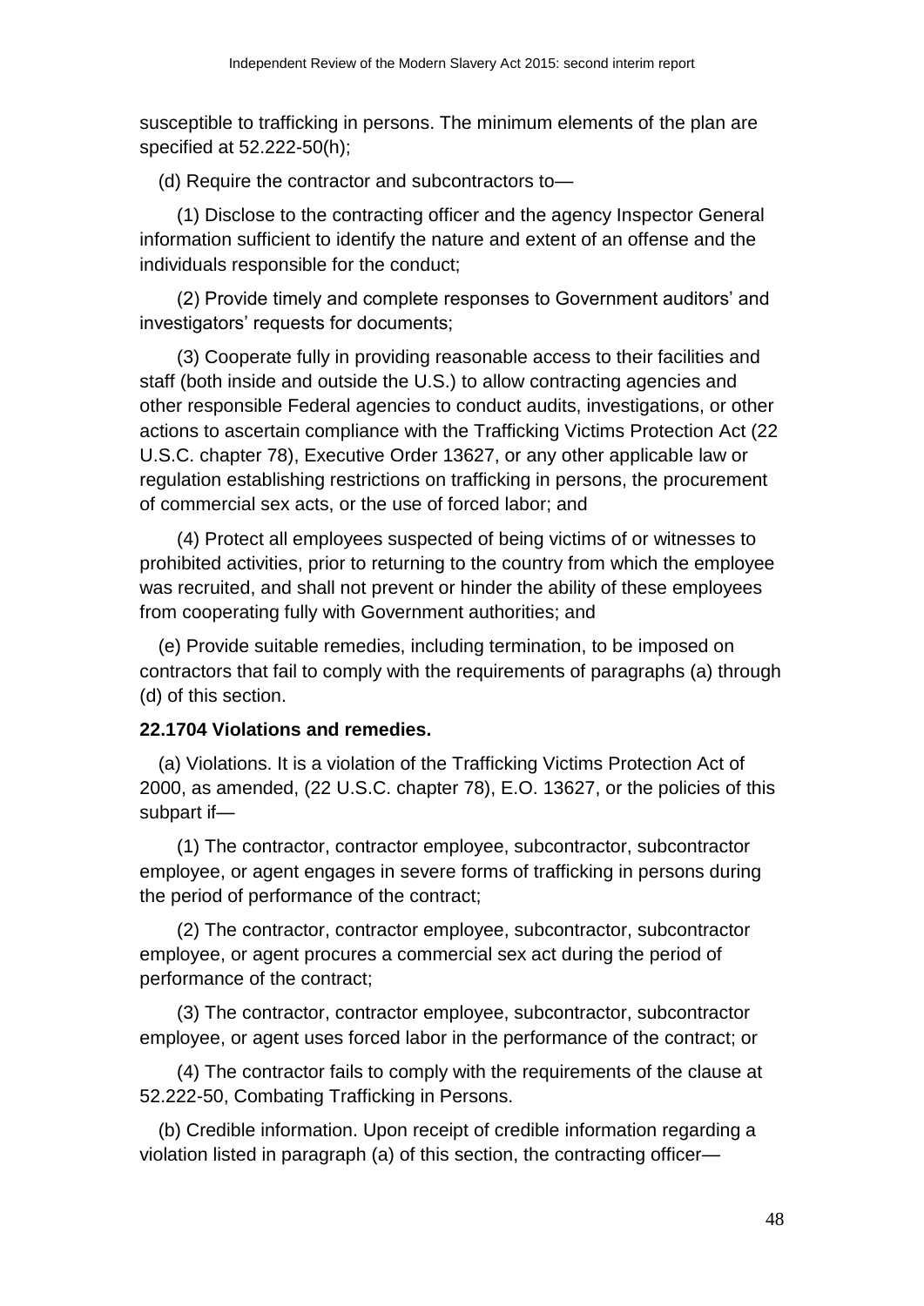susceptible to trafficking in persons. The minimum elements of the plan are specified at 52.222-50(h);

(d) Require the contractor and subcontractors to—

(1) Disclose to the contracting officer and the agency Inspector General information sufficient to identify the nature and extent of an offense and the individuals responsible for the conduct;

(2) Provide timely and complete responses to Government auditors' and investigators' requests for documents;

(3) Cooperate fully in providing reasonable access to their facilities and staff (both inside and outside the U.S.) to allow contracting agencies and other responsible Federal agencies to conduct audits, investigations, or other actions to ascertain compliance with the Trafficking Victims Protection Act (22 U.S.C. chapter 78), Executive Order 13627, or any other applicable law or regulation establishing restrictions on trafficking in persons, the procurement of commercial sex acts, or the use of forced labor; and

(4) Protect all employees suspected of being victims of or witnesses to prohibited activities, prior to returning to the country from which the employee was recruited, and shall not prevent or hinder the ability of these employees from cooperating fully with Government authorities; and

(e) Provide suitable remedies, including termination, to be imposed on contractors that fail to comply with the requirements of paragraphs (a) through (d) of this section.

**22.1704 Violations and remedies.**

(a) Violations. It is a violation of the Trafficking Victims Protection Act of 2000, as amended, (22 U.S.C. chapter 78), E.O. 13627, or the policies of this subpart if—

(1) The contractor, contractor employee, subcontractor, subcontractor employee, or agent engages in severe forms of trafficking in persons during the period of performance of the contract;

(2) The contractor, contractor employee, subcontractor, subcontractor employee, or agent procures a commercial sex act during the period of performance of the contract;

(3) The contractor, contractor employee, subcontractor, subcontractor employee, or agent uses forced labor in the performance of the contract; or

(4) The contractor fails to comply with the requirements of the clause at 52.222-50, Combating Trafficking in Persons.

(b) Credible information. Upon receipt of credible information regarding a violation listed in paragraph (a) of this section, the contracting officer—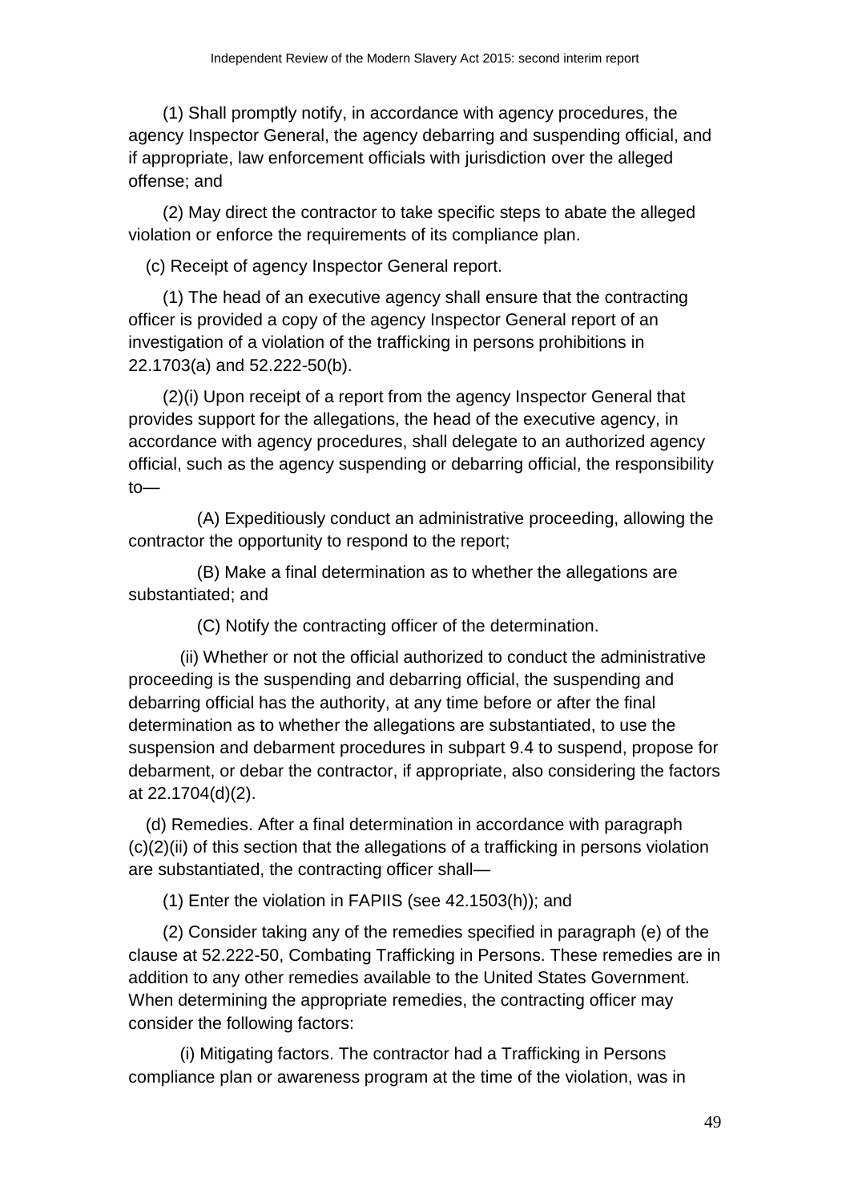(1) Shall promptly notify, in accordance with agency procedures, the agency Inspector General, the agency debarring and suspending official, and if appropriate, law enforcement officials with jurisdiction over the alleged offense; and

(2) May direct the contractor to take specific steps to abate the alleged violation or enforce the requirements of its compliance plan.

(c) Receipt of agency Inspector General report.

(1) The head of an executive agency shall ensure that the contracting officer is provided a copy of the agency Inspector General report of an investigation of a violation of the trafficking in persons prohibitions in 22.1703(a) and 52.222-50(b).

(2)(i) Upon receipt of a report from the agency Inspector General that provides support for the allegations, the head of the executive agency, in accordance with agency procedures, shall delegate to an authorized agency official, such as the agency suspending or debarring official, the responsibility to—

(A) Expeditiously conduct an administrative proceeding, allowing the contractor the opportunity to respond to the report;

(B) Make a final determination as to whether the allegations are substantiated; and

(C) Notify the contracting officer of the determination.

(ii) Whether or not the official authorized to conduct the administrative proceeding is the suspending and debarring official, the suspending and debarring official has the authority, at any time before or after the final determination as to whether the allegations are substantiated, to use the suspension and debarment procedures in subpart 9.4 to suspend, propose for debarment, or debar the contractor, if appropriate, also considering the factors at 22.1704(d)(2).

(d) Remedies. After a final determination in accordance with paragraph (c)(2)(ii) of this section that the allegations of a trafficking in persons violation are substantiated, the contracting officer shall—

(1) Enter the violation in FAPIIS (see 42.1503(h)); and

(2) Consider taking any of the remedies specified in paragraph (e) of the clause at 52.222-50, Combating Trafficking in Persons. These remedies are in addition to any other remedies available to the United States Government. When determining the appropriate remedies, the contracting officer may consider the following factors:

(i) Mitigating factors. The contractor had a Trafficking in Persons compliance plan or awareness program at the time of the violation, was in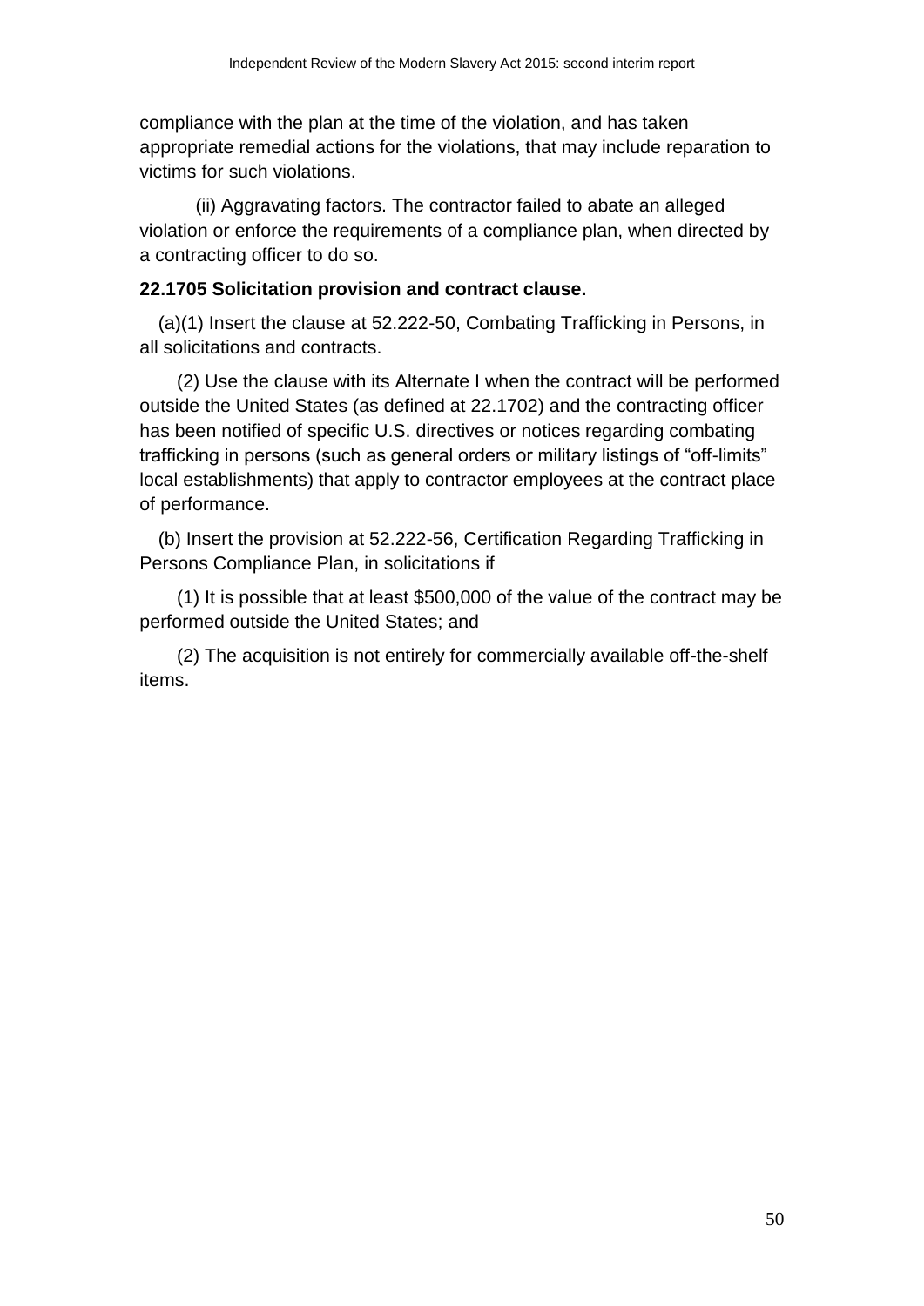compliance with the plan at the time of the violation, and has taken appropriate remedial actions for the violations, that may include reparation to victims for such violations.

(ii) Aggravating factors. The contractor failed to abate an alleged violation or enforce the requirements of a compliance plan, when directed by a contracting officer to do so.

**22.1705 Solicitation provision and contract clause.**

(a)(1) Insert the clause at 52.222-50, Combating Trafficking in Persons, in all solicitations and contracts.

(2) Use the clause with its Alternate I when the contract will be performed outside the United States (as defined at 22.1702) and the contracting officer has been notified of specific U.S. directives or notices regarding combating trafficking in persons (such as general orders or military listings of "off-limits" local establishments) that apply to contractor employees at the contract place of performance.

(b) Insert the provision at 52.222-56, Certification Regarding Trafficking in Persons Compliance Plan, in solicitations if

(1) It is possible that at least $500,000 of the value of the contract may be performed outside the United States; and

(2) The acquisition is not entirely for commercially available off-the-shelf items.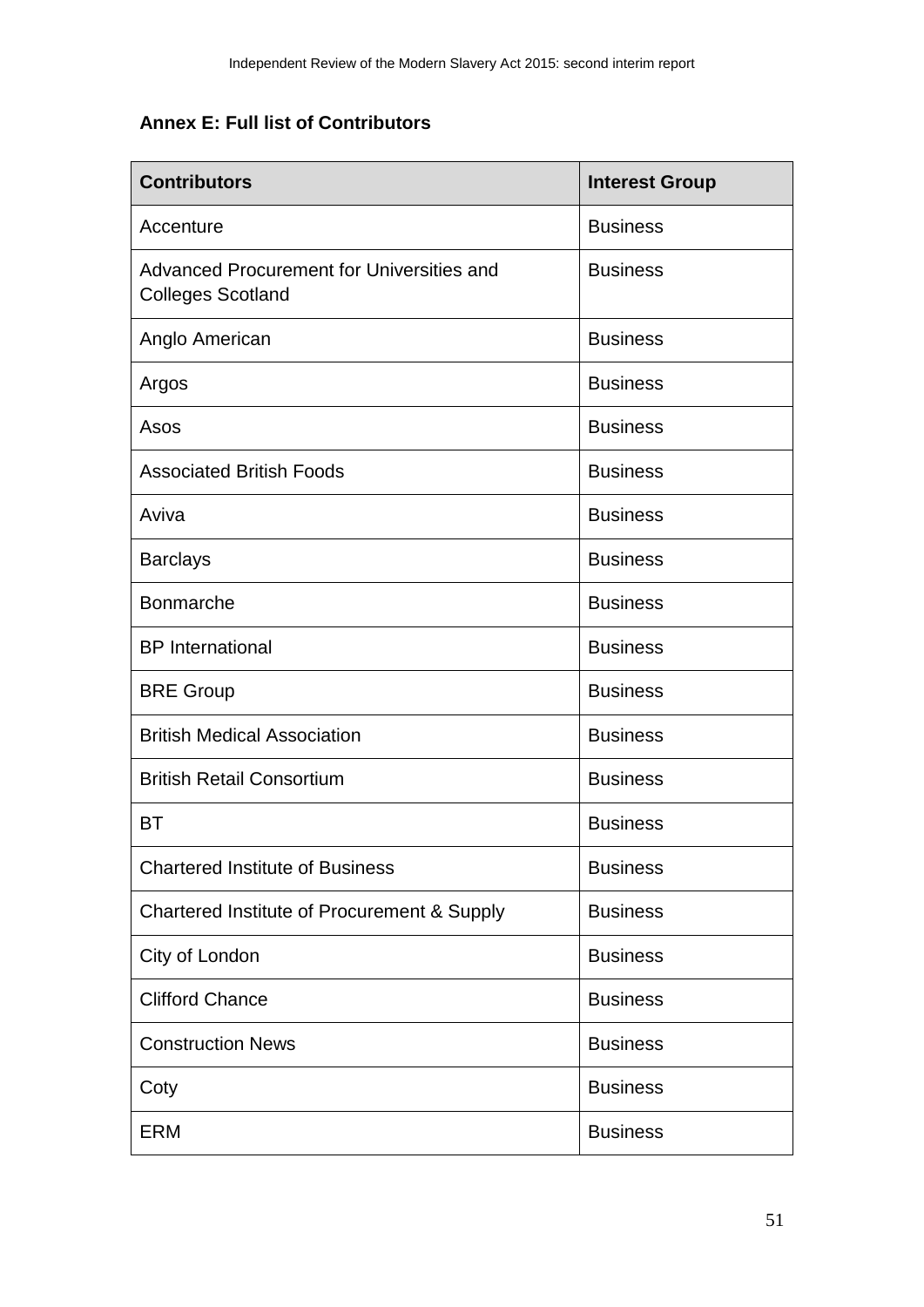## Annex E: Full list of Contributors

| Contributors | Interest Group |
| --- | --- |
| Accenture | Business |
| Advanced Procurement for Universities and Colleges Scotland | Business |
| Anglo American | Business |
| Argos | Business |
| Asos | Business |
| Associated British Foods | Business |
| Aviva | Business |
| Barclays | Business |
| Bonmarche | Business |
| BP International | Business |
| BRE Group | Business |
| British Medical Association | Business |
| British Retail Consortium | Business |
| BT | Business |
| Chartered Institute of Business | Business |
| Chartered Institute of Procurement & Supply | Business |
| City of London | Business |
| Clifford Chance | Business |
| Construction News | Business |
| Coty | Business |
| ERM | Business |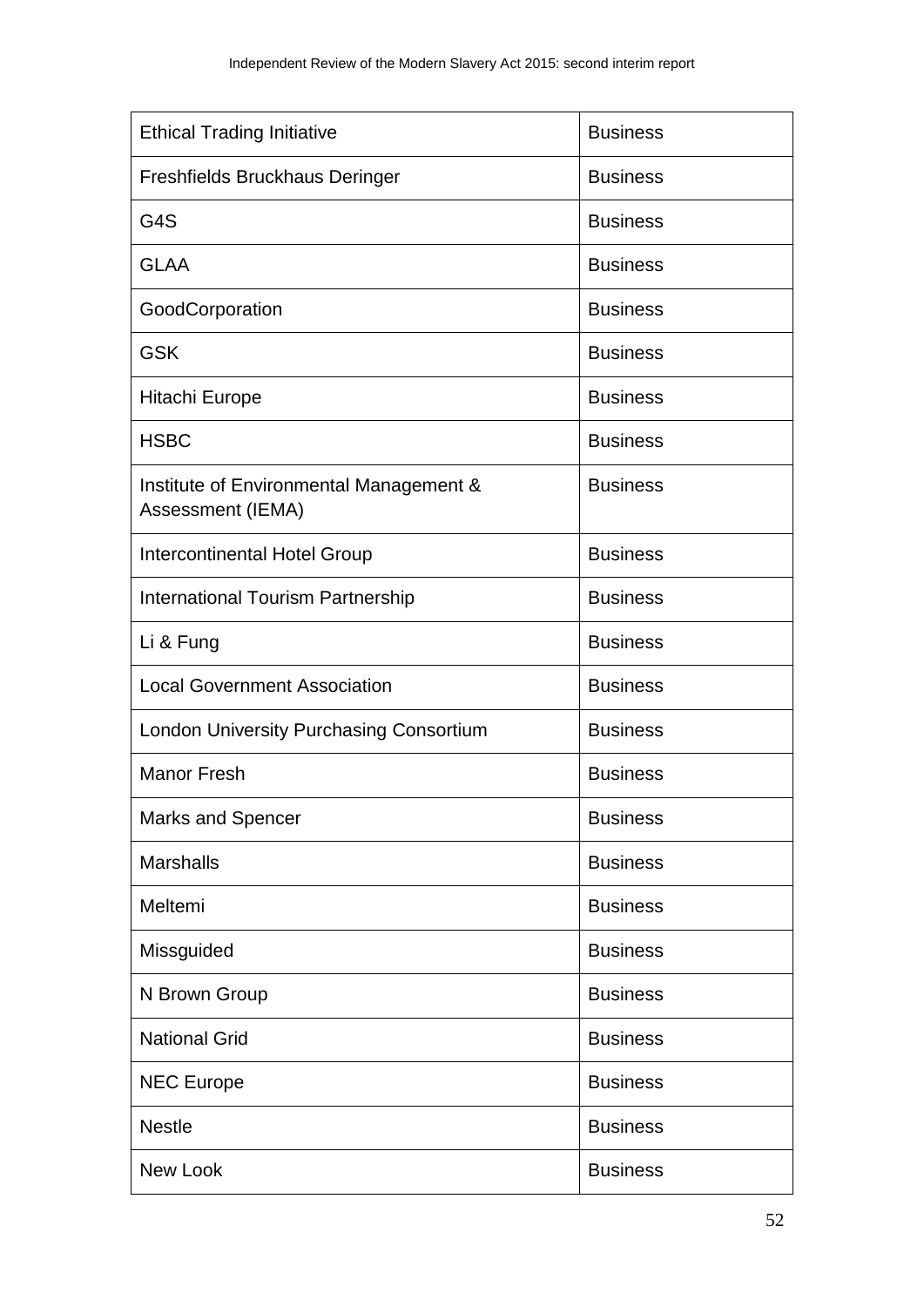| | |
|---|---|
| Ethical Trading Initiative | Business |
| Freshfields Bruckhaus Deringer | Business |
| G4S | Business |
| GLAA | Business |
| GoodCorporation | Business |
| GSK | Business |
| Hitachi Europe | Business |
| HSBC | Business |
| Institute of Environmental Management & Assessment (IEMA) | Business |
| Intercontinental Hotel Group | Business |
| International Tourism Partnership | Business |
| Li & Fung | Business |
| Local Government Association | Business |
| London University Purchasing Consortium | Business |
| Manor Fresh | Business |
| Marks and Spencer | Business |
| Marshalls | Business |
| Meltemi | Business |
| Missguided | Business |
| N Brown Group | Business |
| National Grid | Business |
| NEC Europe | Business |
| Nestle | Business |
| New Look | Business |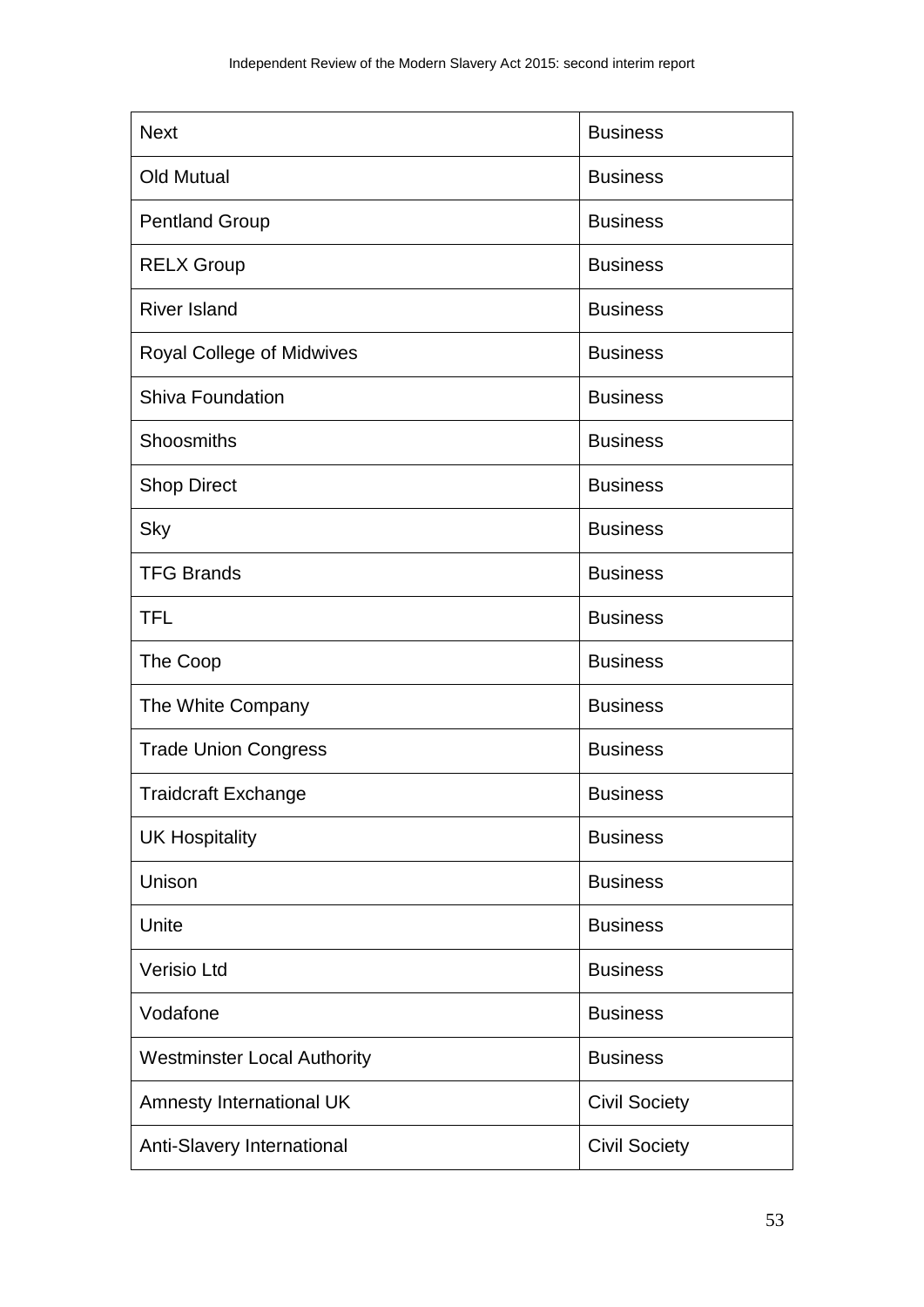| Next | Business |
|---|---|
| Old Mutual | Business |
| Pentland Group | Business |
| RELX Group | Business |
| River Island | Business |
| Royal College of Midwives | Business |
| Shiva Foundation | Business |
| Shoosmiths | Business |
| Shop Direct | Business |
| Sky | Business |
| TFG Brands | Business |
| TFL | Business |
| The Coop | Business |
| The White Company | Business |
| Trade Union Congress | Business |
| Traidcraft Exchange | Business |
| UK Hospitality | Business |
| Unison | Business |
| Unite | Business |
| Verisio Ltd | Business |
| Vodafone | Business |
| Westminster Local Authority | Business |
| Amnesty International UK | Civil Society |
| Anti-Slavery International | Civil Society |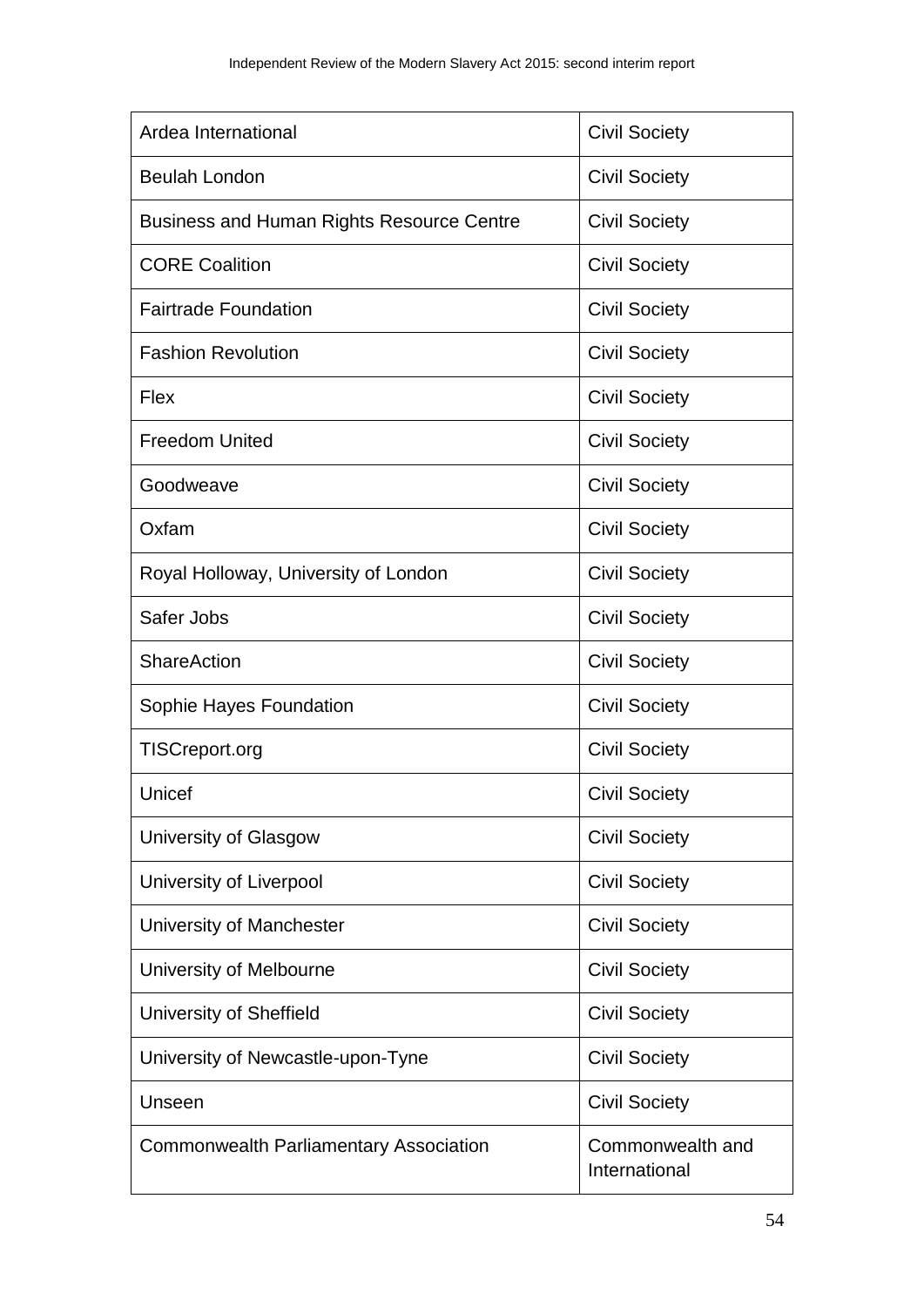| Ardea International | Civil Society |
|---|---|
| Beulah London | Civil Society |
| Business and Human Rights Resource Centre | Civil Society |
| CORE Coalition | Civil Society |
| Fairtrade Foundation | Civil Society |
| Fashion Revolution | Civil Society |
| Flex | Civil Society |
| Freedom United | Civil Society |
| Goodweave | Civil Society |
| Oxfam | Civil Society |
| Royal Holloway, University of London | Civil Society |
| Safer Jobs | Civil Society |
| ShareAction | Civil Society |
| Sophie Hayes Foundation | Civil Society |
| TISCreport.org | Civil Society |
| Unicef | Civil Society |
| University of Glasgow | Civil Society |
| University of Liverpool | Civil Society |
| University of Manchester | Civil Society |
| University of Melbourne | Civil Society |
| University of Sheffield | Civil Society |
| University of Newcastle-upon-Tyne | Civil Society |
| Unseen | Civil Society |
| Commonwealth Parliamentary Association | Commonwealth and International |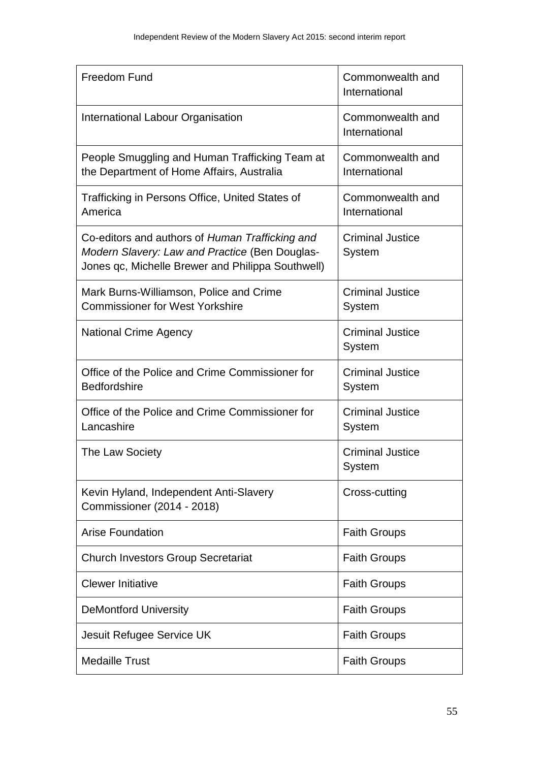| | |
|---|---|
| Freedom Fund | Commonwealth and International |
| International Labour Organisation | Commonwealth and International |
| People Smuggling and Human Trafficking Team at the Department of Home Affairs, Australia | Commonwealth and International |
| Trafficking in Persons Office, United States of America | Commonwealth and International |
| Co-editors and authors of *Human Trafficking and Modern Slavery: Law and Practice* (Ben Douglas-Jones qc, Michelle Brewer and Philippa Southwell) | Criminal Justice System |
| Mark Burns-Williamson, Police and Crime Commissioner for West Yorkshire | Criminal Justice System |
| National Crime Agency | Criminal Justice System |
| Office of the Police and Crime Commissioner for Bedfordshire | Criminal Justice System |
| Office of the Police and Crime Commissioner for Lancashire | Criminal Justice System |
| The Law Society | Criminal Justice System |
| Kevin Hyland, Independent Anti-Slavery Commissioner (2014 - 2018) | Cross-cutting |
| Arise Foundation | Faith Groups |
| Church Investors Group Secretariat | Faith Groups |
| Clewer Initiative | Faith Groups |
| DeMontford University | Faith Groups |
| Jesuit Refugee Service UK | Faith Groups |
| Medaille Trust | Faith Groups |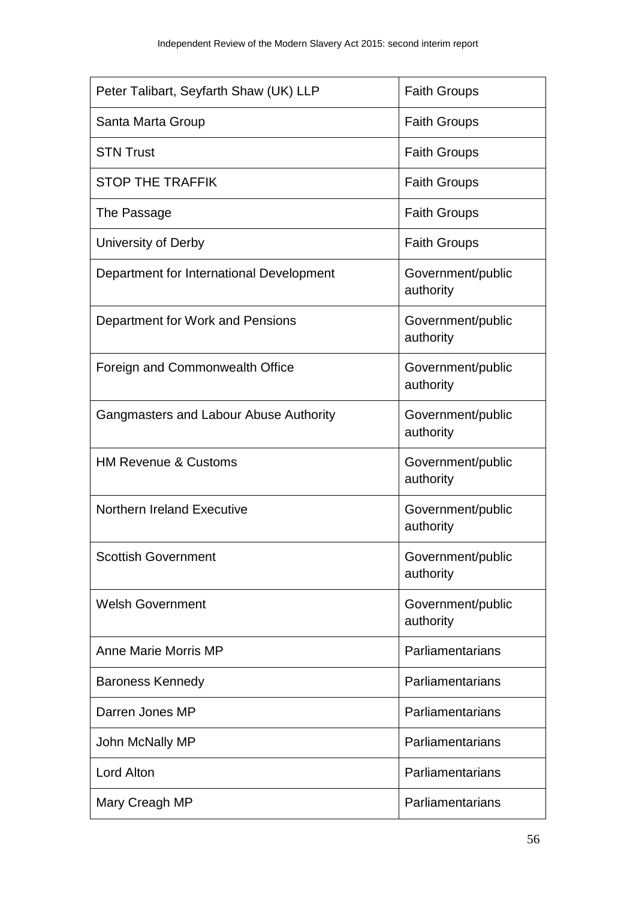| | |
|---|---|
| Peter Talibart, Seyfarth Shaw (UK) LLP | Faith Groups |
| Santa Marta Group | Faith Groups |
| STN Trust | Faith Groups |
| STOP THE TRAFFIK | Faith Groups |
| The Passage | Faith Groups |
| University of Derby | Faith Groups |
| Department for International Development | Government/public authority |
| Department for Work and Pensions | Government/public authority |
| Foreign and Commonwealth Office | Government/public authority |
| Gangmasters and Labour Abuse Authority | Government/public authority |
| HM Revenue & Customs | Government/public authority |
| Northern Ireland Executive | Government/public authority |
| Scottish Government | Government/public authority |
| Welsh Government | Government/public authority |
| Anne Marie Morris MP | Parliamentarians |
| Baroness Kennedy | Parliamentarians |
| Darren Jones MP | Parliamentarians |
| John McNally MP | Parliamentarians |
| Lord Alton | Parliamentarians |
| Mary Creagh MP | Parliamentarians |